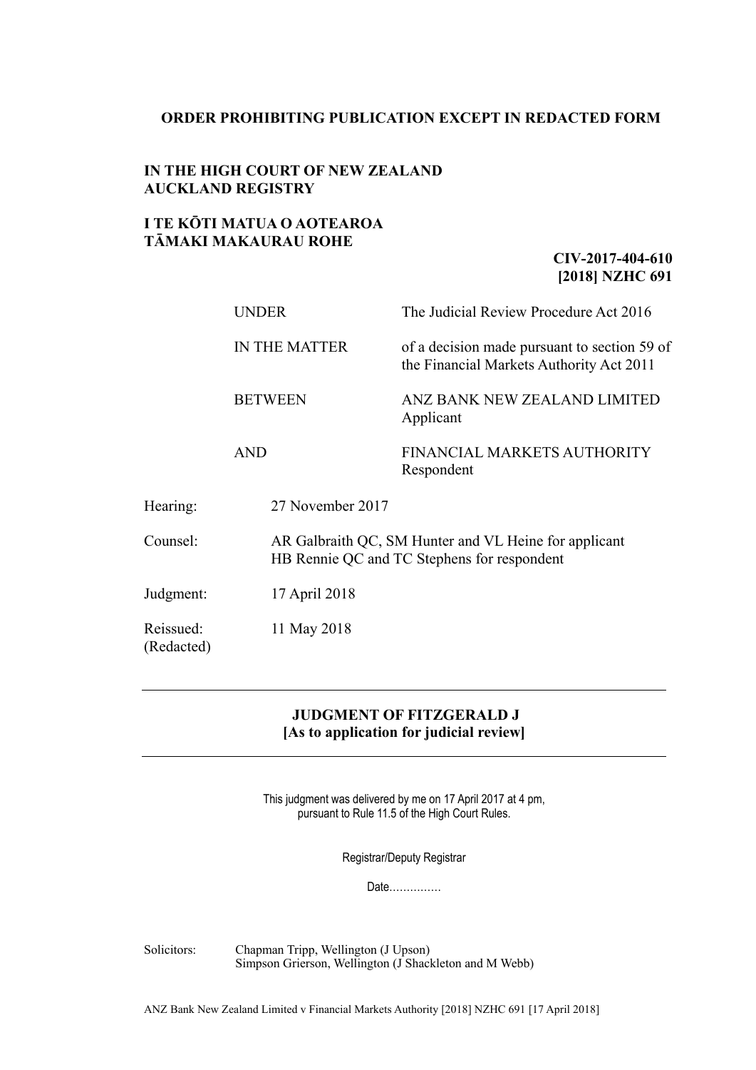**ORDER PROHIBITING PUBLICATION EXCEPT IN REDACTED FORM**

**IN THE HIGH COURT OF NEW ZEALAND**
**AUCKLAND REGISTRY**

**I TE KŌTI MATUA O AOTEAROA**
**TĀMAKI MAKAURAU ROHE**

**CIV-2017-404-610**
**[2018] NZHC 691**

| | |
|---|---|
| UNDER | The Judicial Review Procedure Act 2016 |
| IN THE MATTER | of a decision made pursuant to section 59 of the Financial Markets Authority Act 2011 |
| BETWEEN | ANZ BANK NEW ZEALAND LIMITED<br>Applicant |
| AND | FINANCIAL MARKETS AUTHORITY<br>Respondent |

| | |
|---|---|
| Hearing: | 27 November 2017 |
| Counsel: | AR Galbraith QC, SM Hunter and VL Heine for applicant<br>HB Rennie QC and TC Stephens for respondent |
| Judgment: | 17 April 2018 |
| Reissued: (Redacted) | 11 May 2018 |

---

**JUDGMENT OF FITZGERALD J**
**[As to application for judicial review]**

---

This judgment was delivered by me on 17 April 2017 at 4 pm, pursuant to Rule 11.5 of the High Court Rules.

Registrar/Deputy Registrar

Date……………

Solicitors: Chapman Tripp, Wellington (J Upson)
Simpson Grierson, Wellington (J Shackleton and M Webb)

ANZ Bank New Zealand Limited v Financial Markets Authority [2018] NZHC 691 [17 April 2018]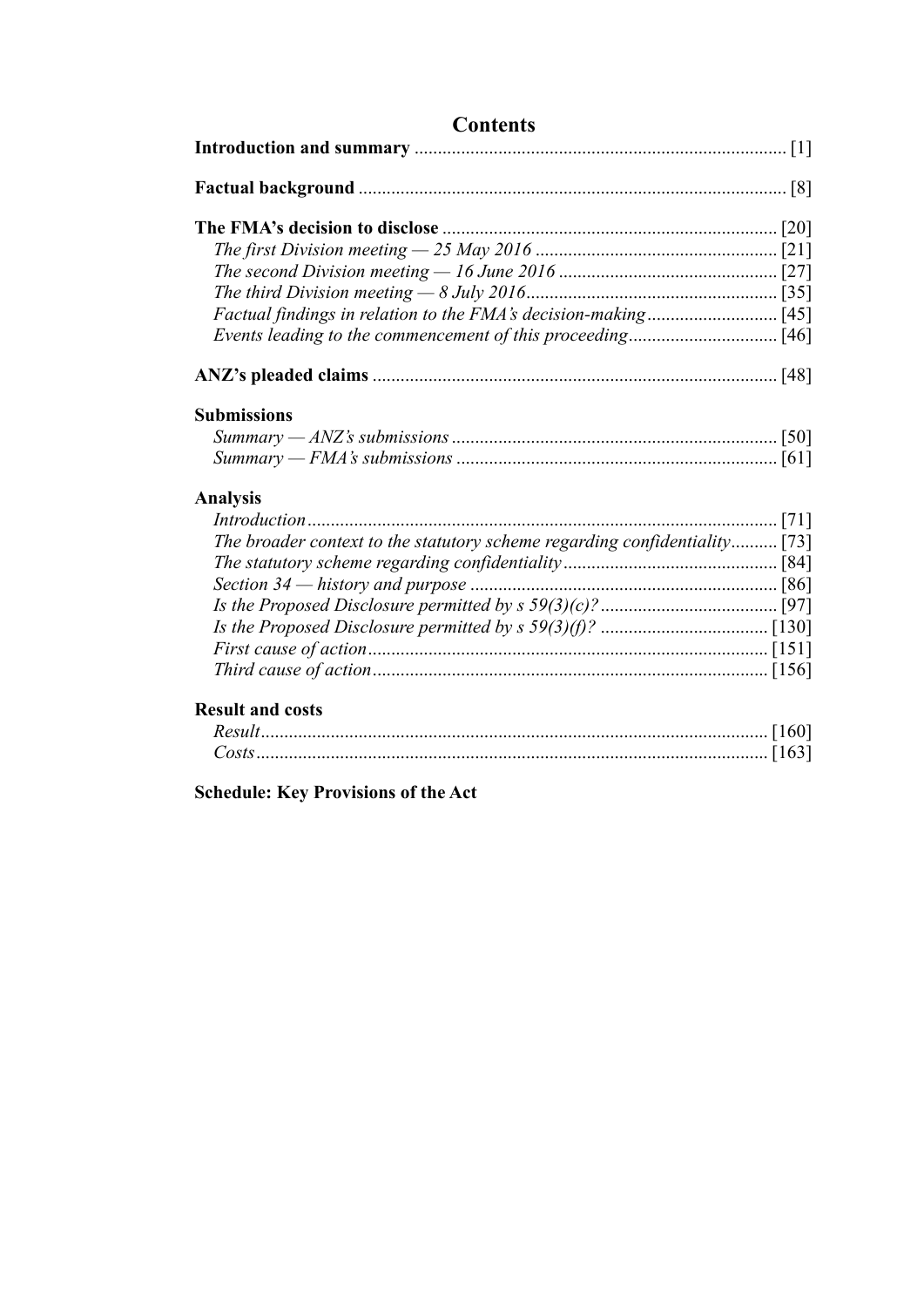# Contents

**Introduction and summary** .......... [1]

**Factual background** .......... [8]

**The FMA's decision to disclose** .......... [20]

*The first Division meeting — 25 May 2016* .......... [21]
*The second Division meeting — 16 June 2016* .......... [27]
*The third Division meeting — 8 July 2016* .......... [35]
*Factual findings in relation to the FMA's decision-making* .......... [45]
*Events leading to the commencement of this proceeding* .......... [46]

**ANZ's pleaded claims** .......... [48]

**Submissions**

*Summary — ANZ's submissions* .......... [50]
*Summary — FMA's submissions* .......... [61]

**Analysis**

*Introduction* .......... [71]
*The broader context to the statutory scheme regarding confidentiality* .......... [73]
*The statutory scheme regarding confidentiality* .......... [84]
*Section 34 — history and purpose* .......... [86]
*Is the Proposed Disclosure permitted by s 59(3)(c)?* .......... [97]
*Is the Proposed Disclosure permitted by s 59(3)(f)?* .......... [130]
*First cause of action* .......... [151]
*Third cause of action* .......... [156]

**Result and costs**

*Result* .......... [160]
*Costs* .......... [163]

**Schedule: Key Provisions of the Act**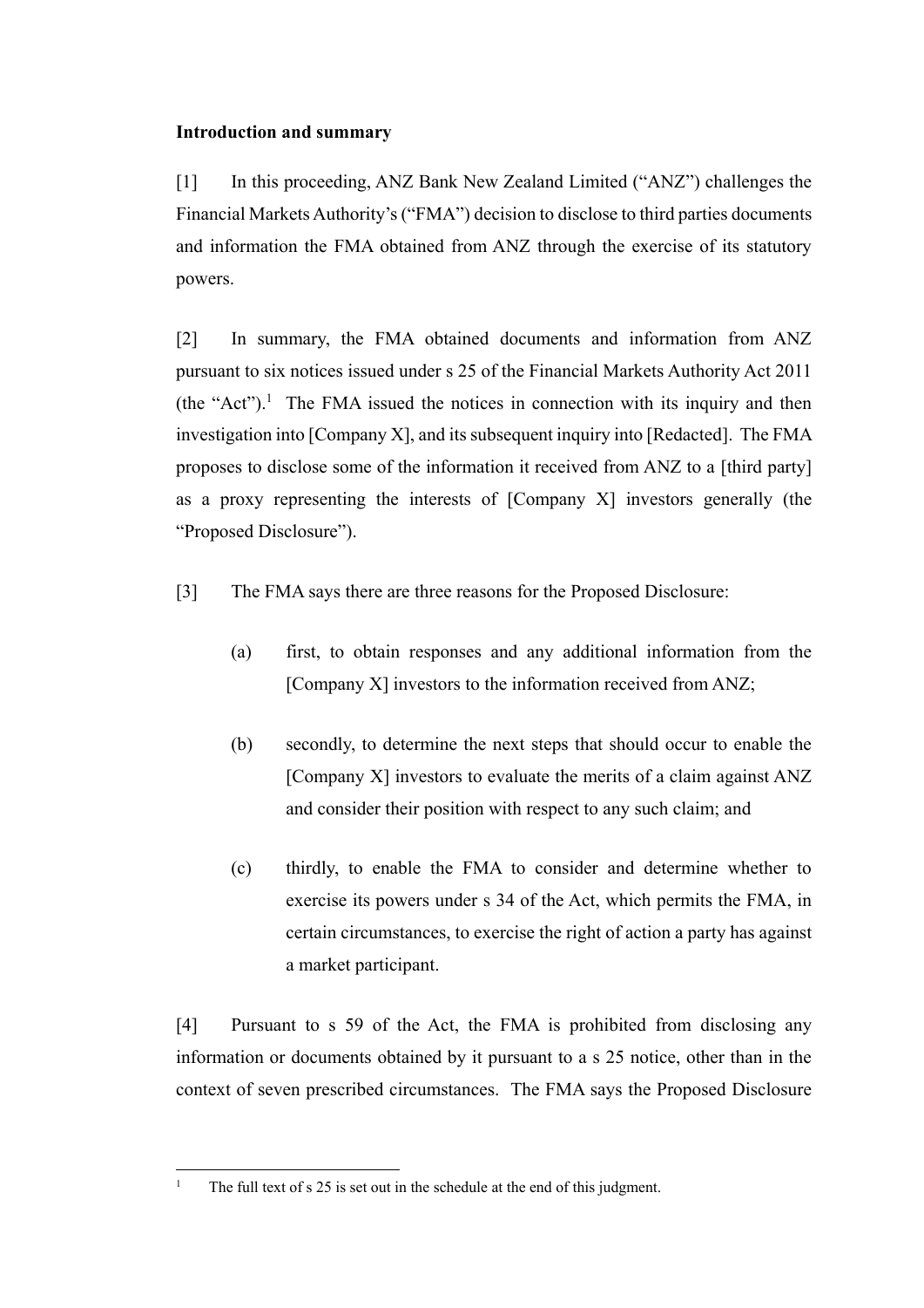**Introduction and summary**

[1] In this proceeding, ANZ Bank New Zealand Limited ("ANZ") challenges the Financial Markets Authority's ("FMA") decision to disclose to third parties documents and information the FMA obtained from ANZ through the exercise of its statutory powers.

[2] In summary, the FMA obtained documents and information from ANZ pursuant to six notices issued under s 25 of the Financial Markets Authority Act 2011 (the "Act").[1] The FMA issued the notices in connection with its inquiry and then investigation into [Company X], and its subsequent inquiry into [Redacted]. The FMA proposes to disclose some of the information it received from ANZ to a [third party] as a proxy representing the interests of [Company X] investors generally (the "Proposed Disclosure").

[3] The FMA says there are three reasons for the Proposed Disclosure:

(a) first, to obtain responses and any additional information from the [Company X] investors to the information received from ANZ;

(b) secondly, to determine the next steps that should occur to enable the [Company X] investors to evaluate the merits of a claim against ANZ and consider their position with respect to any such claim; and

(c) thirdly, to enable the FMA to consider and determine whether to exercise its powers under s 34 of the Act, which permits the FMA, in certain circumstances, to exercise the right of action a party has against a market participant.

[4] Pursuant to s 59 of the Act, the FMA is prohibited from disclosing any information or documents obtained by it pursuant to a s 25 notice, other than in the context of seven prescribed circumstances. The FMA says the Proposed Disclosure

[1] The full text of s 25 is set out in the schedule at the end of this judgment.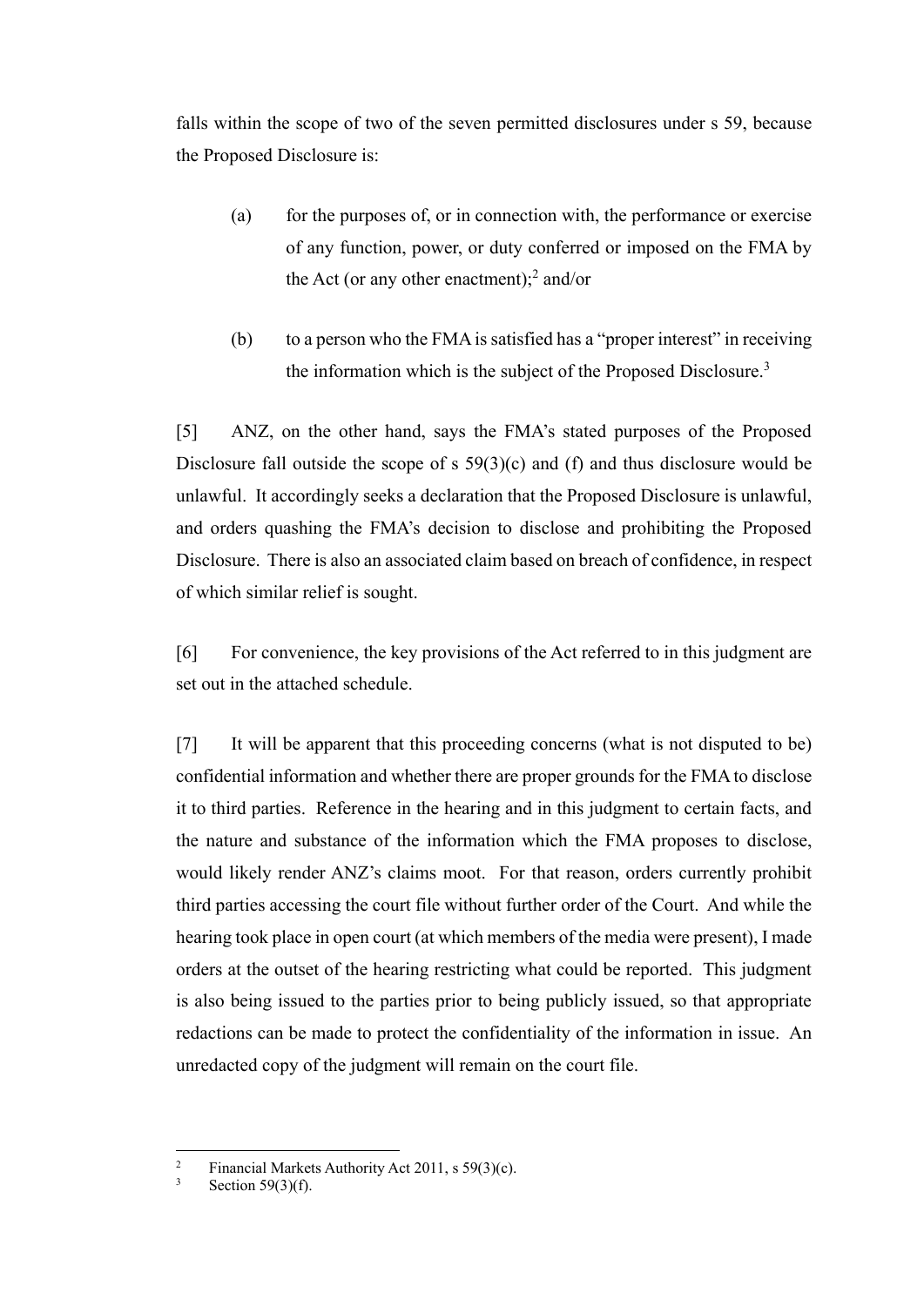falls within the scope of two of the seven permitted disclosures under s 59, because the Proposed Disclosure is:

(a) for the purposes of, or in connection with, the performance or exercise of any function, power, or duty conferred or imposed on the FMA by the Act (or any other enactment);[2] and/or

(b) to a person who the FMA is satisfied has a "proper interest" in receiving the information which is the subject of the Proposed Disclosure.[3]

[5] ANZ, on the other hand, says the FMA's stated purposes of the Proposed Disclosure fall outside the scope of s 59(3)(c) and (f) and thus disclosure would be unlawful. It accordingly seeks a declaration that the Proposed Disclosure is unlawful, and orders quashing the FMA's decision to disclose and prohibiting the Proposed Disclosure. There is also an associated claim based on breach of confidence, in respect of which similar relief is sought.

[6] For convenience, the key provisions of the Act referred to in this judgment are set out in the attached schedule.

[7] It will be apparent that this proceeding concerns (what is not disputed to be) confidential information and whether there are proper grounds for the FMA to disclose it to third parties. Reference in the hearing and in this judgment to certain facts, and the nature and substance of the information which the FMA proposes to disclose, would likely render ANZ's claims moot. For that reason, orders currently prohibit third parties accessing the court file without further order of the Court. And while the hearing took place in open court (at which members of the media were present), I made orders at the outset of the hearing restricting what could be reported. This judgment is also being issued to the parties prior to being publicly issued, so that appropriate redactions can be made to protect the confidentiality of the information in issue. An unredacted copy of the judgment will remain on the court file.

---

[2] Financial Markets Authority Act 2011, s 59(3)(c).

[3] Section 59(3)(f).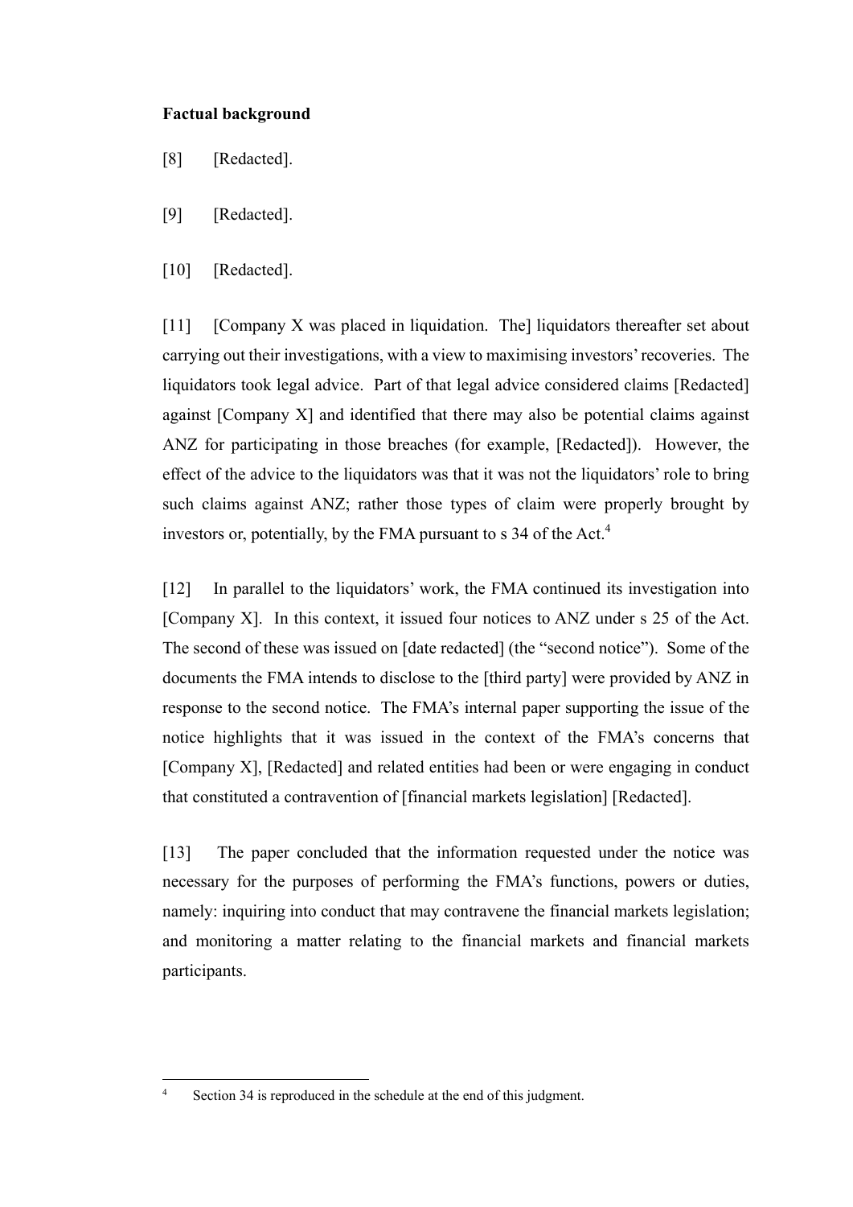**Factual background**

[8] [Redacted].

[9] [Redacted].

[10] [Redacted].

[11] [Company X was placed in liquidation. The] liquidators thereafter set about carrying out their investigations, with a view to maximising investors' recoveries. The liquidators took legal advice. Part of that legal advice considered claims [Redacted] against [Company X] and identified that there may also be potential claims against ANZ for participating in those breaches (for example, [Redacted]). However, the effect of the advice to the liquidators was that it was not the liquidators' role to bring such claims against ANZ; rather those types of claim were properly brought by investors or, potentially, by the FMA pursuant to s 34 of the Act.[4]

[12] In parallel to the liquidators' work, the FMA continued its investigation into [Company X]. In this context, it issued four notices to ANZ under s 25 of the Act. The second of these was issued on [date redacted] (the "second notice"). Some of the documents the FMA intends to disclose to the [third party] were provided by ANZ in response to the second notice. The FMA's internal paper supporting the issue of the notice highlights that it was issued in the context of the FMA's concerns that [Company X], [Redacted] and related entities had been or were engaging in conduct that constituted a contravention of [financial markets legislation] [Redacted].

[13] The paper concluded that the information requested under the notice was necessary for the purposes of performing the FMA's functions, powers or duties, namely: inquiring into conduct that may contravene the financial markets legislation; and monitoring a matter relating to the financial markets and financial markets participants.

---

[4] Section 34 is reproduced in the schedule at the end of this judgment.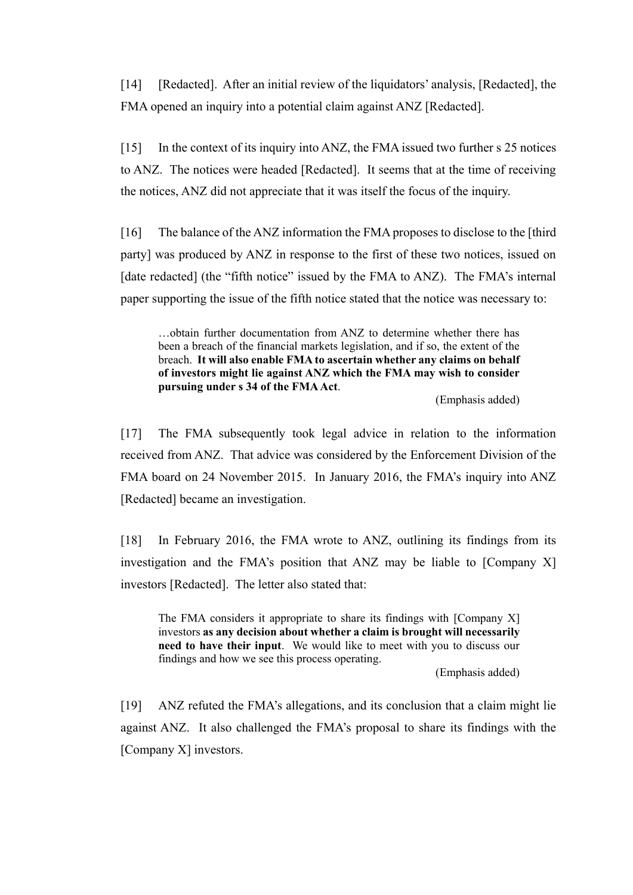[14] [Redacted]. After an initial review of the liquidators' analysis, [Redacted], the FMA opened an inquiry into a potential claim against ANZ [Redacted].

[15] In the context of its inquiry into ANZ, the FMA issued two further s 25 notices to ANZ. The notices were headed [Redacted]. It seems that at the time of receiving the notices, ANZ did not appreciate that it was itself the focus of the inquiry.

[16] The balance of the ANZ information the FMA proposes to disclose to the [third party] was produced by ANZ in response to the first of these two notices, issued on [date redacted] (the "fifth notice" issued by the FMA to ANZ). The FMA's internal paper supporting the issue of the fifth notice stated that the notice was necessary to:

> …obtain further documentation from ANZ to determine whether there has been a breach of the financial markets legislation, and if so, the extent of the breach. **It will also enable FMA to ascertain whether any claims on behalf of investors might lie against ANZ which the FMA may wish to consider pursuing under s 34 of the FMA Act**.
>
> (Emphasis added)

[17] The FMA subsequently took legal advice in relation to the information received from ANZ. That advice was considered by the Enforcement Division of the FMA board on 24 November 2015. In January 2016, the FMA's inquiry into ANZ [Redacted] became an investigation.

[18] In February 2016, the FMA wrote to ANZ, outlining its findings from its investigation and the FMA's position that ANZ may be liable to [Company X] investors [Redacted]. The letter also stated that:

> The FMA considers it appropriate to share its findings with [Company X] investors **as any decision about whether a claim is brought will necessarily need to have their input**. We would like to meet with you to discuss our findings and how we see this process operating.
>
> (Emphasis added)

[19] ANZ refuted the FMA's allegations, and its conclusion that a claim might lie against ANZ. It also challenged the FMA's proposal to share its findings with the [Company X] investors.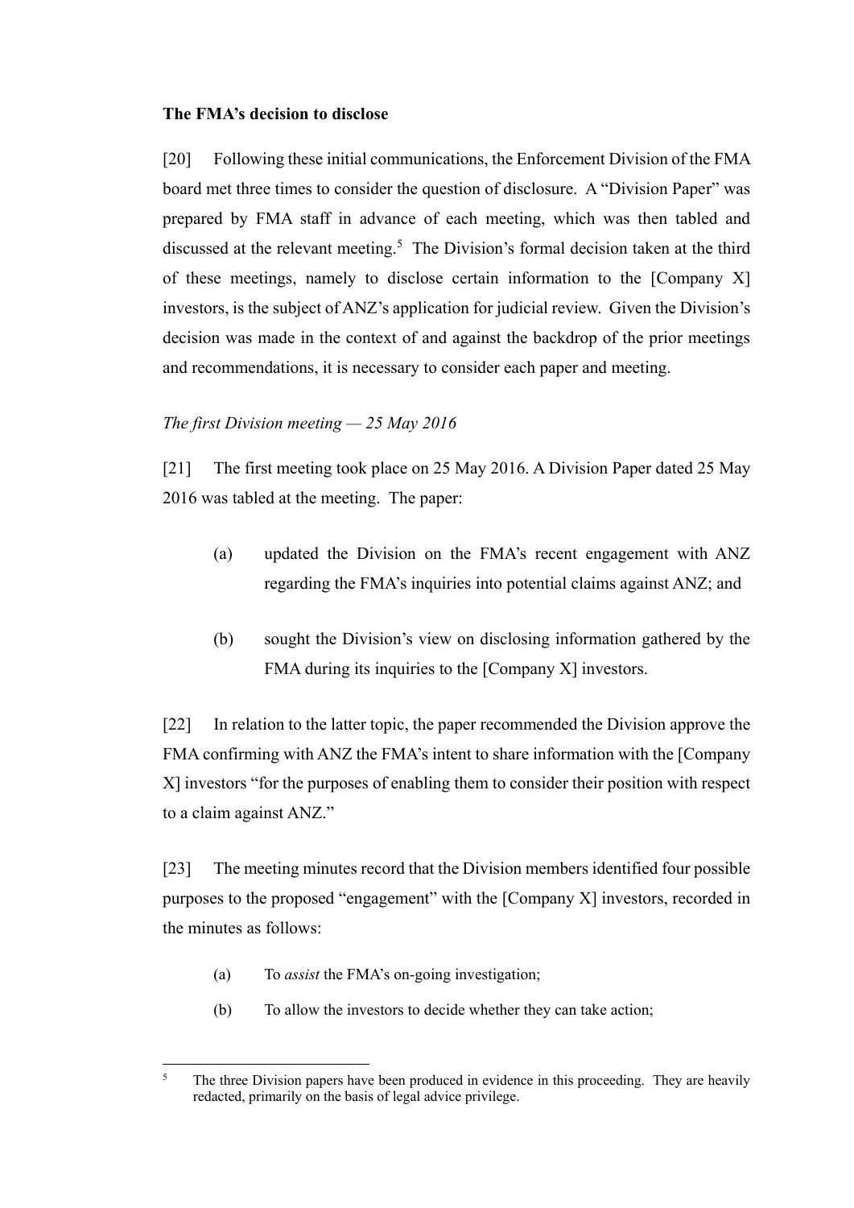**The FMA's decision to disclose**

[20] Following these initial communications, the Enforcement Division of the FMA board met three times to consider the question of disclosure. A "Division Paper" was prepared by FMA staff in advance of each meeting, which was then tabled and discussed at the relevant meeting.[5] The Division's formal decision taken at the third of these meetings, namely to disclose certain information to the [Company X] investors, is the subject of ANZ's application for judicial review. Given the Division's decision was made in the context of and against the backdrop of the prior meetings and recommendations, it is necessary to consider each paper and meeting.

*The first Division meeting — 25 May 2016*

[21] The first meeting took place on 25 May 2016. A Division Paper dated 25 May 2016 was tabled at the meeting. The paper:

(a) updated the Division on the FMA's recent engagement with ANZ regarding the FMA's inquiries into potential claims against ANZ; and

(b) sought the Division's view on disclosing information gathered by the FMA during its inquiries to the [Company X] investors.

[22] In relation to the latter topic, the paper recommended the Division approve the FMA confirming with ANZ the FMA's intent to share information with the [Company X] investors "for the purposes of enabling them to consider their position with respect to a claim against ANZ."

[23] The meeting minutes record that the Division members identified four possible purposes to the proposed "engagement" with the [Company X] investors, recorded in the minutes as follows:

(a) To *assist* the FMA's on-going investigation;

(b) To allow the investors to decide whether they can take action;

[5] The three Division papers have been produced in evidence in this proceeding. They are heavily redacted, primarily on the basis of legal advice privilege.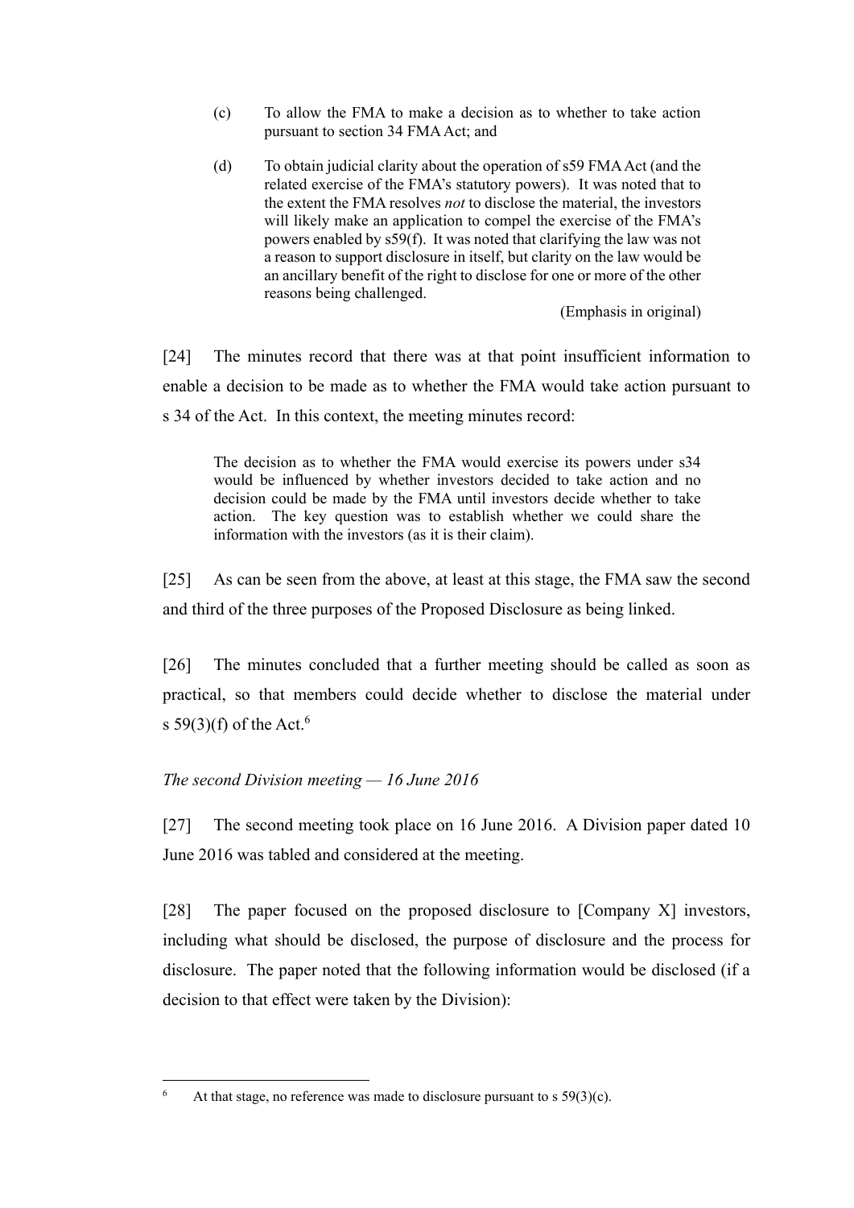> (c) To allow the FMA to make a decision as to whether to take action pursuant to section 34 FMA Act; and
>
> (d) To obtain judicial clarity about the operation of s59 FMA Act (and the related exercise of the FMA's statutory powers). It was noted that to the extent the FMA resolves *not* to disclose the material, the investors will likely make an application to compel the exercise of the FMA's powers enabled by s59(f). It was noted that clarifying the law was not a reason to support disclosure in itself, but clarity on the law would be an ancillary benefit of the right to disclose for one or more of the other reasons being challenged.
>
> (Emphasis in original)

[24] The minutes record that there was at that point insufficient information to enable a decision to be made as to whether the FMA would take action pursuant to s 34 of the Act. In this context, the meeting minutes record:

> The decision as to whether the FMA would exercise its powers under s34 would be influenced by whether investors decided to take action and no decision could be made by the FMA until investors decide whether to take action. The key question was to establish whether we could share the information with the investors (as it is their claim).

[25] As can be seen from the above, at least at this stage, the FMA saw the second and third of the three purposes of the Proposed Disclosure as being linked.

[26] The minutes concluded that a further meeting should be called as soon as practical, so that members could decide whether to disclose the material under s 59(3)(f) of the Act.[6]

*The second Division meeting — 16 June 2016*

[27] The second meeting took place on 16 June 2016. A Division paper dated 10 June 2016 was tabled and considered at the meeting.

[28] The paper focused on the proposed disclosure to [Company X] investors, including what should be disclosed, the purpose of disclosure and the process for disclosure. The paper noted that the following information would be disclosed (if a decision to that effect were taken by the Division):

---

[6] At that stage, no reference was made to disclosure pursuant to s 59(3)(c).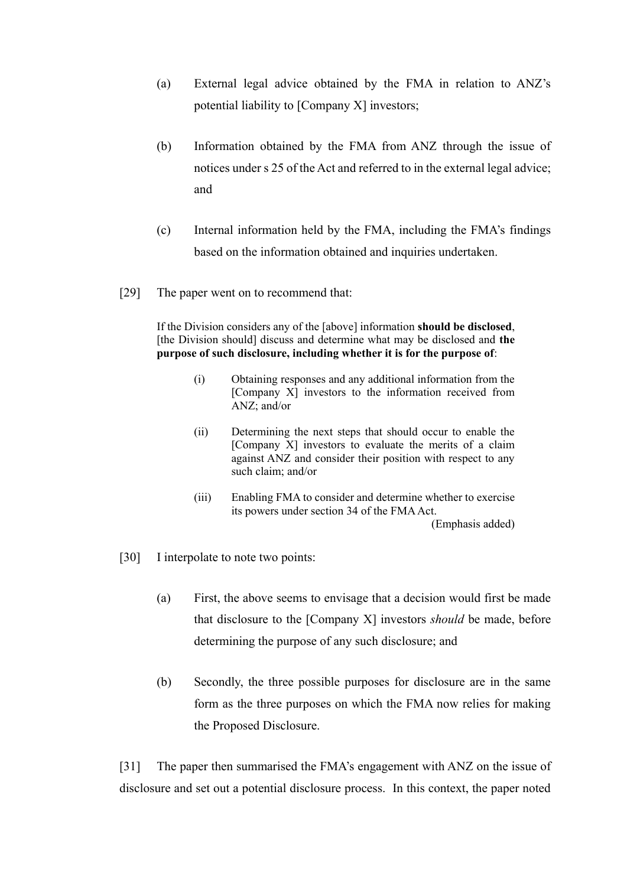(a) External legal advice obtained by the FMA in relation to ANZ's potential liability to [Company X] investors;

(b) Information obtained by the FMA from ANZ through the issue of notices under s 25 of the Act and referred to in the external legal advice; and

(c) Internal information held by the FMA, including the FMA's findings based on the information obtained and inquiries undertaken.

[29] The paper went on to recommend that:

> If the Division considers any of the [above] information **should be disclosed**, [the Division should] discuss and determine what may be disclosed and **the purpose of such disclosure, including whether it is for the purpose of**:
>
> (i) Obtaining responses and any additional information from the [Company X] investors to the information received from ANZ; and/or
>
> (ii) Determining the next steps that should occur to enable the [Company X] investors to evaluate the merits of a claim against ANZ and consider their position with respect to any such claim; and/or
>
> (iii) Enabling FMA to consider and determine whether to exercise its powers under section 34 of the FMA Act.
>
> (Emphasis added)

[30] I interpolate to note two points:

(a) First, the above seems to envisage that a decision would first be made that disclosure to the [Company X] investors *should* be made, before determining the purpose of any such disclosure; and

(b) Secondly, the three possible purposes for disclosure are in the same form as the three purposes on which the FMA now relies for making the Proposed Disclosure.

[31] The paper then summarised the FMA's engagement with ANZ on the issue of disclosure and set out a potential disclosure process. In this context, the paper noted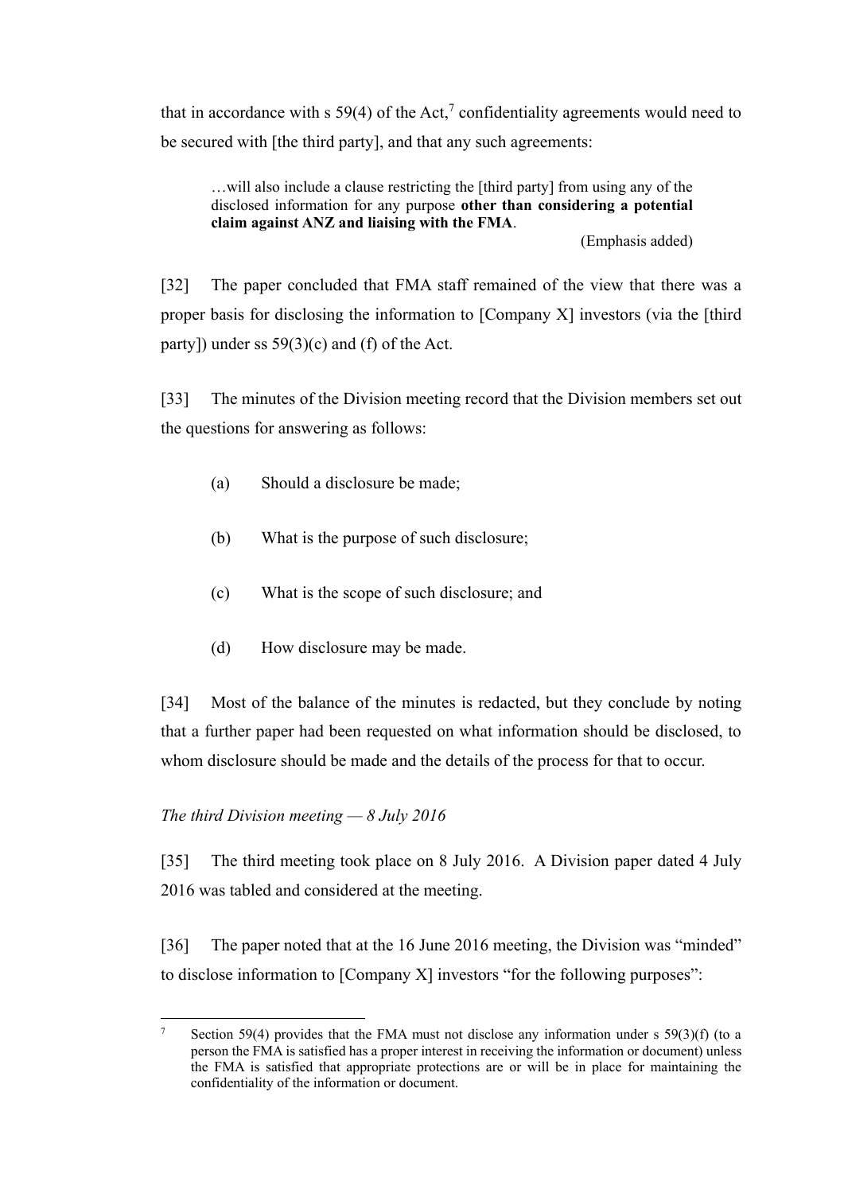that in accordance with s 59(4) of the Act,[7] confidentiality agreements would need to be secured with [the third party], and that any such agreements:

> …will also include a clause restricting the [third party] from using any of the disclosed information for any purpose **other than considering a potential claim against ANZ and liaising with the FMA**.
>
> (Emphasis added)

[32] The paper concluded that FMA staff remained of the view that there was a proper basis for disclosing the information to [Company X] investors (via the [third party]) under ss 59(3)(c) and (f) of the Act.

[33] The minutes of the Division meeting record that the Division members set out the questions for answering as follows:

(a) Should a disclosure be made;

(b) What is the purpose of such disclosure;

(c) What is the scope of such disclosure; and

(d) How disclosure may be made.

[34] Most of the balance of the minutes is redacted, but they conclude by noting that a further paper had been requested on what information should be disclosed, to whom disclosure should be made and the details of the process for that to occur.

*The third Division meeting — 8 July 2016*

[35] The third meeting took place on 8 July 2016. A Division paper dated 4 July 2016 was tabled and considered at the meeting.

[36] The paper noted that at the 16 June 2016 meeting, the Division was "minded" to disclose information to [Company X] investors "for the following purposes":

---

[7] Section 59(4) provides that the FMA must not disclose any information under s 59(3)(f) (to a person the FMA is satisfied has a proper interest in receiving the information or document) unless the FMA is satisfied that appropriate protections are or will be in place for maintaining the confidentiality of the information or document.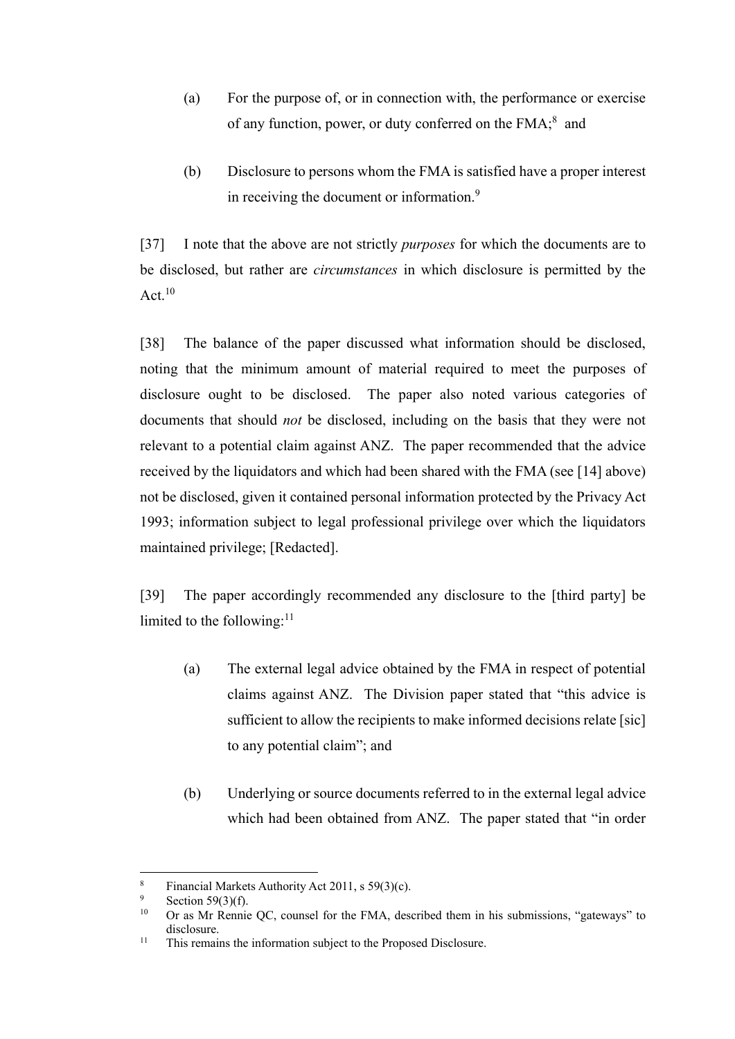(a) For the purpose of, or in connection with, the performance or exercise of any function, power, or duty conferred on the FMA;[8] and

(b) Disclosure to persons whom the FMA is satisfied have a proper interest in receiving the document or information.[9]

[37] I note that the above are not strictly *purposes* for which the documents are to be disclosed, but rather are *circumstances* in which disclosure is permitted by the Act.[10]

[38] The balance of the paper discussed what information should be disclosed, noting that the minimum amount of material required to meet the purposes of disclosure ought to be disclosed. The paper also noted various categories of documents that should *not* be disclosed, including on the basis that they were not relevant to a potential claim against ANZ. The paper recommended that the advice received by the liquidators and which had been shared with the FMA (see [14] above) not be disclosed, given it contained personal information protected by the Privacy Act 1993; information subject to legal professional privilege over which the liquidators maintained privilege; [Redacted].

[39] The paper accordingly recommended any disclosure to the [third party] be limited to the following:[11]

(a) The external legal advice obtained by the FMA in respect of potential claims against ANZ. The Division paper stated that "this advice is sufficient to allow the recipients to make informed decisions relate [sic] to any potential claim"; and

(b) Underlying or source documents referred to in the external legal advice which had been obtained from ANZ. The paper stated that "in order

---

8 Financial Markets Authority Act 2011, s 59(3)(c).

9 Section 59(3)(f).

10 Or as Mr Rennie QC, counsel for the FMA, described them in his submissions, "gateways" to disclosure.

11 This remains the information subject to the Proposed Disclosure.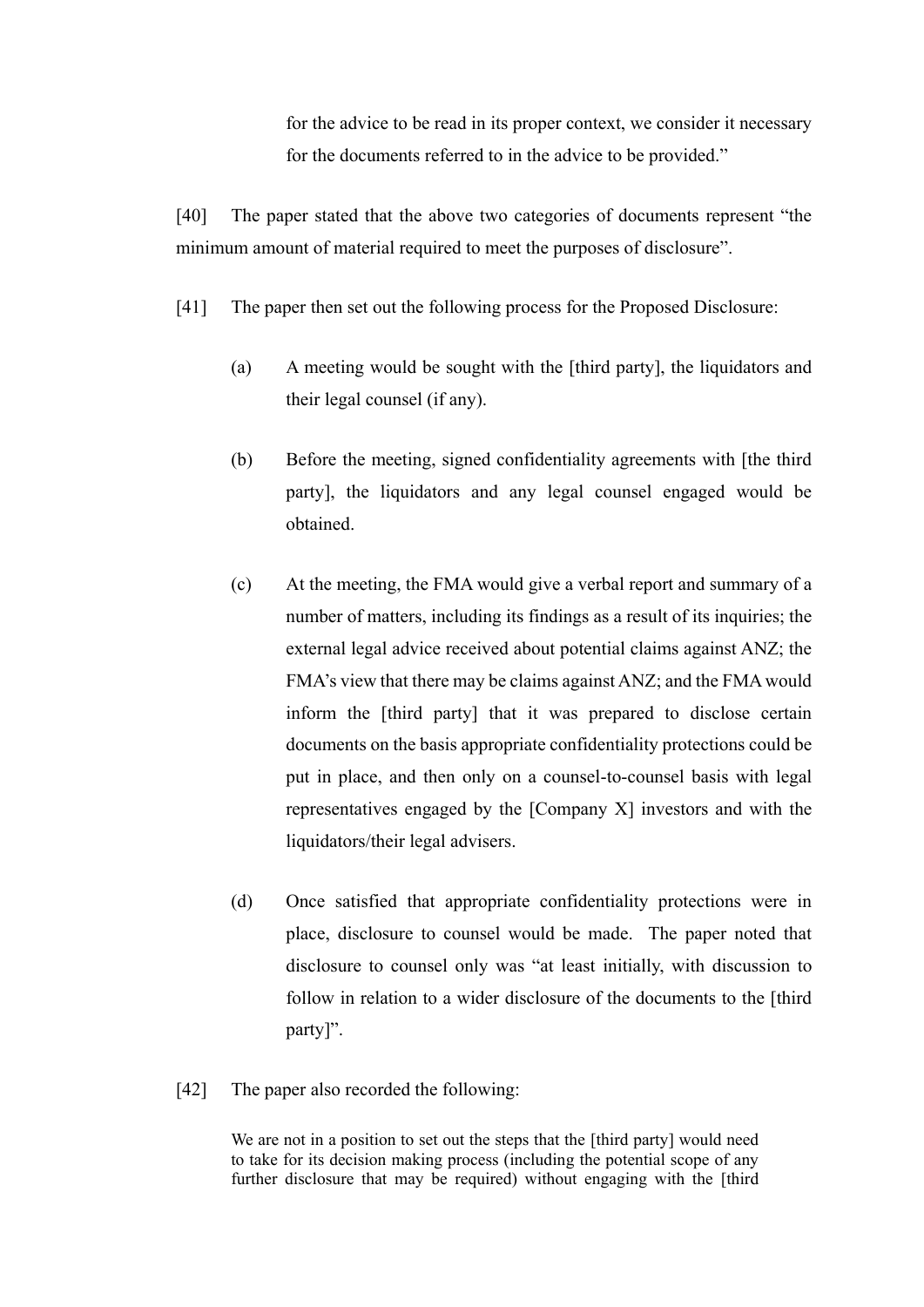for the advice to be read in its proper context, we consider it necessary for the documents referred to in the advice to be provided."

[40] The paper stated that the above two categories of documents represent "the minimum amount of material required to meet the purposes of disclosure".

[41] The paper then set out the following process for the Proposed Disclosure:

(a) A meeting would be sought with the [third party], the liquidators and their legal counsel (if any).

(b) Before the meeting, signed confidentiality agreements with [the third party], the liquidators and any legal counsel engaged would be obtained.

(c) At the meeting, the FMA would give a verbal report and summary of a number of matters, including its findings as a result of its inquiries; the external legal advice received about potential claims against ANZ; the FMA's view that there may be claims against ANZ; and the FMA would inform the [third party] that it was prepared to disclose certain documents on the basis appropriate confidentiality protections could be put in place, and then only on a counsel-to-counsel basis with legal representatives engaged by the [Company X] investors and with the liquidators/their legal advisers.

(d) Once satisfied that appropriate confidentiality protections were in place, disclosure to counsel would be made. The paper noted that disclosure to counsel only was "at least initially, with discussion to follow in relation to a wider disclosure of the documents to the [third party]".

[42] The paper also recorded the following:

> We are not in a position to set out the steps that the [third party] would need to take for its decision making process (including the potential scope of any further disclosure that may be required) without engaging with the [third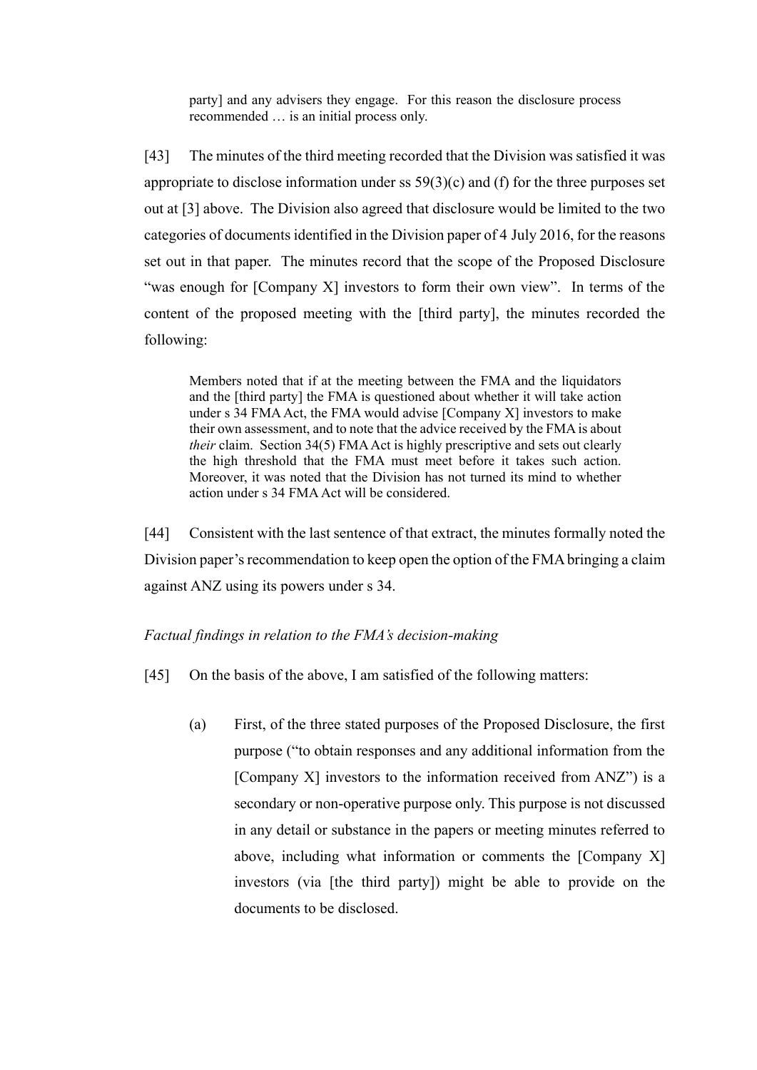> party] and any advisers they engage. For this reason the disclosure process recommended … is an initial process only.

[43] The minutes of the third meeting recorded that the Division was satisfied it was appropriate to disclose information under ss 59(3)(c) and (f) for the three purposes set out at [3] above. The Division also agreed that disclosure would be limited to the two categories of documents identified in the Division paper of 4 July 2016, for the reasons set out in that paper. The minutes record that the scope of the Proposed Disclosure "was enough for [Company X] investors to form their own view". In terms of the content of the proposed meeting with the [third party], the minutes recorded the following:

> Members noted that if at the meeting between the FMA and the liquidators and the [third party] the FMA is questioned about whether it will take action under s 34 FMA Act, the FMA would advise [Company X] investors to make their own assessment, and to note that the advice received by the FMA is about *their* claim. Section 34(5) FMA Act is highly prescriptive and sets out clearly the high threshold that the FMA must meet before it takes such action. Moreover, it was noted that the Division has not turned its mind to whether action under s 34 FMA Act will be considered.

[44] Consistent with the last sentence of that extract, the minutes formally noted the Division paper's recommendation to keep open the option of the FMA bringing a claim against ANZ using its powers under s 34.

*Factual findings in relation to the FMA's decision-making*

[45] On the basis of the above, I am satisfied of the following matters:

(a) First, of the three stated purposes of the Proposed Disclosure, the first purpose ("to obtain responses and any additional information from the [Company X] investors to the information received from ANZ") is a secondary or non-operative purpose only. This purpose is not discussed in any detail or substance in the papers or meeting minutes referred to above, including what information or comments the [Company X] investors (via [the third party]) might be able to provide on the documents to be disclosed.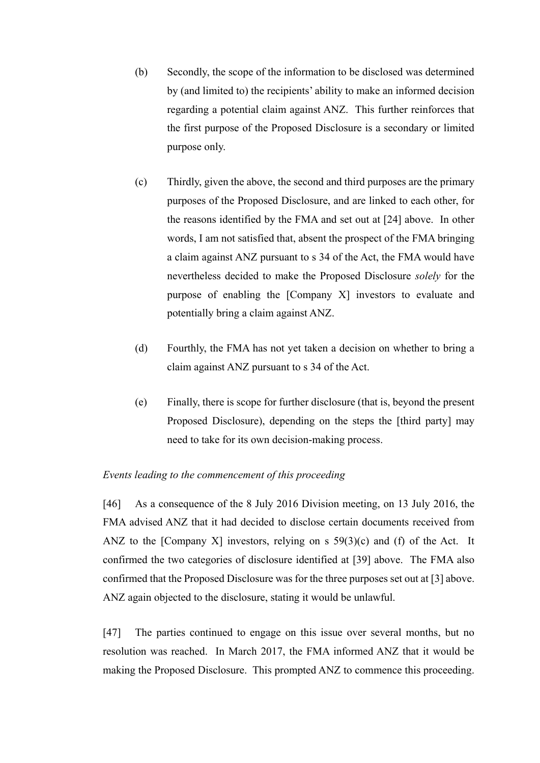(b) Secondly, the scope of the information to be disclosed was determined by (and limited to) the recipients' ability to make an informed decision regarding a potential claim against ANZ. This further reinforces that the first purpose of the Proposed Disclosure is a secondary or limited purpose only.

(c) Thirdly, given the above, the second and third purposes are the primary purposes of the Proposed Disclosure, and are linked to each other, for the reasons identified by the FMA and set out at [24] above. In other words, I am not satisfied that, absent the prospect of the FMA bringing a claim against ANZ pursuant to s 34 of the Act, the FMA would have nevertheless decided to make the Proposed Disclosure *solely* for the purpose of enabling the [Company X] investors to evaluate and potentially bring a claim against ANZ.

(d) Fourthly, the FMA has not yet taken a decision on whether to bring a claim against ANZ pursuant to s 34 of the Act.

(e) Finally, there is scope for further disclosure (that is, beyond the present Proposed Disclosure), depending on the steps the [third party] may need to take for its own decision-making process.

*Events leading to the commencement of this proceeding*

[46] As a consequence of the 8 July 2016 Division meeting, on 13 July 2016, the FMA advised ANZ that it had decided to disclose certain documents received from ANZ to the [Company X] investors, relying on s 59(3)(c) and (f) of the Act. It confirmed the two categories of disclosure identified at [39] above. The FMA also confirmed that the Proposed Disclosure was for the three purposes set out at [3] above. ANZ again objected to the disclosure, stating it would be unlawful.

[47] The parties continued to engage on this issue over several months, but no resolution was reached. In March 2017, the FMA informed ANZ that it would be making the Proposed Disclosure. This prompted ANZ to commence this proceeding.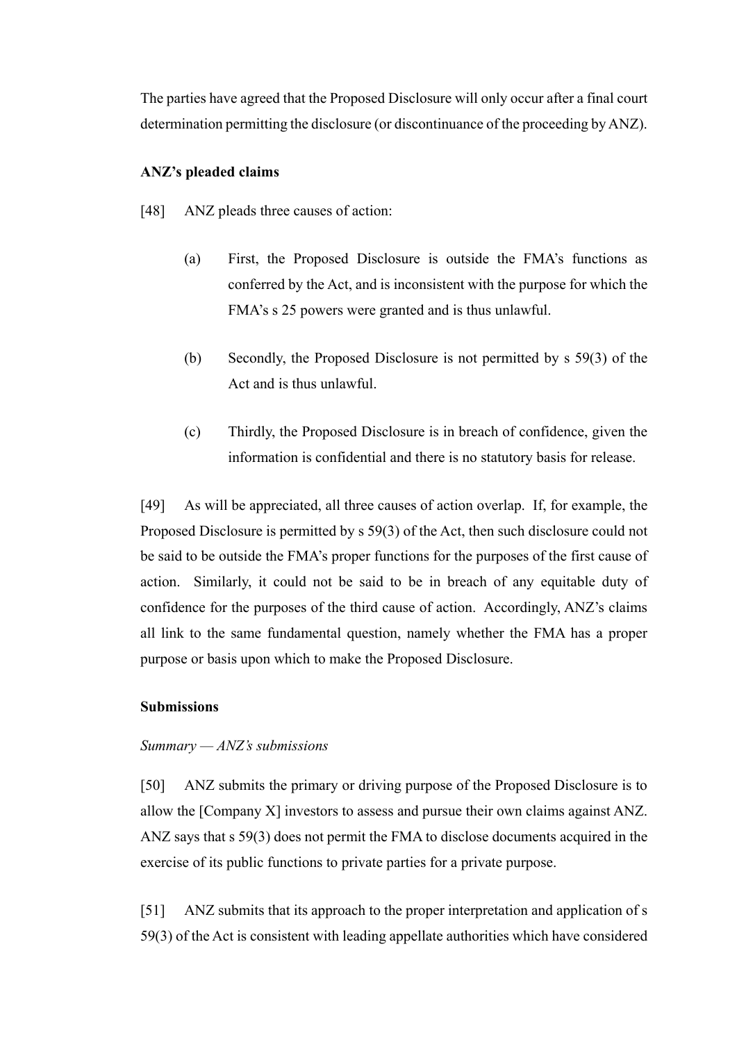The parties have agreed that the Proposed Disclosure will only occur after a final court determination permitting the disclosure (or discontinuance of the proceeding by ANZ).

**ANZ's pleaded claims**

[48] ANZ pleads three causes of action:

(a) First, the Proposed Disclosure is outside the FMA's functions as conferred by the Act, and is inconsistent with the purpose for which the FMA's s 25 powers were granted and is thus unlawful.

(b) Secondly, the Proposed Disclosure is not permitted by s 59(3) of the Act and is thus unlawful.

(c) Thirdly, the Proposed Disclosure is in breach of confidence, given the information is confidential and there is no statutory basis for release.

[49] As will be appreciated, all three causes of action overlap. If, for example, the Proposed Disclosure is permitted by s 59(3) of the Act, then such disclosure could not be said to be outside the FMA's proper functions for the purposes of the first cause of action. Similarly, it could not be said to be in breach of any equitable duty of confidence for the purposes of the third cause of action. Accordingly, ANZ's claims all link to the same fundamental question, namely whether the FMA has a proper purpose or basis upon which to make the Proposed Disclosure.

**Submissions**

*Summary — ANZ's submissions*

[50] ANZ submits the primary or driving purpose of the Proposed Disclosure is to allow the [Company X] investors to assess and pursue their own claims against ANZ. ANZ says that s 59(3) does not permit the FMA to disclose documents acquired in the exercise of its public functions to private parties for a private purpose.

[51] ANZ submits that its approach to the proper interpretation and application of s 59(3) of the Act is consistent with leading appellate authorities which have considered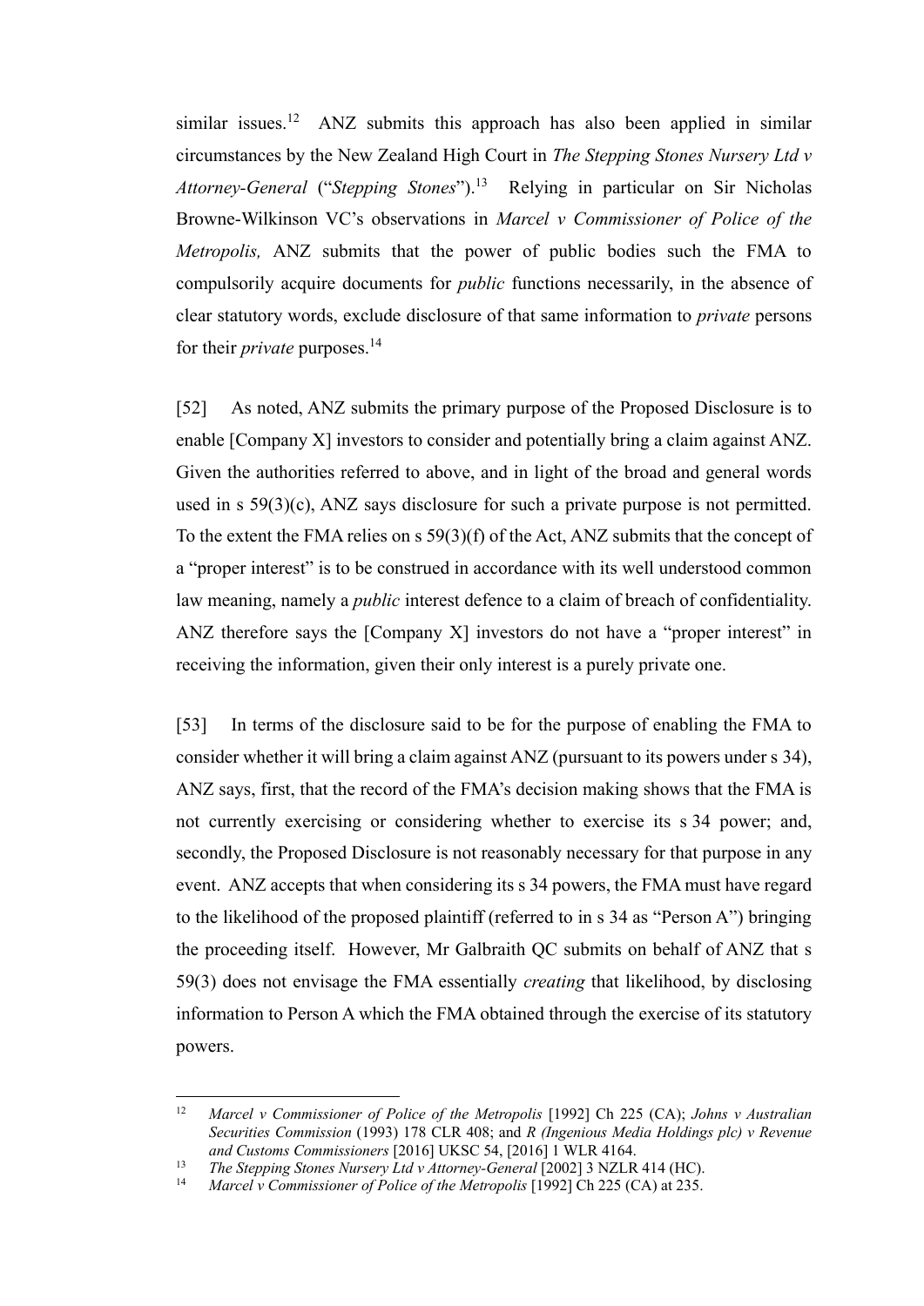similar issues.[12] ANZ submits this approach has also been applied in similar circumstances by the New Zealand High Court in *The Stepping Stones Nursery Ltd v Attorney-General* ("*Stepping Stones*").[13] Relying in particular on Sir Nicholas Browne-Wilkinson VC's observations in *Marcel v Commissioner of Police of the Metropolis,* ANZ submits that the power of public bodies such the FMA to compulsorily acquire documents for *public* functions necessarily, in the absence of clear statutory words, exclude disclosure of that same information to *private* persons for their *private* purposes.[14]

[52] As noted, ANZ submits the primary purpose of the Proposed Disclosure is to enable [Company X] investors to consider and potentially bring a claim against ANZ. Given the authorities referred to above, and in light of the broad and general words used in s 59(3)(c), ANZ says disclosure for such a private purpose is not permitted. To the extent the FMA relies on s 59(3)(f) of the Act, ANZ submits that the concept of a "proper interest" is to be construed in accordance with its well understood common law meaning, namely a *public* interest defence to a claim of breach of confidentiality. ANZ therefore says the [Company X] investors do not have a "proper interest" in receiving the information, given their only interest is a purely private one.

[53] In terms of the disclosure said to be for the purpose of enabling the FMA to consider whether it will bring a claim against ANZ (pursuant to its powers under s 34), ANZ says, first, that the record of the FMA's decision making shows that the FMA is not currently exercising or considering whether to exercise its s 34 power; and, secondly, the Proposed Disclosure is not reasonably necessary for that purpose in any event. ANZ accepts that when considering its s 34 powers, the FMA must have regard to the likelihood of the proposed plaintiff (referred to in s 34 as "Person A") bringing the proceeding itself. However, Mr Galbraith QC submits on behalf of ANZ that s 59(3) does not envisage the FMA essentially *creating* that likelihood, by disclosing information to Person A which the FMA obtained through the exercise of its statutory powers.

---

[12] *Marcel v Commissioner of Police of the Metropolis* [1992] Ch 225 (CA); *Johns v Australian Securities Commission* (1993) 178 CLR 408; and *R (Ingenious Media Holdings plc) v Revenue and Customs Commissioners* [2016] UKSC 54, [2016] 1 WLR 4164.

[13] *The Stepping Stones Nursery Ltd v Attorney-General* [2002] 3 NZLR 414 (HC).

[14] *Marcel v Commissioner of Police of the Metropolis* [1992] Ch 225 (CA) at 235.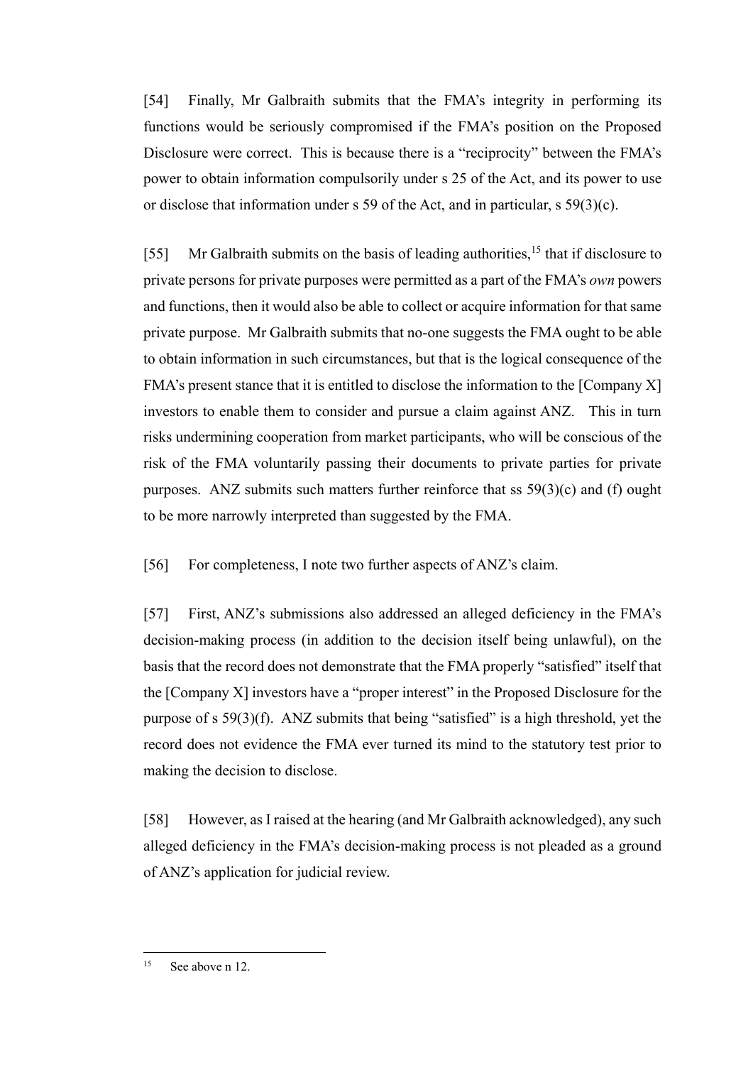[54] Finally, Mr Galbraith submits that the FMA's integrity in performing its functions would be seriously compromised if the FMA's position on the Proposed Disclosure were correct. This is because there is a "reciprocity" between the FMA's power to obtain information compulsorily under s 25 of the Act, and its power to use or disclose that information under s 59 of the Act, and in particular, s 59(3)(c).

[55] Mr Galbraith submits on the basis of leading authorities,[15] that if disclosure to private persons for private purposes were permitted as a part of the FMA's *own* powers and functions, then it would also be able to collect or acquire information for that same private purpose. Mr Galbraith submits that no-one suggests the FMA ought to be able to obtain information in such circumstances, but that is the logical consequence of the FMA's present stance that it is entitled to disclose the information to the [Company X] investors to enable them to consider and pursue a claim against ANZ. This in turn risks undermining cooperation from market participants, who will be conscious of the risk of the FMA voluntarily passing their documents to private parties for private purposes. ANZ submits such matters further reinforce that ss 59(3)(c) and (f) ought to be more narrowly interpreted than suggested by the FMA.

[56] For completeness, I note two further aspects of ANZ's claim.

[57] First, ANZ's submissions also addressed an alleged deficiency in the FMA's decision-making process (in addition to the decision itself being unlawful), on the basis that the record does not demonstrate that the FMA properly "satisfied" itself that the [Company X] investors have a "proper interest" in the Proposed Disclosure for the purpose of s 59(3)(f). ANZ submits that being "satisfied" is a high threshold, yet the record does not evidence the FMA ever turned its mind to the statutory test prior to making the decision to disclose.

[58] However, as I raised at the hearing (and Mr Galbraith acknowledged), any such alleged deficiency in the FMA's decision-making process is not pleaded as a ground of ANZ's application for judicial review.

---

[15] See above n 12.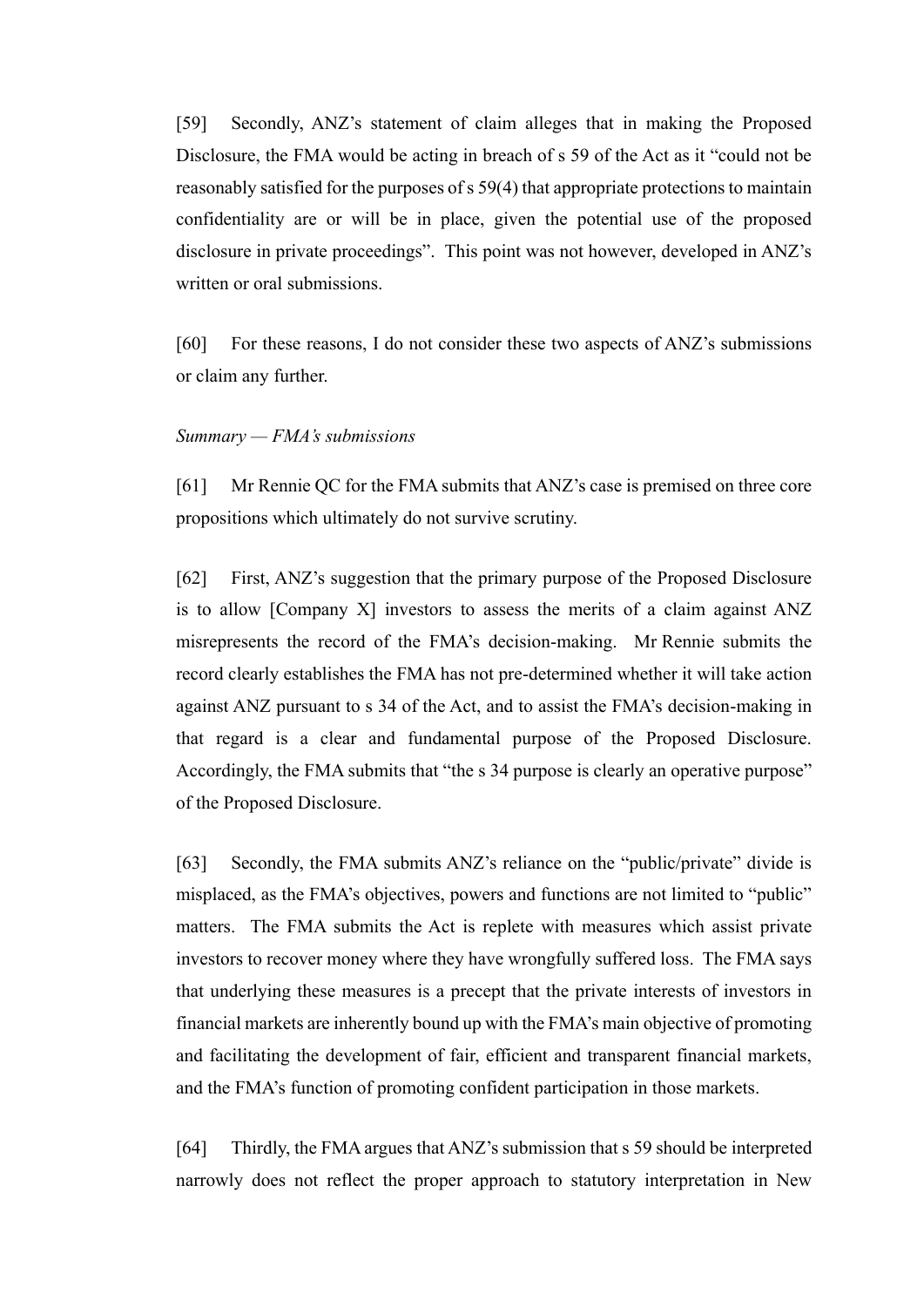[59] Secondly, ANZ's statement of claim alleges that in making the Proposed Disclosure, the FMA would be acting in breach of s 59 of the Act as it "could not be reasonably satisfied for the purposes of s 59(4) that appropriate protections to maintain confidentiality are or will be in place, given the potential use of the proposed disclosure in private proceedings". This point was not however, developed in ANZ's written or oral submissions.

[60] For these reasons, I do not consider these two aspects of ANZ's submissions or claim any further.

*Summary — FMA's submissions*

[61] Mr Rennie QC for the FMA submits that ANZ's case is premised on three core propositions which ultimately do not survive scrutiny.

[62] First, ANZ's suggestion that the primary purpose of the Proposed Disclosure is to allow [Company X] investors to assess the merits of a claim against ANZ misrepresents the record of the FMA's decision-making. Mr Rennie submits the record clearly establishes the FMA has not pre-determined whether it will take action against ANZ pursuant to s 34 of the Act, and to assist the FMA's decision-making in that regard is a clear and fundamental purpose of the Proposed Disclosure. Accordingly, the FMA submits that "the s 34 purpose is clearly an operative purpose" of the Proposed Disclosure.

[63] Secondly, the FMA submits ANZ's reliance on the "public/private" divide is misplaced, as the FMA's objectives, powers and functions are not limited to "public" matters. The FMA submits the Act is replete with measures which assist private investors to recover money where they have wrongfully suffered loss. The FMA says that underlying these measures is a precept that the private interests of investors in financial markets are inherently bound up with the FMA's main objective of promoting and facilitating the development of fair, efficient and transparent financial markets, and the FMA's function of promoting confident participation in those markets.

[64] Thirdly, the FMA argues that ANZ's submission that s 59 should be interpreted narrowly does not reflect the proper approach to statutory interpretation in New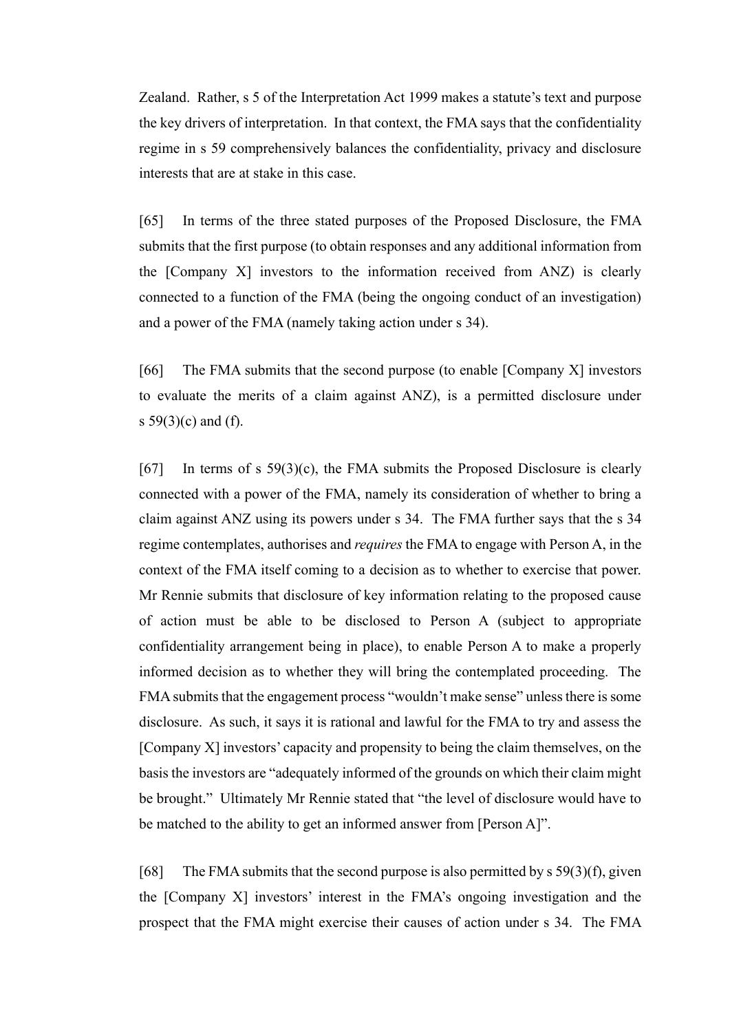Zealand. Rather, s 5 of the Interpretation Act 1999 makes a statute's text and purpose the key drivers of interpretation. In that context, the FMA says that the confidentiality regime in s 59 comprehensively balances the confidentiality, privacy and disclosure interests that are at stake in this case.

[65] In terms of the three stated purposes of the Proposed Disclosure, the FMA submits that the first purpose (to obtain responses and any additional information from the [Company X] investors to the information received from ANZ) is clearly connected to a function of the FMA (being the ongoing conduct of an investigation) and a power of the FMA (namely taking action under s 34).

[66] The FMA submits that the second purpose (to enable [Company X] investors to evaluate the merits of a claim against ANZ), is a permitted disclosure under s 59(3)(c) and (f).

[67] In terms of s 59(3)(c), the FMA submits the Proposed Disclosure is clearly connected with a power of the FMA, namely its consideration of whether to bring a claim against ANZ using its powers under s 34. The FMA further says that the s 34 regime contemplates, authorises and *requires* the FMA to engage with Person A, in the context of the FMA itself coming to a decision as to whether to exercise that power. Mr Rennie submits that disclosure of key information relating to the proposed cause of action must be able to be disclosed to Person A (subject to appropriate confidentiality arrangement being in place), to enable Person A to make a properly informed decision as to whether they will bring the contemplated proceeding. The FMA submits that the engagement process "wouldn't make sense" unless there is some disclosure. As such, it says it is rational and lawful for the FMA to try and assess the [Company X] investors' capacity and propensity to being the claim themselves, on the basis the investors are "adequately informed of the grounds on which their claim might be brought." Ultimately Mr Rennie stated that "the level of disclosure would have to be matched to the ability to get an informed answer from [Person A]".

[68] The FMA submits that the second purpose is also permitted by s 59(3)(f), given the [Company X] investors' interest in the FMA's ongoing investigation and the prospect that the FMA might exercise their causes of action under s 34. The FMA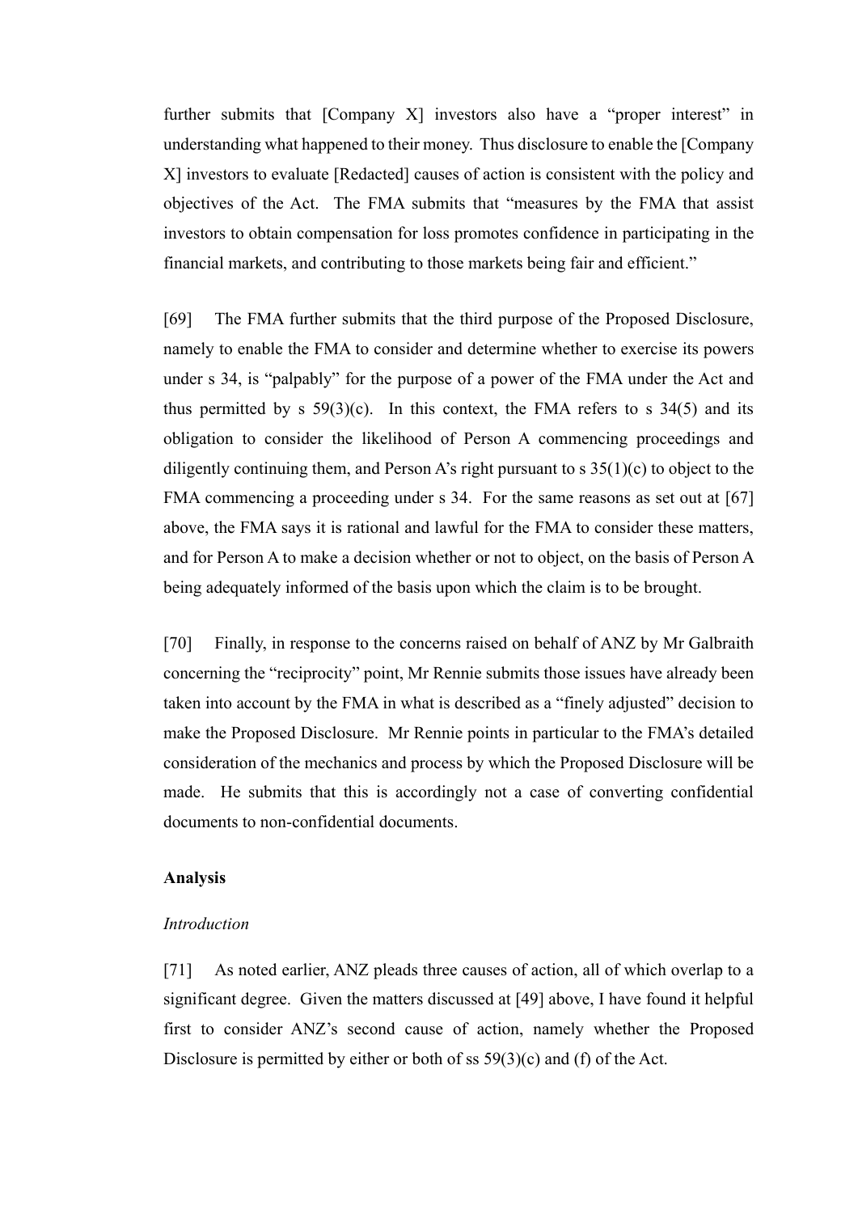further submits that [Company X] investors also have a "proper interest" in understanding what happened to their money. Thus disclosure to enable the [Company X] investors to evaluate [Redacted] causes of action is consistent with the policy and objectives of the Act. The FMA submits that "measures by the FMA that assist investors to obtain compensation for loss promotes confidence in participating in the financial markets, and contributing to those markets being fair and efficient."

[69] The FMA further submits that the third purpose of the Proposed Disclosure, namely to enable the FMA to consider and determine whether to exercise its powers under s 34, is "palpably" for the purpose of a power of the FMA under the Act and thus permitted by s 59(3)(c). In this context, the FMA refers to s 34(5) and its obligation to consider the likelihood of Person A commencing proceedings and diligently continuing them, and Person A's right pursuant to s 35(1)(c) to object to the FMA commencing a proceeding under s 34. For the same reasons as set out at [67] above, the FMA says it is rational and lawful for the FMA to consider these matters, and for Person A to make a decision whether or not to object, on the basis of Person A being adequately informed of the basis upon which the claim is to be brought.

[70] Finally, in response to the concerns raised on behalf of ANZ by Mr Galbraith concerning the "reciprocity" point, Mr Rennie submits those issues have already been taken into account by the FMA in what is described as a "finely adjusted" decision to make the Proposed Disclosure. Mr Rennie points in particular to the FMA's detailed consideration of the mechanics and process by which the Proposed Disclosure will be made. He submits that this is accordingly not a case of converting confidential documents to non-confidential documents.

## Analysis

### *Introduction*

[71] As noted earlier, ANZ pleads three causes of action, all of which overlap to a significant degree. Given the matters discussed at [49] above, I have found it helpful first to consider ANZ's second cause of action, namely whether the Proposed Disclosure is permitted by either or both of ss 59(3)(c) and (f) of the Act.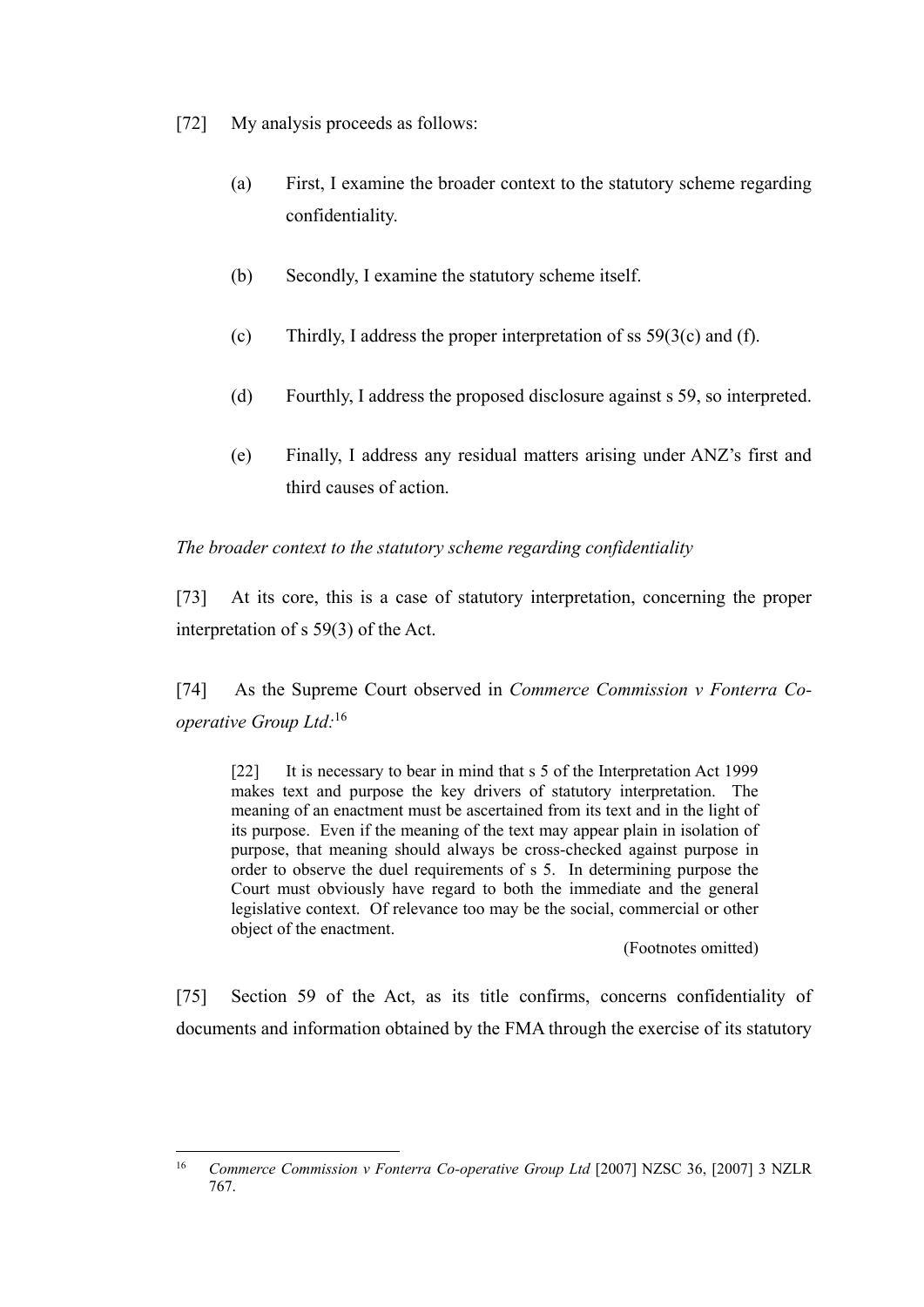[72] My analysis proceeds as follows:

(a) First, I examine the broader context to the statutory scheme regarding confidentiality.

(b) Secondly, I examine the statutory scheme itself.

(c) Thirdly, I address the proper interpretation of ss 59(3(c) and (f).

(d) Fourthly, I address the proposed disclosure against s 59, so interpreted.

(e) Finally, I address any residual matters arising under ANZ's first and third causes of action.

*The broader context to the statutory scheme regarding confidentiality*

[73] At its core, this is a case of statutory interpretation, concerning the proper interpretation of s 59(3) of the Act.

[74] As the Supreme Court observed in *Commerce Commission v Fonterra Co-operative Group Ltd*:[16]

> [22] It is necessary to bear in mind that s 5 of the Interpretation Act 1999 makes text and purpose the key drivers of statutory interpretation. The meaning of an enactment must be ascertained from its text and in the light of its purpose. Even if the meaning of the text may appear plain in isolation of purpose, that meaning should always be cross-checked against purpose in order to observe the duel requirements of s 5. In determining purpose the Court must obviously have regard to both the immediate and the general legislative context. Of relevance too may be the social, commercial or other object of the enactment.
>
> (Footnotes omitted)

[75] Section 59 of the Act, as its title confirms, concerns confidentiality of documents and information obtained by the FMA through the exercise of its statutory

---

[16] *Commerce Commission v Fonterra Co-operative Group Ltd* [2007] NZSC 36, [2007] 3 NZLR 767.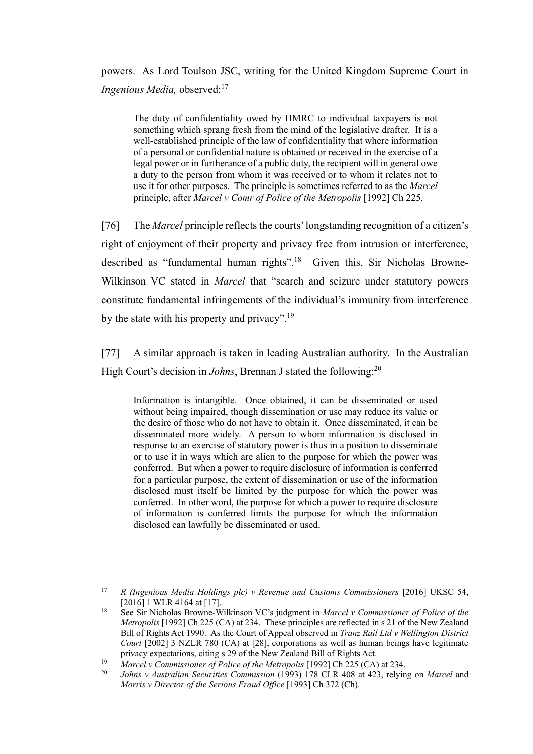powers. As Lord Toulson JSC, writing for the United Kingdom Supreme Court in *Ingenious Media,* observed:[17]

> The duty of confidentiality owed by HMRC to individual taxpayers is not something which sprang fresh from the mind of the legislative drafter. It is a well-established principle of the law of confidentiality that where information of a personal or confidential nature is obtained or received in the exercise of a legal power or in furtherance of a public duty, the recipient will in general owe a duty to the person from whom it was received or to whom it relates not to use it for other purposes. The principle is sometimes referred to as the *Marcel* principle, after *Marcel v Comr of Police of the Metropolis* [1992] Ch 225.

[76] The *Marcel* principle reflects the courts' longstanding recognition of a citizen's right of enjoyment of their property and privacy free from intrusion or interference, described as "fundamental human rights".[18] Given this, Sir Nicholas Browne-Wilkinson VC stated in *Marcel* that "search and seizure under statutory powers constitute fundamental infringements of the individual's immunity from interference by the state with his property and privacy".[19]

[77] A similar approach is taken in leading Australian authority. In the Australian High Court's decision in *Johns*, Brennan J stated the following:[20]

> Information is intangible. Once obtained, it can be disseminated or used without being impaired, though dissemination or use may reduce its value or the desire of those who do not have to obtain it. Once disseminated, it can be disseminated more widely. A person to whom information is disclosed in response to an exercise of statutory power is thus in a position to disseminate or to use it in ways which are alien to the purpose for which the power was conferred. But when a power to require disclosure of information is conferred for a particular purpose, the extent of dissemination or use of the information disclosed must itself be limited by the purpose for which the power was conferred. In other word, the purpose for which a power to require disclosure of information is conferred limits the purpose for which the information disclosed can lawfully be disseminated or used.

---

[17] *R (Ingenious Media Holdings plc) v Revenue and Customs Commissioners* [2016] UKSC 54, [2016] 1 WLR 4164 at [17].

[18] See Sir Nicholas Browne-Wilkinson VC's judgment in *Marcel v Commissioner of Police of the Metropolis* [1992] Ch 225 (CA) at 234. These principles are reflected in s 21 of the New Zealand Bill of Rights Act 1990. As the Court of Appeal observed in *Tranz Rail Ltd v Wellington District Court* [2002] 3 NZLR 780 (CA) at [28], corporations as well as human beings have legitimate privacy expectations, citing s 29 of the New Zealand Bill of Rights Act.

[19] *Marcel v Commissioner of Police of the Metropolis* [1992] Ch 225 (CA) at 234.

[20] *Johns v Australian Securities Commission* (1993) 178 CLR 408 at 423, relying on *Marcel* and *Morris v Director of the Serious Fraud Office* [1993] Ch 372 (Ch).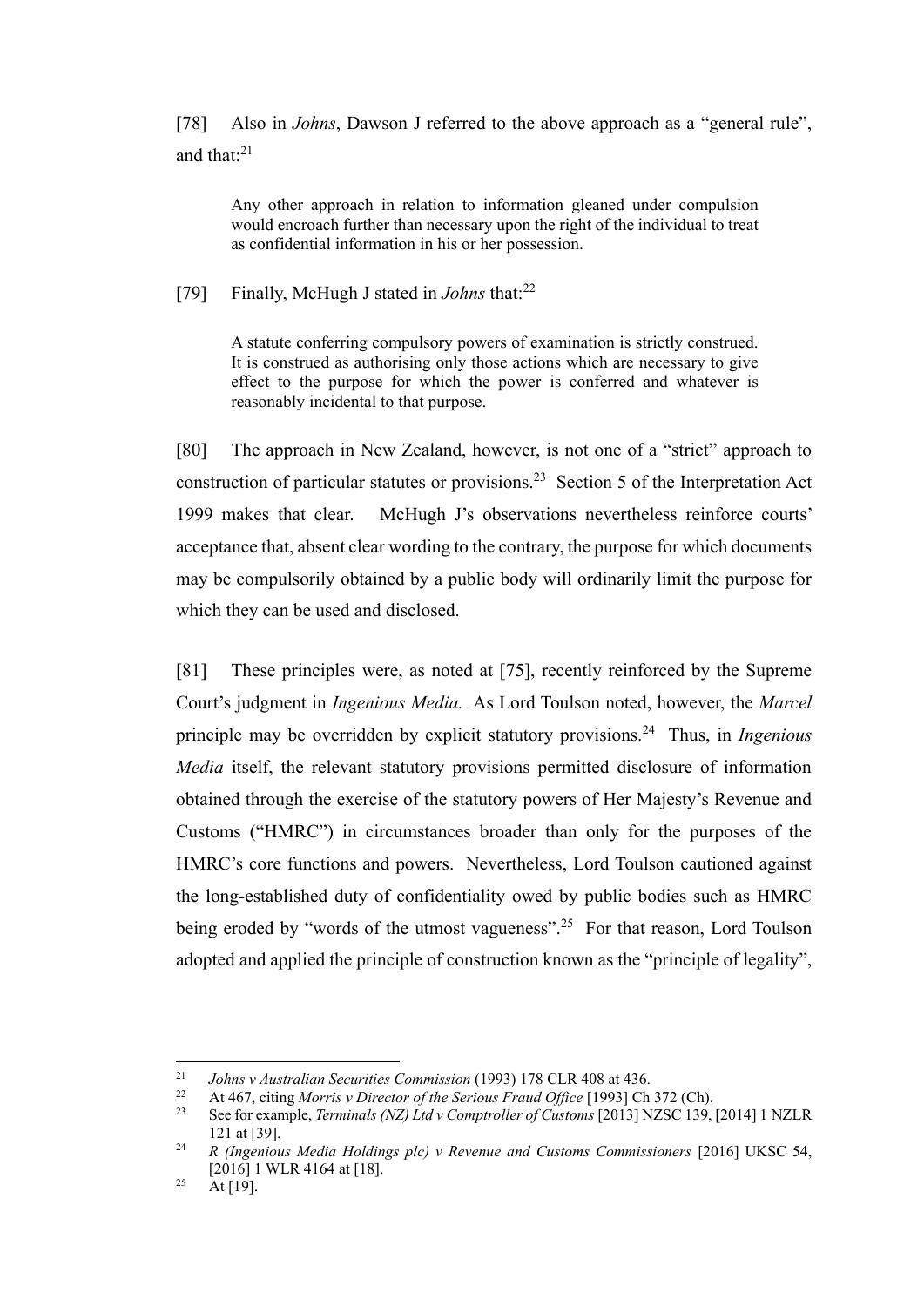[78] Also in *Johns*, Dawson J referred to the above approach as a "general rule", and that:[21]

> Any other approach in relation to information gleaned under compulsion would encroach further than necessary upon the right of the individual to treat as confidential information in his or her possession.

[79] Finally, McHugh J stated in *Johns* that:[22]

> A statute conferring compulsory powers of examination is strictly construed. It is construed as authorising only those actions which are necessary to give effect to the purpose for which the power is conferred and whatever is reasonably incidental to that purpose.

[80] The approach in New Zealand, however, is not one of a "strict" approach to construction of particular statutes or provisions.[23] Section 5 of the Interpretation Act 1999 makes that clear. McHugh J's observations nevertheless reinforce courts' acceptance that, absent clear wording to the contrary, the purpose for which documents may be compulsorily obtained by a public body will ordinarily limit the purpose for which they can be used and disclosed.

[81] These principles were, as noted at [75], recently reinforced by the Supreme Court's judgment in *Ingenious Media.* As Lord Toulson noted, however, the *Marcel* principle may be overridden by explicit statutory provisions.[24] Thus, in *Ingenious Media* itself, the relevant statutory provisions permitted disclosure of information obtained through the exercise of the statutory powers of Her Majesty's Revenue and Customs ("HMRC") in circumstances broader than only for the purposes of the HMRC's core functions and powers. Nevertheless, Lord Toulson cautioned against the long-established duty of confidentiality owed by public bodies such as HMRC being eroded by "words of the utmost vagueness".[25] For that reason, Lord Toulson adopted and applied the principle of construction known as the "principle of legality",

---

[21] *Johns v Australian Securities Commission* (1993) 178 CLR 408 at 436.

[22] At 467, citing *Morris v Director of the Serious Fraud Office* [1993] Ch 372 (Ch).

[23] See for example, *Terminals (NZ) Ltd v Comptroller of Customs* [2013] NZSC 139, [2014] 1 NZLR 121 at [39].

[24] *R (Ingenious Media Holdings plc) v Revenue and Customs Commissioners* [2016] UKSC 54, [2016] 1 WLR 4164 at [18].

[25] At [19].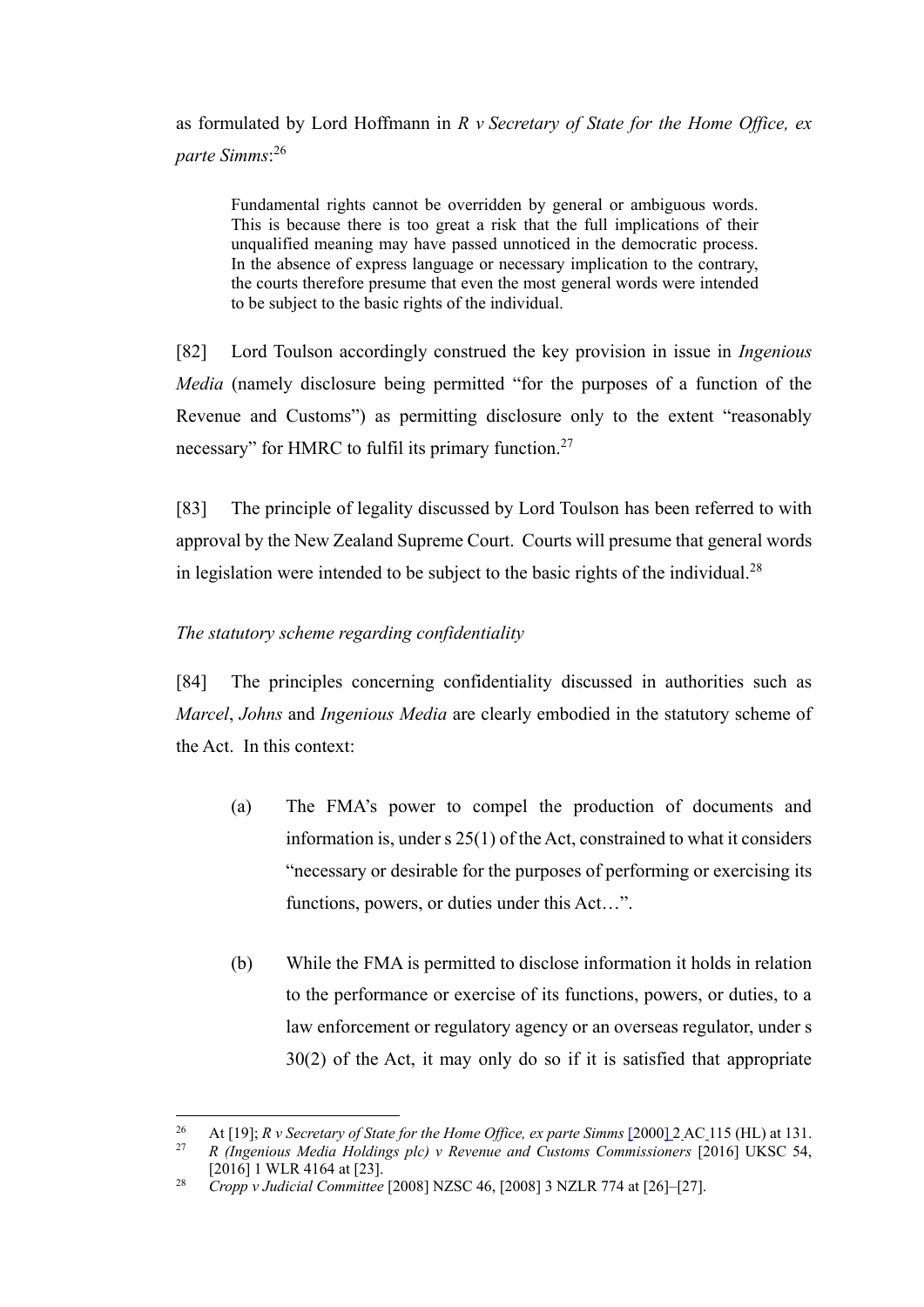as formulated by Lord Hoffmann in *R v Secretary of State for the Home Office, ex parte Simms*:[26]

> Fundamental rights cannot be overridden by general or ambiguous words. This is because there is too great a risk that the full implications of their unqualified meaning may have passed unnoticed in the democratic process. In the absence of express language or necessary implication to the contrary, the courts therefore presume that even the most general words were intended to be subject to the basic rights of the individual.

[82] Lord Toulson accordingly construed the key provision in issue in *Ingenious Media* (namely disclosure being permitted "for the purposes of a function of the Revenue and Customs") as permitting disclosure only to the extent "reasonably necessary" for HMRC to fulfil its primary function.[27]

[83] The principle of legality discussed by Lord Toulson has been referred to with approval by the New Zealand Supreme Court. Courts will presume that general words in legislation were intended to be subject to the basic rights of the individual.[28]

*The statutory scheme regarding confidentiality*

[84] The principles concerning confidentiality discussed in authorities such as *Marcel*, *Johns* and *Ingenious Media* are clearly embodied in the statutory scheme of the Act. In this context:

(a) The FMA's power to compel the production of documents and information is, under s 25(1) of the Act, constrained to what it considers "necessary or desirable for the purposes of performing or exercising its functions, powers, or duties under this Act…".

(b) While the FMA is permitted to disclose information it holds in relation to the performance or exercise of its functions, powers, or duties, to a law enforcement or regulatory agency or an overseas regulator, under s 30(2) of the Act, it may only do so if it is satisfied that appropriate

---

[26] At [19]; *R v Secretary of State for the Home Office, ex parte Simms* [2000] 2 AC 115 (HL) at 131.

[27] *R (Ingenious Media Holdings plc) v Revenue and Customs Commissioners* [2016] UKSC 54, [2016] 1 WLR 4164 at [23].

[28] *Cropp v Judicial Committee* [2008] NZSC 46, [2008] 3 NZLR 774 at [26]–[27].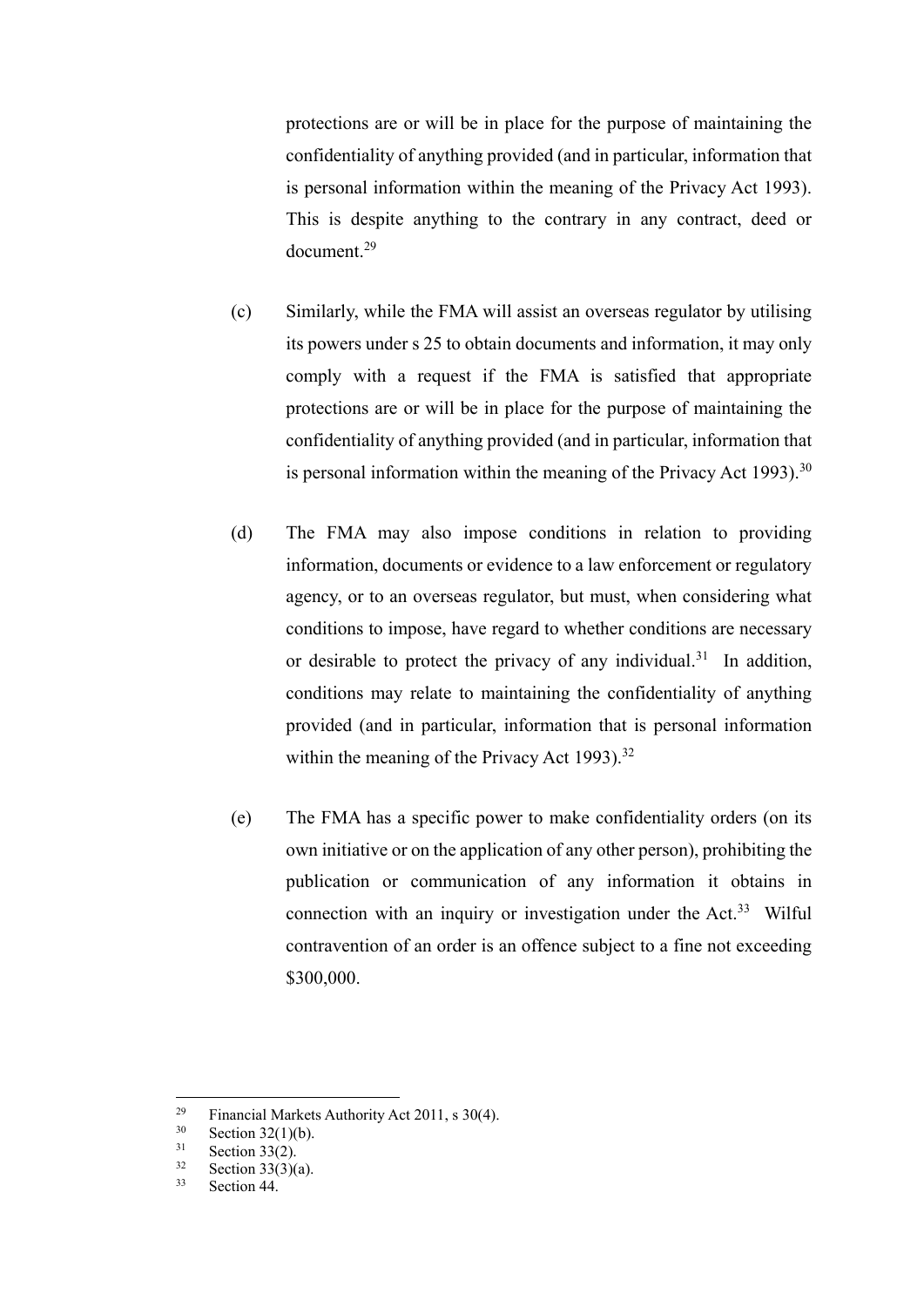protections are or will be in place for the purpose of maintaining the confidentiality of anything provided (and in particular, information that is personal information within the meaning of the Privacy Act 1993). This is despite anything to the contrary in any contract, deed or document.[29]

(c) Similarly, while the FMA will assist an overseas regulator by utilising its powers under s 25 to obtain documents and information, it may only comply with a request if the FMA is satisfied that appropriate protections are or will be in place for the purpose of maintaining the confidentiality of anything provided (and in particular, information that is personal information within the meaning of the Privacy Act 1993).[30]

(d) The FMA may also impose conditions in relation to providing information, documents or evidence to a law enforcement or regulatory agency, or to an overseas regulator, but must, when considering what conditions to impose, have regard to whether conditions are necessary or desirable to protect the privacy of any individual.[31] In addition, conditions may relate to maintaining the confidentiality of anything provided (and in particular, information that is personal information within the meaning of the Privacy Act 1993).[32]

(e) The FMA has a specific power to make confidentiality orders (on its own initiative or on the application of any other person), prohibiting the publication or communication of any information it obtains in connection with an inquiry or investigation under the Act.[33] Wilful contravention of an order is an offence subject to a fine not exceeding $300,000.

---

[29] Financial Markets Authority Act 2011, s 30(4).

[30] Section 32(1)(b).

[31] Section 33(2).

[32] Section 33(3)(a).

[33] Section 44.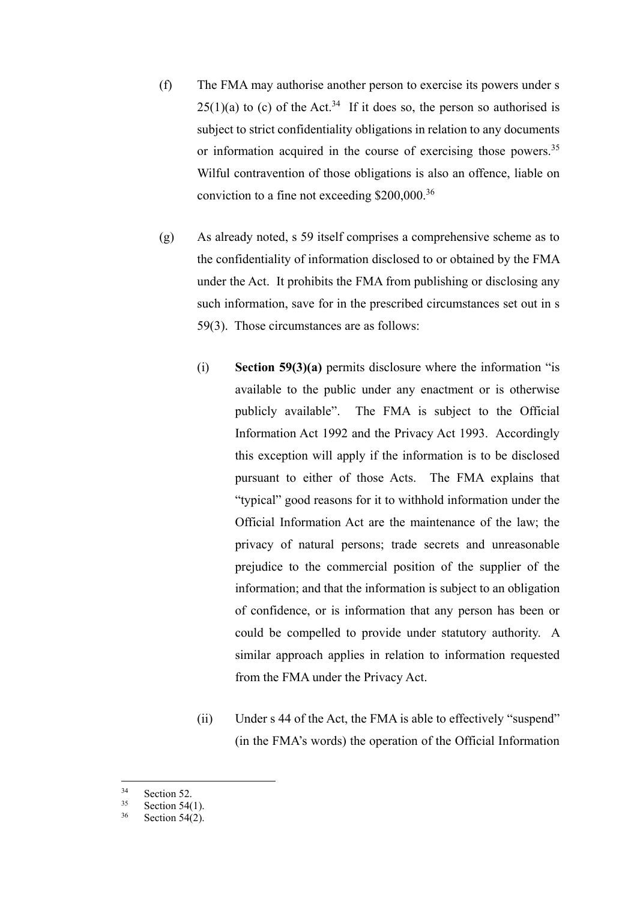(f) The FMA may authorise another person to exercise its powers under s 25(1)(a) to (c) of the Act.[34] If it does so, the person so authorised is subject to strict confidentiality obligations in relation to any documents or information acquired in the course of exercising those powers.[35] Wilful contravention of those obligations is also an offence, liable on conviction to a fine not exceeding $200,000.[36]

(g) As already noted, s 59 itself comprises a comprehensive scheme as to the confidentiality of information disclosed to or obtained by the FMA under the Act. It prohibits the FMA from publishing or disclosing any such information, save for in the prescribed circumstances set out in s 59(3). Those circumstances are as follows:

(i) **Section 59(3)(a)** permits disclosure where the information "is available to the public under any enactment or is otherwise publicly available". The FMA is subject to the Official Information Act 1992 and the Privacy Act 1993. Accordingly this exception will apply if the information is to be disclosed pursuant to either of those Acts. The FMA explains that "typical" good reasons for it to withhold information under the Official Information Act are the maintenance of the law; the privacy of natural persons; trade secrets and unreasonable prejudice to the commercial position of the supplier of the information; and that the information is subject to an obligation of confidence, or is information that any person has been or could be compelled to provide under statutory authority. A similar approach applies in relation to information requested from the FMA under the Privacy Act.

(ii) Under s 44 of the Act, the FMA is able to effectively "suspend" (in the FMA's words) the operation of the Official Information

---

[34] Section 52.

[35] Section 54(1).

[36] Section 54(2).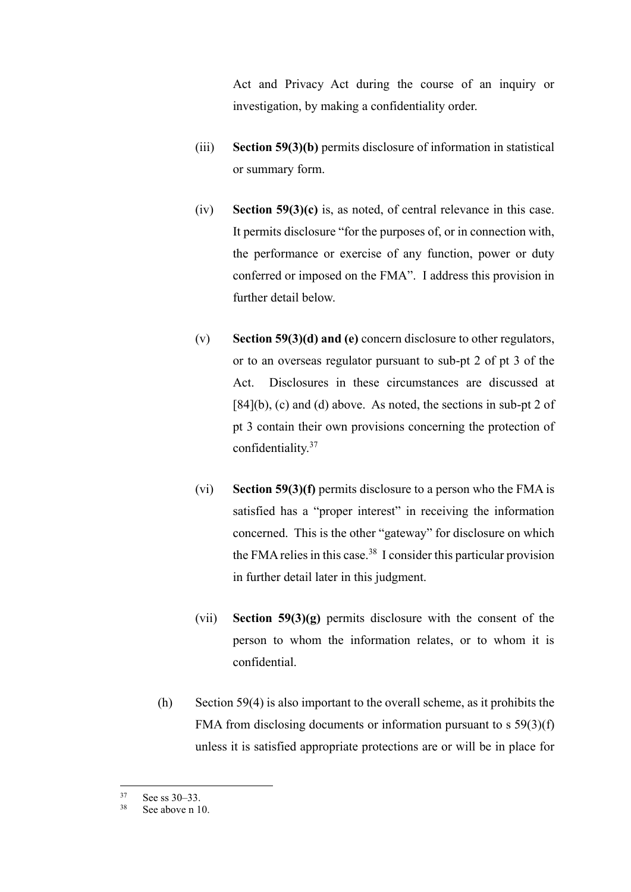Act and Privacy Act during the course of an inquiry or investigation, by making a confidentiality order.

(iii) **Section 59(3)(b)** permits disclosure of information in statistical or summary form.

(iv) **Section 59(3)(c)** is, as noted, of central relevance in this case. It permits disclosure "for the purposes of, or in connection with, the performance or exercise of any function, power or duty conferred or imposed on the FMA". I address this provision in further detail below.

(v) **Section 59(3)(d) and (e)** concern disclosure to other regulators, or to an overseas regulator pursuant to sub-pt 2 of pt 3 of the Act. Disclosures in these circumstances are discussed at [84](b), (c) and (d) above. As noted, the sections in sub-pt 2 of pt 3 contain their own provisions concerning the protection of confidentiality.[37]

(vi) **Section 59(3)(f)** permits disclosure to a person who the FMA is satisfied has a "proper interest" in receiving the information concerned. This is the other "gateway" for disclosure on which the FMA relies in this case.[38] I consider this particular provision in further detail later in this judgment.

(vii) **Section 59(3)(g)** permits disclosure with the consent of the person to whom the information relates, or to whom it is confidential.

(h) Section 59(4) is also important to the overall scheme, as it prohibits the FMA from disclosing documents or information pursuant to s 59(3)(f) unless it is satisfied appropriate protections are or will be in place for

---

[37] See ss 30–33.

[38] See above n 10.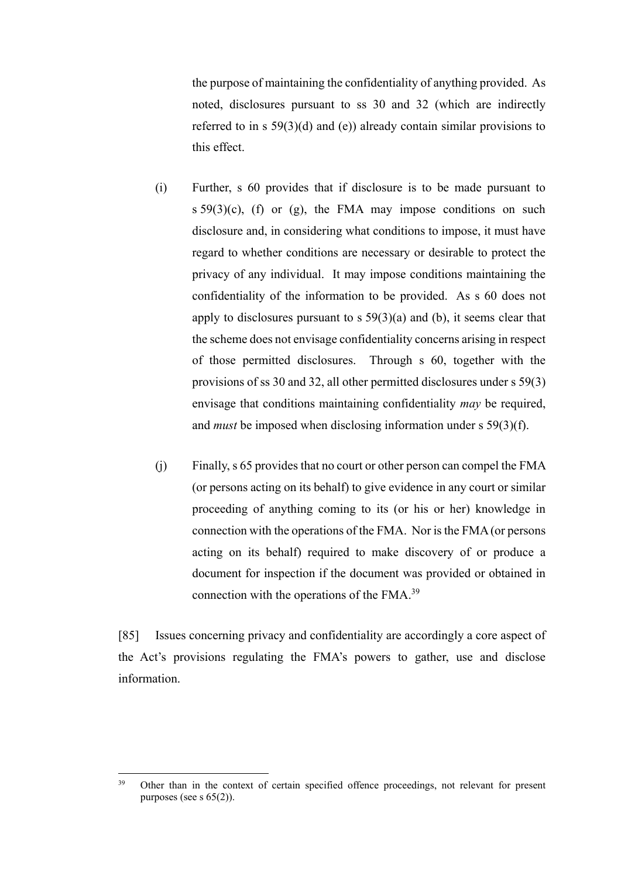the purpose of maintaining the confidentiality of anything provided. As noted, disclosures pursuant to ss 30 and 32 (which are indirectly referred to in s 59(3)(d) and (e)) already contain similar provisions to this effect.

(i) Further, s 60 provides that if disclosure is to be made pursuant to s 59(3)(c), (f) or (g), the FMA may impose conditions on such disclosure and, in considering what conditions to impose, it must have regard to whether conditions are necessary or desirable to protect the privacy of any individual. It may impose conditions maintaining the confidentiality of the information to be provided. As s 60 does not apply to disclosures pursuant to s 59(3)(a) and (b), it seems clear that the scheme does not envisage confidentiality concerns arising in respect of those permitted disclosures. Through s 60, together with the provisions of ss 30 and 32, all other permitted disclosures under s 59(3) envisage that conditions maintaining confidentiality *may* be required, and *must* be imposed when disclosing information under s 59(3)(f).

(j) Finally, s 65 provides that no court or other person can compel the FMA (or persons acting on its behalf) to give evidence in any court or similar proceeding of anything coming to its (or his or her) knowledge in connection with the operations of the FMA. Nor is the FMA (or persons acting on its behalf) required to make discovery of or produce a document for inspection if the document was provided or obtained in connection with the operations of the FMA.[39]

[85] Issues concerning privacy and confidentiality are accordingly a core aspect of the Act's provisions regulating the FMA's powers to gather, use and disclose information.

[39] Other than in the context of certain specified offence proceedings, not relevant for present purposes (see s 65(2)).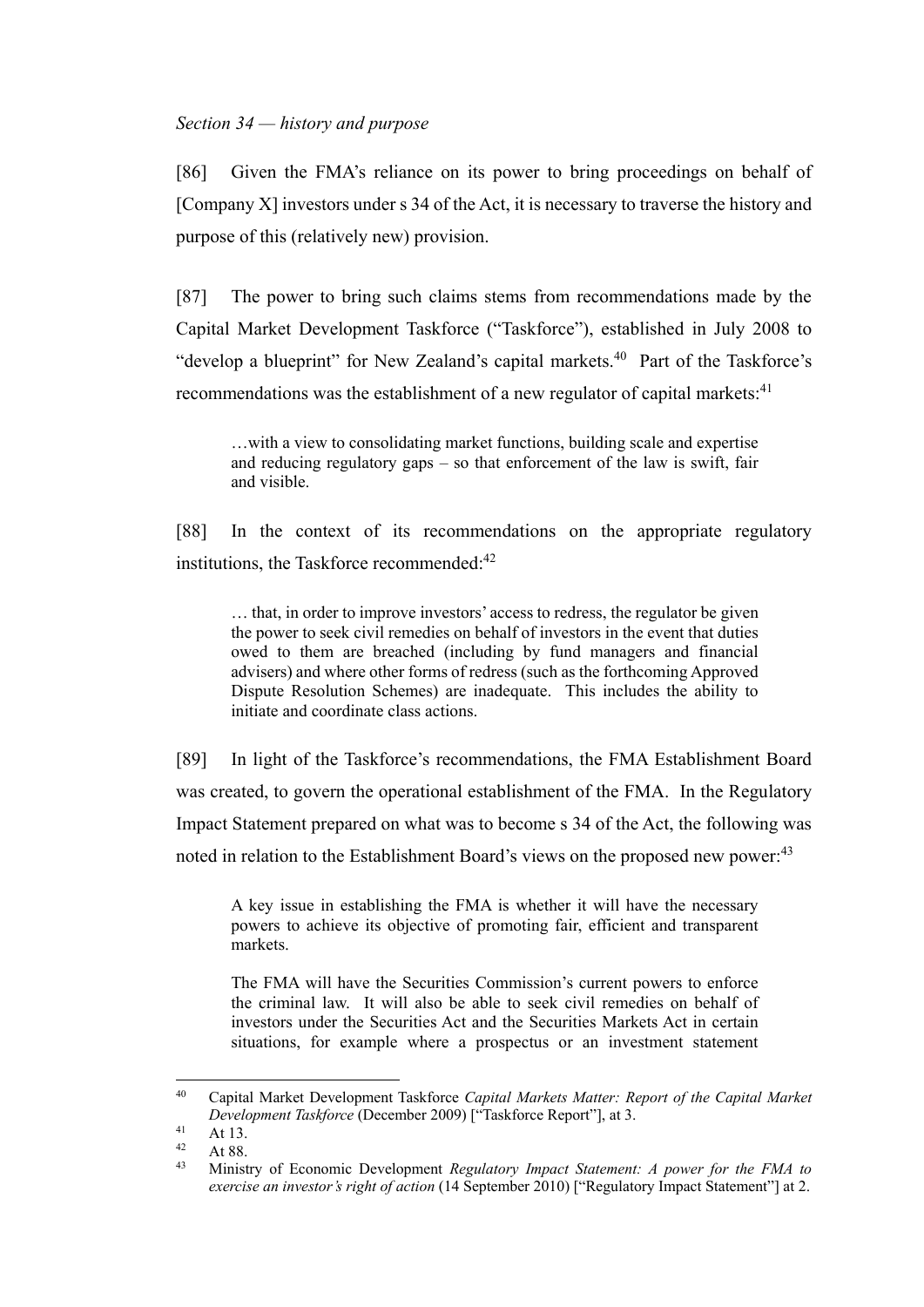*Section 34 — history and purpose*

[86] Given the FMA's reliance on its power to bring proceedings on behalf of [Company X] investors under s 34 of the Act, it is necessary to traverse the history and purpose of this (relatively new) provision.

[87] The power to bring such claims stems from recommendations made by the Capital Market Development Taskforce ("Taskforce"), established in July 2008 to "develop a blueprint" for New Zealand's capital markets.[40] Part of the Taskforce's recommendations was the establishment of a new regulator of capital markets:[41]

> …with a view to consolidating market functions, building scale and expertise and reducing regulatory gaps – so that enforcement of the law is swift, fair and visible.

[88] In the context of its recommendations on the appropriate regulatory institutions, the Taskforce recommended:[42]

> … that, in order to improve investors' access to redress, the regulator be given the power to seek civil remedies on behalf of investors in the event that duties owed to them are breached (including by fund managers and financial advisers) and where other forms of redress (such as the forthcoming Approved Dispute Resolution Schemes) are inadequate. This includes the ability to initiate and coordinate class actions.

[89] In light of the Taskforce's recommendations, the FMA Establishment Board was created, to govern the operational establishment of the FMA. In the Regulatory Impact Statement prepared on what was to become s 34 of the Act, the following was noted in relation to the Establishment Board's views on the proposed new power:[43]

> A key issue in establishing the FMA is whether it will have the necessary powers to achieve its objective of promoting fair, efficient and transparent markets.
>
> The FMA will have the Securities Commission's current powers to enforce the criminal law. It will also be able to seek civil remedies on behalf of investors under the Securities Act and the Securities Markets Act in certain situations, for example where a prospectus or an investment statement

---

[40] Capital Market Development Taskforce *Capital Markets Matter: Report of the Capital Market Development Taskforce* (December 2009) ["Taskforce Report"], at 3.

[41] At 13.

[42] At 88.

[43] Ministry of Economic Development *Regulatory Impact Statement: A power for the FMA to exercise an investor's right of action* (14 September 2010) ["Regulatory Impact Statement"] at 2.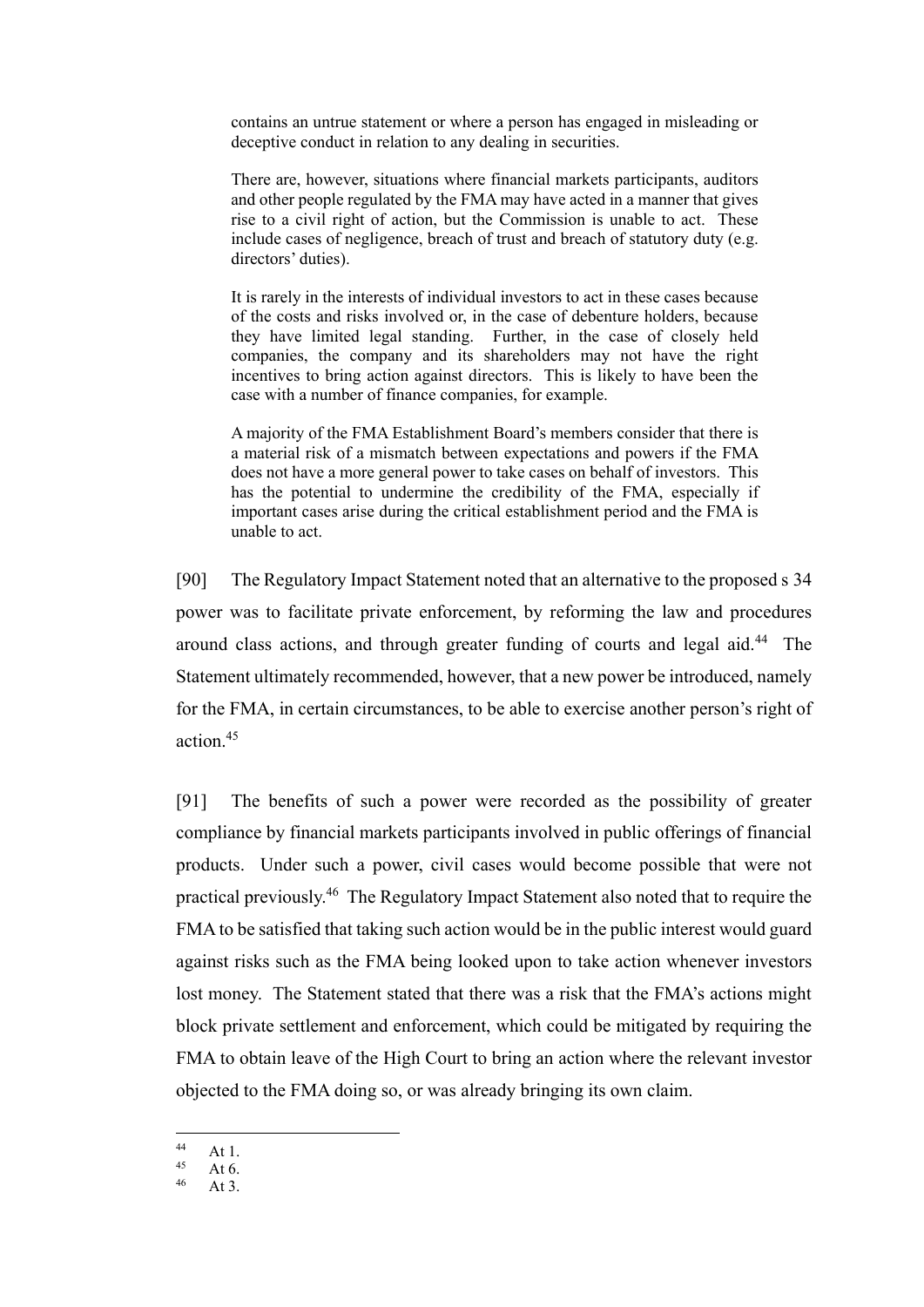> contains an untrue statement or where a person has engaged in misleading or deceptive conduct in relation to any dealing in securities.
>
> There are, however, situations where financial markets participants, auditors and other people regulated by the FMA may have acted in a manner that gives rise to a civil right of action, but the Commission is unable to act. These include cases of negligence, breach of trust and breach of statutory duty (e.g. directors' duties).
>
> It is rarely in the interests of individual investors to act in these cases because of the costs and risks involved or, in the case of debenture holders, because they have limited legal standing. Further, in the case of closely held companies, the company and its shareholders may not have the right incentives to bring action against directors. This is likely to have been the case with a number of finance companies, for example.
>
> A majority of the FMA Establishment Board's members consider that there is a material risk of a mismatch between expectations and powers if the FMA does not have a more general power to take cases on behalf of investors. This has the potential to undermine the credibility of the FMA, especially if important cases arise during the critical establishment period and the FMA is unable to act.

[90] The Regulatory Impact Statement noted that an alternative to the proposed s 34 power was to facilitate private enforcement, by reforming the law and procedures around class actions, and through greater funding of courts and legal aid.[44] The Statement ultimately recommended, however, that a new power be introduced, namely for the FMA, in certain circumstances, to be able to exercise another person's right of action.[45]

[91] The benefits of such a power were recorded as the possibility of greater compliance by financial markets participants involved in public offerings of financial products. Under such a power, civil cases would become possible that were not practical previously.[46] The Regulatory Impact Statement also noted that to require the FMA to be satisfied that taking such action would be in the public interest would guard against risks such as the FMA being looked upon to take action whenever investors lost money. The Statement stated that there was a risk that the FMA's actions might block private settlement and enforcement, which could be mitigated by requiring the FMA to obtain leave of the High Court to bring an action where the relevant investor objected to the FMA doing so, or was already bringing its own claim.

---

[44] At 1.

[45] At 6.

[46] At 3.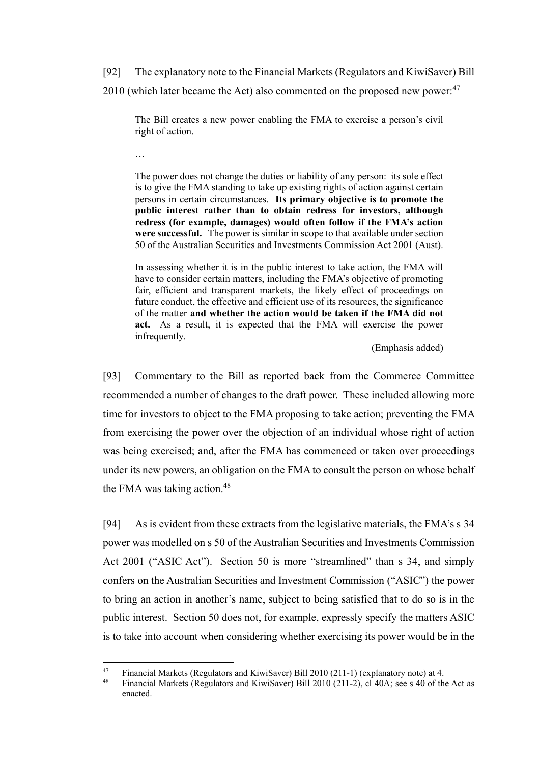[92] The explanatory note to the Financial Markets (Regulators and KiwiSaver) Bill 2010 (which later became the Act) also commented on the proposed new power:[47]

> The Bill creates a new power enabling the FMA to exercise a person's civil right of action.
>
> …
>
> The power does not change the duties or liability of any person: its sole effect is to give the FMA standing to take up existing rights of action against certain persons in certain circumstances. **Its primary objective is to promote the public interest rather than to obtain redress for investors, although redress (for example, damages) would often follow if the FMA's action were successful.** The power is similar in scope to that available under section 50 of the Australian Securities and Investments Commission Act 2001 (Aust).
>
> In assessing whether it is in the public interest to take action, the FMA will have to consider certain matters, including the FMA's objective of promoting fair, efficient and transparent markets, the likely effect of proceedings on future conduct, the effective and efficient use of its resources, the significance of the matter **and whether the action would be taken if the FMA did not act.** As a result, it is expected that the FMA will exercise the power infrequently.
>
> (Emphasis added)

[93] Commentary to the Bill as reported back from the Commerce Committee recommended a number of changes to the draft power. These included allowing more time for investors to object to the FMA proposing to take action; preventing the FMA from exercising the power over the objection of an individual whose right of action was being exercised; and, after the FMA has commenced or taken over proceedings under its new powers, an obligation on the FMA to consult the person on whose behalf the FMA was taking action.[48]

[94] As is evident from these extracts from the legislative materials, the FMA's s 34 power was modelled on s 50 of the Australian Securities and Investments Commission Act 2001 ("ASIC Act"). Section 50 is more "streamlined" than s 34, and simply confers on the Australian Securities and Investment Commission ("ASIC") the power to bring an action in another's name, subject to being satisfied that to do so is in the public interest. Section 50 does not, for example, expressly specify the matters ASIC is to take into account when considering whether exercising its power would be in the

---

[47] Financial Markets (Regulators and KiwiSaver) Bill 2010 (211-1) (explanatory note) at 4.

[48] Financial Markets (Regulators and KiwiSaver) Bill 2010 (211-2), cl 40A; see s 40 of the Act as enacted.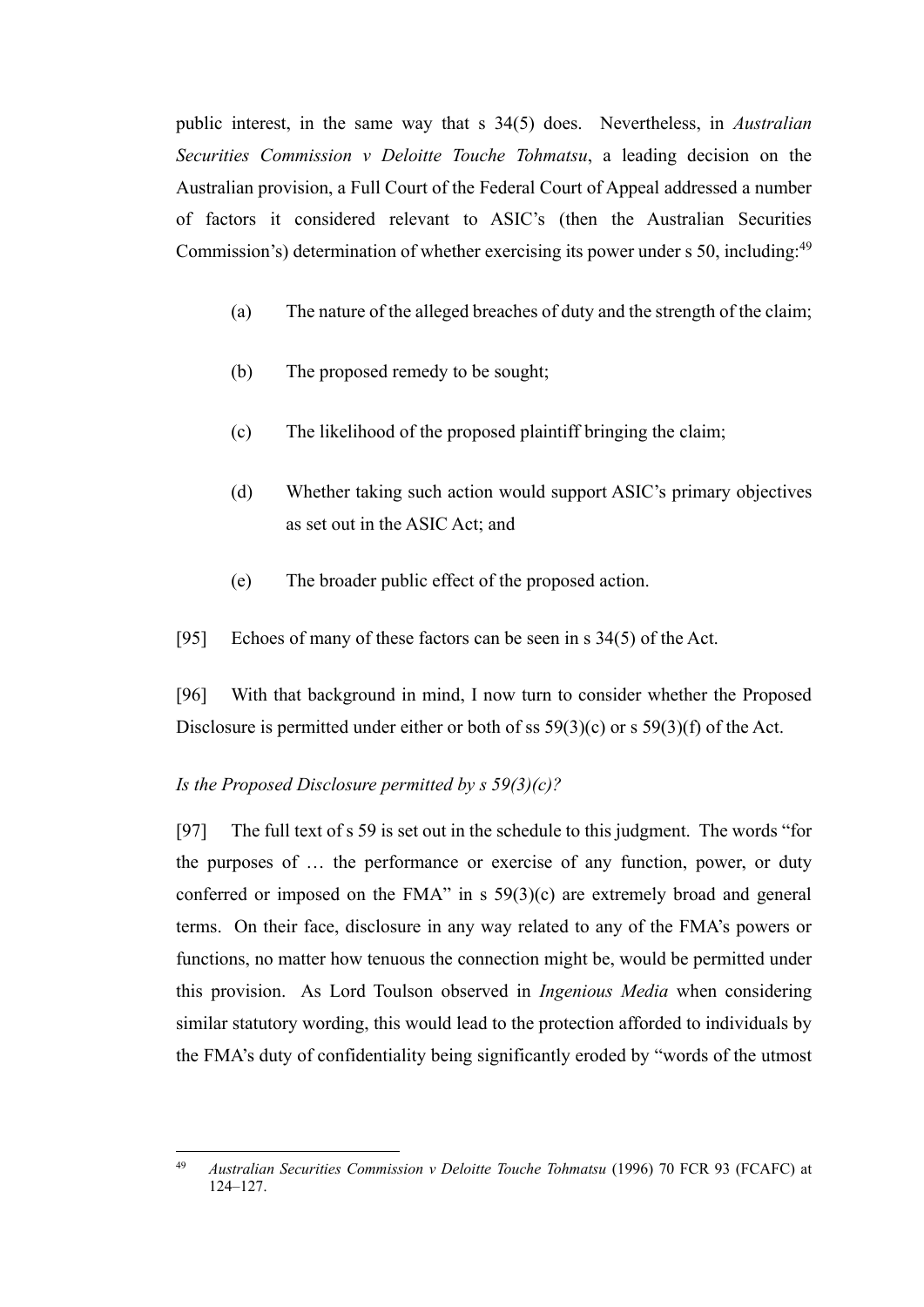public interest, in the same way that s 34(5) does. Nevertheless, in *Australian Securities Commission v Deloitte Touche Tohmatsu*, a leading decision on the Australian provision, a Full Court of the Federal Court of Appeal addressed a number of factors it considered relevant to ASIC's (then the Australian Securities Commission's) determination of whether exercising its power under s 50, including:[49]

(a) The nature of the alleged breaches of duty and the strength of the claim;

(b) The proposed remedy to be sought;

(c) The likelihood of the proposed plaintiff bringing the claim;

(d) Whether taking such action would support ASIC's primary objectives as set out in the ASIC Act; and

(e) The broader public effect of the proposed action.

[95] Echoes of many of these factors can be seen in s 34(5) of the Act.

[96] With that background in mind, I now turn to consider whether the Proposed Disclosure is permitted under either or both of ss 59(3)(c) or s 59(3)(f) of the Act.

*Is the Proposed Disclosure permitted by s 59(3)(c)?*

[97] The full text of s 59 is set out in the schedule to this judgment. The words "for the purposes of … the performance or exercise of any function, power, or duty conferred or imposed on the FMA" in s 59(3)(c) are extremely broad and general terms. On their face, disclosure in any way related to any of the FMA's powers or functions, no matter how tenuous the connection might be, would be permitted under this provision. As Lord Toulson observed in *Ingenious Media* when considering similar statutory wording, this would lead to the protection afforded to individuals by the FMA's duty of confidentiality being significantly eroded by "words of the utmost

---

[49] *Australian Securities Commission v Deloitte Touche Tohmatsu* (1996) 70 FCR 93 (FCAFC) at 124–127.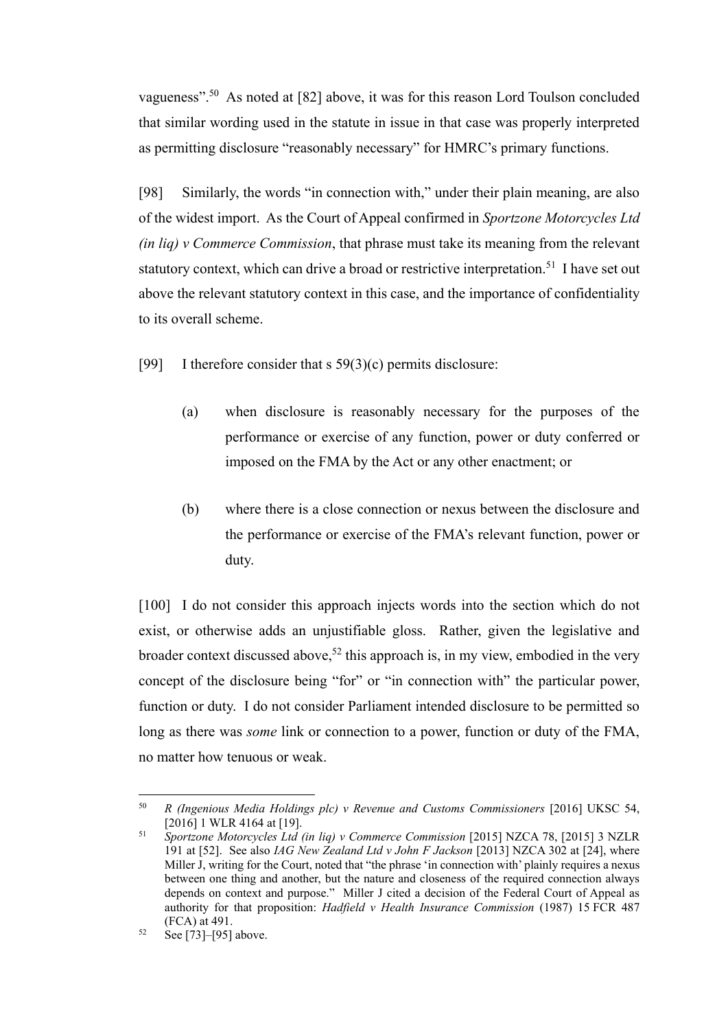vagueness".[50] As noted at [82] above, it was for this reason Lord Toulson concluded that similar wording used in the statute in issue in that case was properly interpreted as permitting disclosure "reasonably necessary" for HMRC's primary functions.

[98] Similarly, the words "in connection with," under their plain meaning, are also of the widest import. As the Court of Appeal confirmed in *Sportzone Motorcycles Ltd (in liq) v Commerce Commission*, that phrase must take its meaning from the relevant statutory context, which can drive a broad or restrictive interpretation.[51] I have set out above the relevant statutory context in this case, and the importance of confidentiality to its overall scheme.

[99] I therefore consider that s 59(3)(c) permits disclosure:

(a) when disclosure is reasonably necessary for the purposes of the performance or exercise of any function, power or duty conferred or imposed on the FMA by the Act or any other enactment; or

(b) where there is a close connection or nexus between the disclosure and the performance or exercise of the FMA's relevant function, power or duty.

[100] I do not consider this approach injects words into the section which do not exist, or otherwise adds an unjustifiable gloss. Rather, given the legislative and broader context discussed above,[52] this approach is, in my view, embodied in the very concept of the disclosure being "for" or "in connection with" the particular power, function or duty. I do not consider Parliament intended disclosure to be permitted so long as there was *some* link or connection to a power, function or duty of the FMA, no matter how tenuous or weak.

---

[50] *R (Ingenious Media Holdings plc) v Revenue and Customs Commissioners* [2016] UKSC 54, [2016] 1 WLR 4164 at [19].

[51] *Sportzone Motorcycles Ltd (in liq) v Commerce Commission* [2015] NZCA 78, [2015] 3 NZLR 191 at [52]. See also *IAG New Zealand Ltd v John F Jackson* [2013] NZCA 302 at [24], where Miller J, writing for the Court, noted that "the phrase 'in connection with' plainly requires a nexus between one thing and another, but the nature and closeness of the required connection always depends on context and purpose." Miller J cited a decision of the Federal Court of Appeal as authority for that proposition: *Hadfield v Health Insurance Commission* (1987) 15 FCR 487 (FCA) at 491.

[52] See [73]–[95] above.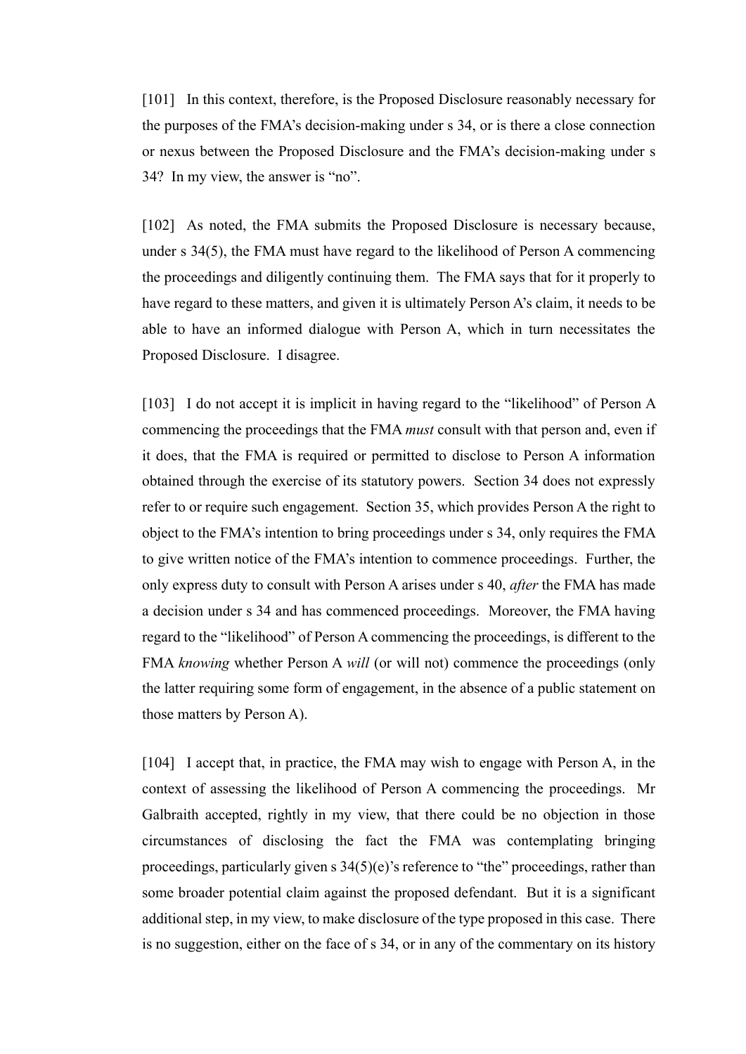[101] In this context, therefore, is the Proposed Disclosure reasonably necessary for the purposes of the FMA's decision-making under s 34, or is there a close connection or nexus between the Proposed Disclosure and the FMA's decision-making under s 34? In my view, the answer is "no".

[102] As noted, the FMA submits the Proposed Disclosure is necessary because, under s 34(5), the FMA must have regard to the likelihood of Person A commencing the proceedings and diligently continuing them. The FMA says that for it properly to have regard to these matters, and given it is ultimately Person A's claim, it needs to be able to have an informed dialogue with Person A, which in turn necessitates the Proposed Disclosure. I disagree.

[103] I do not accept it is implicit in having regard to the "likelihood" of Person A commencing the proceedings that the FMA *must* consult with that person and, even if it does, that the FMA is required or permitted to disclose to Person A information obtained through the exercise of its statutory powers. Section 34 does not expressly refer to or require such engagement. Section 35, which provides Person A the right to object to the FMA's intention to bring proceedings under s 34, only requires the FMA to give written notice of the FMA's intention to commence proceedings. Further, the only express duty to consult with Person A arises under s 40, *after* the FMA has made a decision under s 34 and has commenced proceedings. Moreover, the FMA having regard to the "likelihood" of Person A commencing the proceedings, is different to the FMA *knowing* whether Person A *will* (or will not) commence the proceedings (only the latter requiring some form of engagement, in the absence of a public statement on those matters by Person A).

[104] I accept that, in practice, the FMA may wish to engage with Person A, in the context of assessing the likelihood of Person A commencing the proceedings. Mr Galbraith accepted, rightly in my view, that there could be no objection in those circumstances of disclosing the fact the FMA was contemplating bringing proceedings, particularly given s 34(5)(e)'s reference to "the" proceedings, rather than some broader potential claim against the proposed defendant. But it is a significant additional step, in my view, to make disclosure of the type proposed in this case. There is no suggestion, either on the face of s 34, or in any of the commentary on its history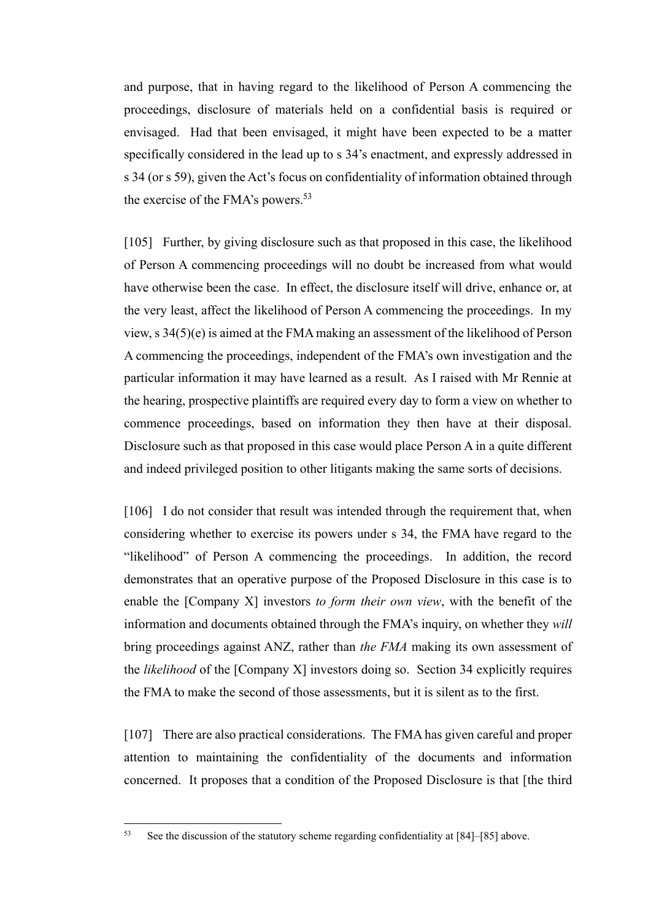and purpose, that in having regard to the likelihood of Person A commencing the proceedings, disclosure of materials held on a confidential basis is required or envisaged. Had that been envisaged, it might have been expected to be a matter specifically considered in the lead up to s 34's enactment, and expressly addressed in s 34 (or s 59), given the Act's focus on confidentiality of information obtained through the exercise of the FMA's powers.[53]

[105] Further, by giving disclosure such as that proposed in this case, the likelihood of Person A commencing proceedings will no doubt be increased from what would have otherwise been the case. In effect, the disclosure itself will drive, enhance or, at the very least, affect the likelihood of Person A commencing the proceedings. In my view, s 34(5)(e) is aimed at the FMA making an assessment of the likelihood of Person A commencing the proceedings, independent of the FMA's own investigation and the particular information it may have learned as a result. As I raised with Mr Rennie at the hearing, prospective plaintiffs are required every day to form a view on whether to commence proceedings, based on information they then have at their disposal. Disclosure such as that proposed in this case would place Person A in a quite different and indeed privileged position to other litigants making the same sorts of decisions.

[106] I do not consider that result was intended through the requirement that, when considering whether to exercise its powers under s 34, the FMA have regard to the "likelihood" of Person A commencing the proceedings. In addition, the record demonstrates that an operative purpose of the Proposed Disclosure in this case is to enable the [Company X] investors *to form their own view*, with the benefit of the information and documents obtained through the FMA's inquiry, on whether they *will* bring proceedings against ANZ, rather than *the FMA* making its own assessment of the *likelihood* of the [Company X] investors doing so. Section 34 explicitly requires the FMA to make the second of those assessments, but it is silent as to the first.

[107] There are also practical considerations. The FMA has given careful and proper attention to maintaining the confidentiality of the documents and information concerned. It proposes that a condition of the Proposed Disclosure is that [the third

[53] See the discussion of the statutory scheme regarding confidentiality at [84]–[85] above.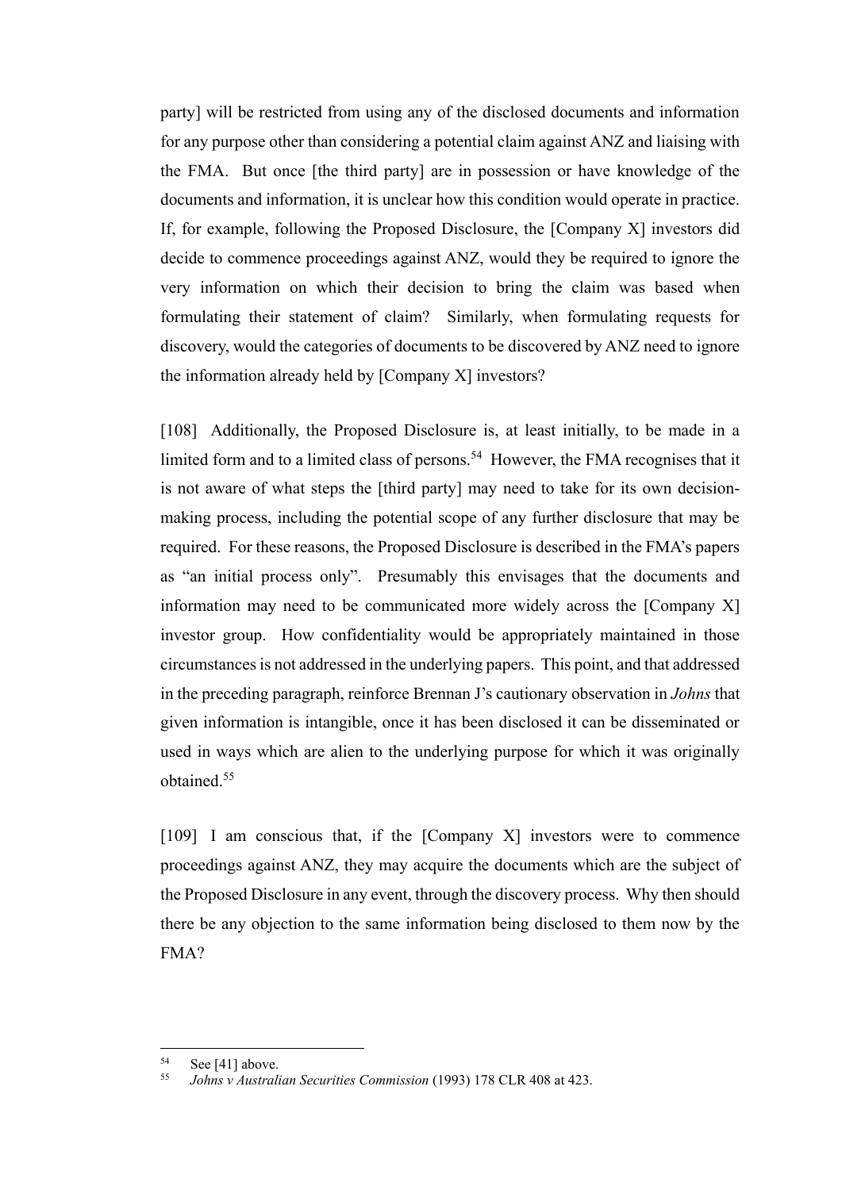party] will be restricted from using any of the disclosed documents and information for any purpose other than considering a potential claim against ANZ and liaising with the FMA. But once [the third party] are in possession or have knowledge of the documents and information, it is unclear how this condition would operate in practice. If, for example, following the Proposed Disclosure, the [Company X] investors did decide to commence proceedings against ANZ, would they be required to ignore the very information on which their decision to bring the claim was based when formulating their statement of claim? Similarly, when formulating requests for discovery, would the categories of documents to be discovered by ANZ need to ignore the information already held by [Company X] investors?

[108] Additionally, the Proposed Disclosure is, at least initially, to be made in a limited form and to a limited class of persons.[54] However, the FMA recognises that it is not aware of what steps the [third party] may need to take for its own decision-making process, including the potential scope of any further disclosure that may be required. For these reasons, the Proposed Disclosure is described in the FMA's papers as "an initial process only". Presumably this envisages that the documents and information may need to be communicated more widely across the [Company X] investor group. How confidentiality would be appropriately maintained in those circumstances is not addressed in the underlying papers. This point, and that addressed in the preceding paragraph, reinforce Brennan J's cautionary observation in *Johns* that given information is intangible, once it has been disclosed it can be disseminated or used in ways which are alien to the underlying purpose for which it was originally obtained.[55]

[109] I am conscious that, if the [Company X] investors were to commence proceedings against ANZ, they may acquire the documents which are the subject of the Proposed Disclosure in any event, through the discovery process. Why then should there be any objection to the same information being disclosed to them now by the FMA?

---

[54] See [41] above.

[55] *Johns v Australian Securities Commission* (1993) 178 CLR 408 at 423.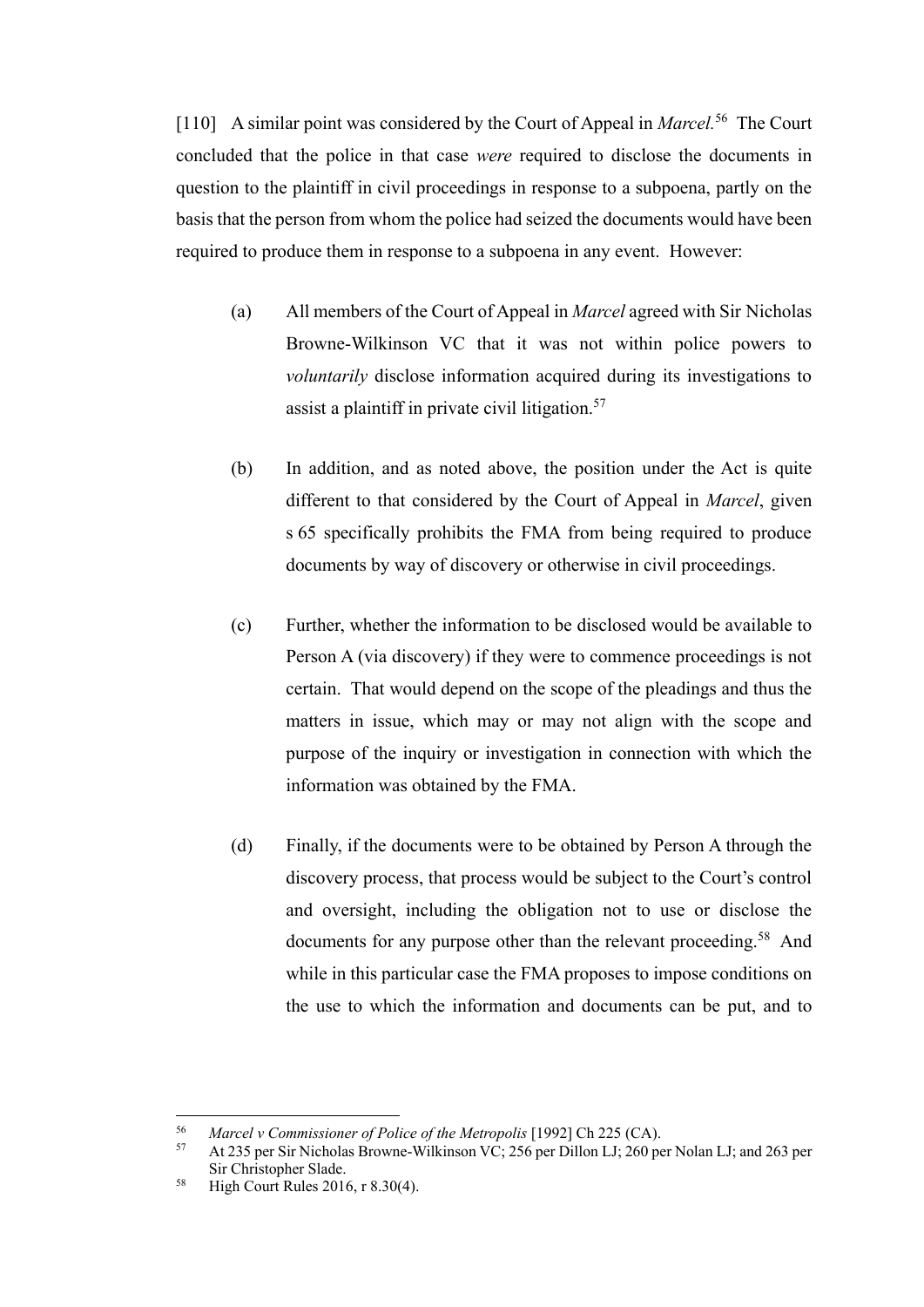[110] A similar point was considered by the Court of Appeal in *Marcel*.[56] The Court concluded that the police in that case *were* required to disclose the documents in question to the plaintiff in civil proceedings in response to a subpoena, partly on the basis that the person from whom the police had seized the documents would have been required to produce them in response to a subpoena in any event. However:

(a) All members of the Court of Appeal in *Marcel* agreed with Sir Nicholas Browne-Wilkinson VC that it was not within police powers to *voluntarily* disclose information acquired during its investigations to assist a plaintiff in private civil litigation.[57]

(b) In addition, and as noted above, the position under the Act is quite different to that considered by the Court of Appeal in *Marcel*, given s 65 specifically prohibits the FMA from being required to produce documents by way of discovery or otherwise in civil proceedings.

(c) Further, whether the information to be disclosed would be available to Person A (via discovery) if they were to commence proceedings is not certain. That would depend on the scope of the pleadings and thus the matters in issue, which may or may not align with the scope and purpose of the inquiry or investigation in connection with which the information was obtained by the FMA.

(d) Finally, if the documents were to be obtained by Person A through the discovery process, that process would be subject to the Court's control and oversight, including the obligation not to use or disclose the documents for any purpose other than the relevant proceeding.[58] And while in this particular case the FMA proposes to impose conditions on the use to which the information and documents can be put, and to

---

[56] *Marcel v Commissioner of Police of the Metropolis* [1992] Ch 225 (CA).

[57] At 235 per Sir Nicholas Browne-Wilkinson VC; 256 per Dillon LJ; 260 per Nolan LJ; and 263 per Sir Christopher Slade.

[58] High Court Rules 2016, r 8.30(4).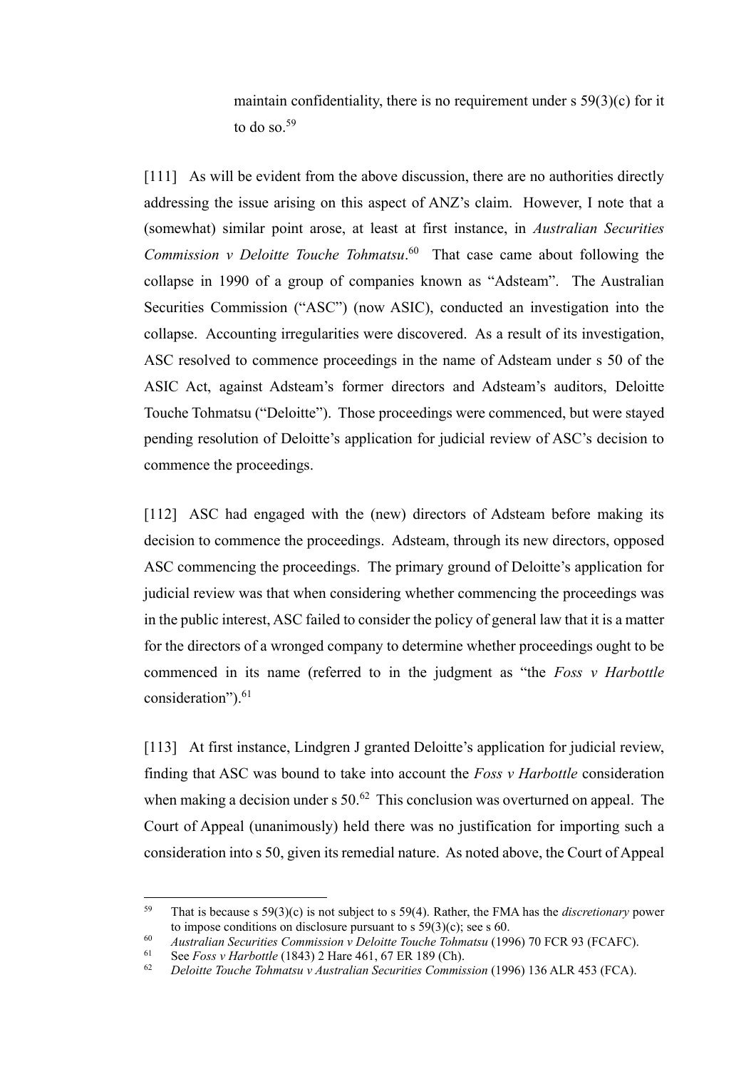> maintain confidentiality, there is no requirement under s 59(3)(c) for it to do so.[59]

[111] As will be evident from the above discussion, there are no authorities directly addressing the issue arising on this aspect of ANZ's claim. However, I note that a (somewhat) similar point arose, at least at first instance, in *Australian Securities Commission v Deloitte Touche Tohmatsu*.[60] That case came about following the collapse in 1990 of a group of companies known as "Adsteam". The Australian Securities Commission ("ASC") (now ASIC), conducted an investigation into the collapse. Accounting irregularities were discovered. As a result of its investigation, ASC resolved to commence proceedings in the name of Adsteam under s 50 of the ASIC Act, against Adsteam's former directors and Adsteam's auditors, Deloitte Touche Tohmatsu ("Deloitte"). Those proceedings were commenced, but were stayed pending resolution of Deloitte's application for judicial review of ASC's decision to commence the proceedings.

[112] ASC had engaged with the (new) directors of Adsteam before making its decision to commence the proceedings. Adsteam, through its new directors, opposed ASC commencing the proceedings. The primary ground of Deloitte's application for judicial review was that when considering whether commencing the proceedings was in the public interest, ASC failed to consider the policy of general law that it is a matter for the directors of a wronged company to determine whether proceedings ought to be commenced in its name (referred to in the judgment as "the *Foss v Harbottle* consideration").[61]

[113] At first instance, Lindgren J granted Deloitte's application for judicial review, finding that ASC was bound to take into account the *Foss v Harbottle* consideration when making a decision under s 50.[62] This conclusion was overturned on appeal. The Court of Appeal (unanimously) held there was no justification for importing such a consideration into s 50, given its remedial nature. As noted above, the Court of Appeal

---

[59] That is because s 59(3)(c) is not subject to s 59(4). Rather, the FMA has the *discretionary* power to impose conditions on disclosure pursuant to s 59(3)(c); see s 60.

[60] *Australian Securities Commission v Deloitte Touche Tohmatsu* (1996) 70 FCR 93 (FCAFC).

[61] See *Foss v Harbottle* (1843) 2 Hare 461, 67 ER 189 (Ch).

[62] *Deloitte Touche Tohmatsu v Australian Securities Commission* (1996) 136 ALR 453 (FCA).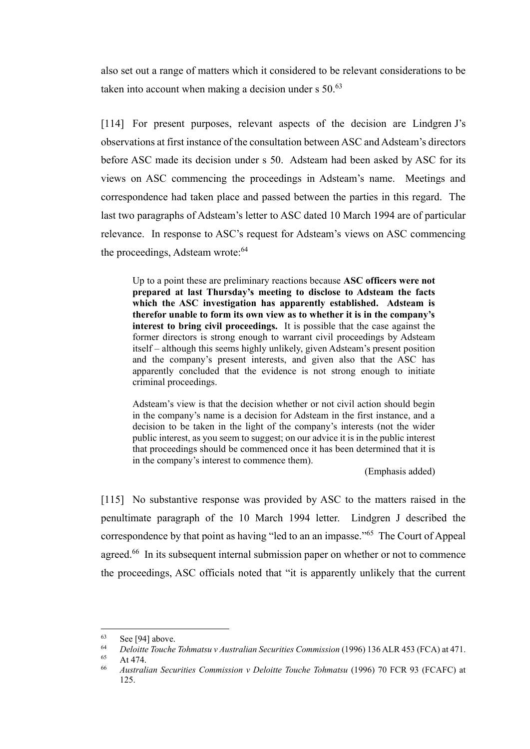also set out a range of matters which it considered to be relevant considerations to be taken into account when making a decision under s 50.[63]

[114] For present purposes, relevant aspects of the decision are Lindgren J's observations at first instance of the consultation between ASC and Adsteam's directors before ASC made its decision under s 50. Adsteam had been asked by ASC for its views on ASC commencing the proceedings in Adsteam's name. Meetings and correspondence had taken place and passed between the parties in this regard. The last two paragraphs of Adsteam's letter to ASC dated 10 March 1994 are of particular relevance. In response to ASC's request for Adsteam's views on ASC commencing the proceedings, Adsteam wrote:[64]

> Up to a point these are preliminary reactions because **ASC officers were not prepared at last Thursday's meeting to disclose to Adsteam the facts which the ASC investigation has apparently established. Adsteam is therefor unable to form its own view as to whether it is in the company's interest to bring civil proceedings.** It is possible that the case against the former directors is strong enough to warrant civil proceedings by Adsteam itself – although this seems highly unlikely, given Adsteam's present position and the company's present interests, and given also that the ASC has apparently concluded that the evidence is not strong enough to initiate criminal proceedings.
>
> Adsteam's view is that the decision whether or not civil action should begin in the company's name is a decision for Adsteam in the first instance, and a decision to be taken in the light of the company's interests (not the wider public interest, as you seem to suggest; on our advice it is in the public interest that proceedings should be commenced once it has been determined that it is in the company's interest to commence them).
>
> (Emphasis added)

[115] No substantive response was provided by ASC to the matters raised in the penultimate paragraph of the 10 March 1994 letter. Lindgren J described the correspondence by that point as having "led to an an impasse."[65] The Court of Appeal agreed.[66] In its subsequent internal submission paper on whether or not to commence the proceedings, ASC officials noted that "it is apparently unlikely that the current

---

[63] See [94] above.

[64] *Deloitte Touche Tohmatsu v Australian Securities Commission* (1996) 136 ALR 453 (FCA) at 471.

[65] At 474.

[66] *Australian Securities Commission v Deloitte Touche Tohmatsu* (1996) 70 FCR 93 (FCAFC) at 125.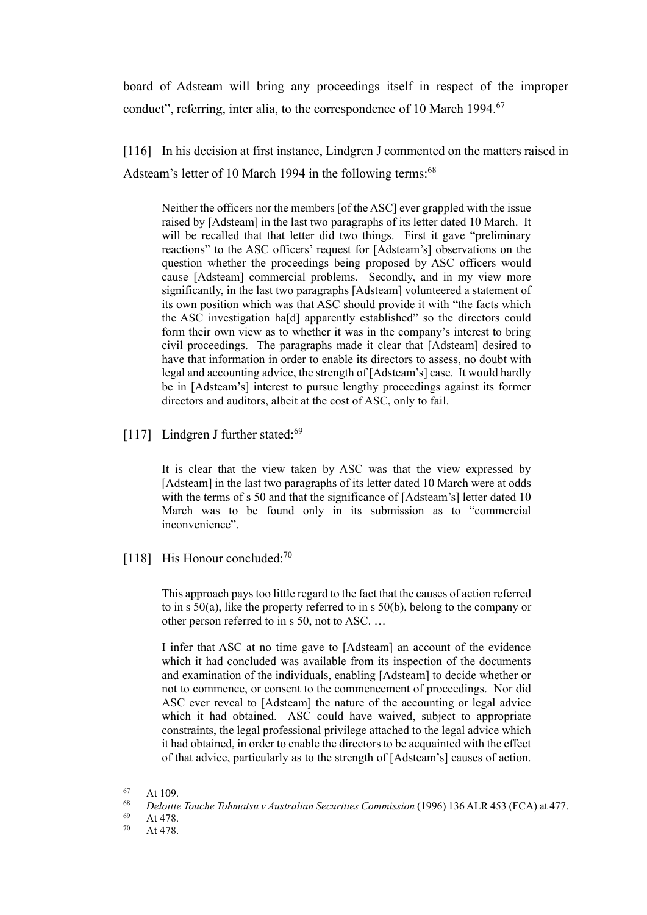board of Adsteam will bring any proceedings itself in respect of the improper conduct", referring, inter alia, to the correspondence of 10 March 1994.[67]

[116] In his decision at first instance, Lindgren J commented on the matters raised in Adsteam's letter of 10 March 1994 in the following terms:[68]

> Neither the officers nor the members [of the ASC] ever grappled with the issue raised by [Adsteam] in the last two paragraphs of its letter dated 10 March. It will be recalled that that letter did two things. First it gave "preliminary reactions" to the ASC officers' request for [Adsteam's] observations on the question whether the proceedings being proposed by ASC officers would cause [Adsteam] commercial problems. Secondly, and in my view more significantly, in the last two paragraphs [Adsteam] volunteered a statement of its own position which was that ASC should provide it with "the facts which the ASC investigation ha[d] apparently established" so the directors could form their own view as to whether it was in the company's interest to bring civil proceedings. The paragraphs made it clear that [Adsteam] desired to have that information in order to enable its directors to assess, no doubt with legal and accounting advice, the strength of [Adsteam's] case. It would hardly be in [Adsteam's] interest to pursue lengthy proceedings against its former directors and auditors, albeit at the cost of ASC, only to fail.

[117] Lindgren J further stated:[69]

> It is clear that the view taken by ASC was that the view expressed by [Adsteam] in the last two paragraphs of its letter dated 10 March were at odds with the terms of s 50 and that the significance of [Adsteam's] letter dated 10 March was to be found only in its submission as to "commercial inconvenience".

[118] His Honour concluded:[70]

> This approach pays too little regard to the fact that the causes of action referred to in s 50(a), like the property referred to in s 50(b), belong to the company or other person referred to in s 50, not to ASC. …
>
> I infer that ASC at no time gave to [Adsteam] an account of the evidence which it had concluded was available from its inspection of the documents and examination of the individuals, enabling [Adsteam] to decide whether or not to commence, or consent to the commencement of proceedings. Nor did ASC ever reveal to [Adsteam] the nature of the accounting or legal advice which it had obtained. ASC could have waived, subject to appropriate constraints, the legal professional privilege attached to the legal advice which it had obtained, in order to enable the directors to be acquainted with the effect of that advice, particularly as to the strength of [Adsteam's] causes of action.

---

[67] At 109.

[68] *Deloitte Touche Tohmatsu v Australian Securities Commission* (1996) 136 ALR 453 (FCA) at 477.

[69] At 478.

[70] At 478.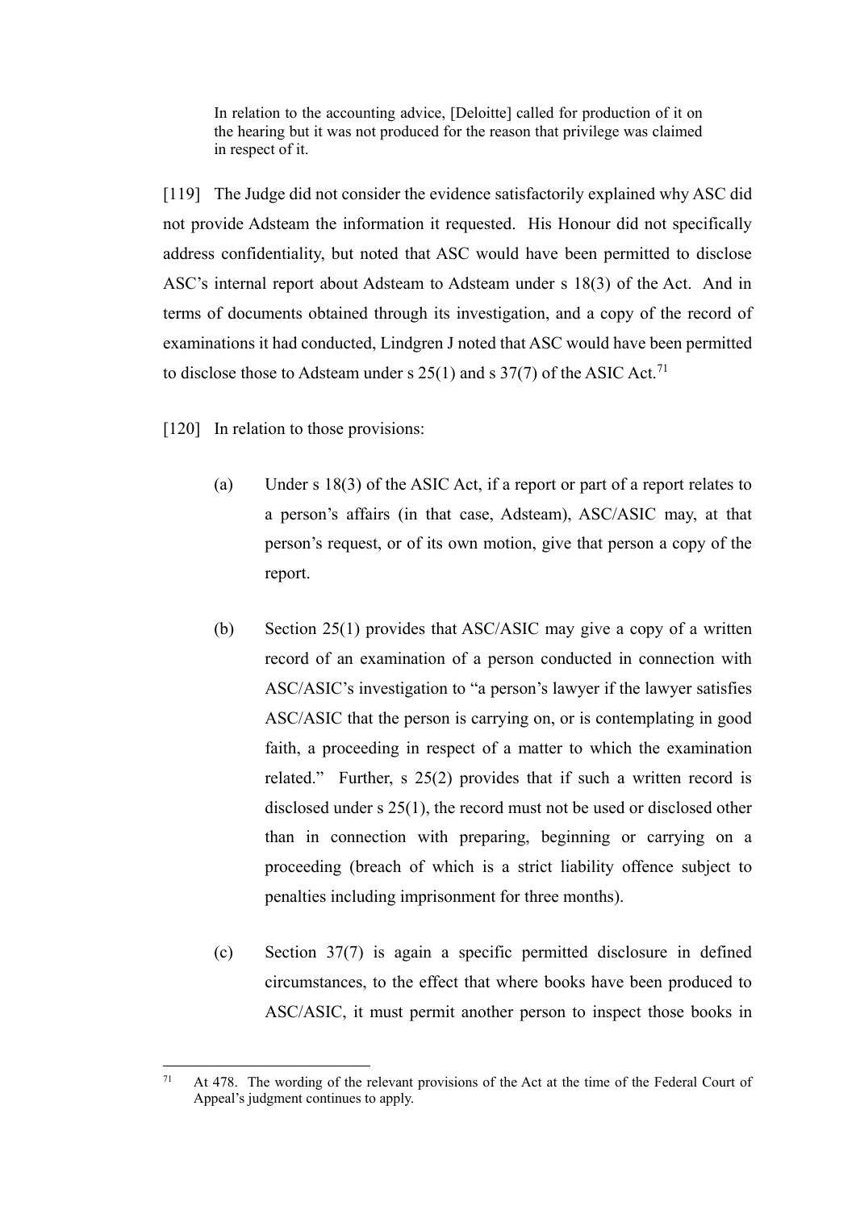> In relation to the accounting advice, [Deloitte] called for production of it on the hearing but it was not produced for the reason that privilege was claimed in respect of it.

[119] The Judge did not consider the evidence satisfactorily explained why ASC did not provide Adsteam the information it requested. His Honour did not specifically address confidentiality, but noted that ASC would have been permitted to disclose ASC's internal report about Adsteam to Adsteam under s 18(3) of the Act. And in terms of documents obtained through its investigation, and a copy of the record of examinations it had conducted, Lindgren J noted that ASC would have been permitted to disclose those to Adsteam under s 25(1) and s 37(7) of the ASIC Act.[71]

[120] In relation to those provisions:

(a) Under s 18(3) of the ASIC Act, if a report or part of a report relates to a person's affairs (in that case, Adsteam), ASC/ASIC may, at that person's request, or of its own motion, give that person a copy of the report.

(b) Section 25(1) provides that ASC/ASIC may give a copy of a written record of an examination of a person conducted in connection with ASC/ASIC's investigation to "a person's lawyer if the lawyer satisfies ASC/ASIC that the person is carrying on, or is contemplating in good faith, a proceeding in respect of a matter to which the examination related." Further, s 25(2) provides that if such a written record is disclosed under s 25(1), the record must not be used or disclosed other than in connection with preparing, beginning or carrying on a proceeding (breach of which is a strict liability offence subject to penalties including imprisonment for three months).

(c) Section 37(7) is again a specific permitted disclosure in defined circumstances, to the effect that where books have been produced to ASC/ASIC, it must permit another person to inspect those books in

---

[71] At 478. The wording of the relevant provisions of the Act at the time of the Federal Court of Appeal's judgment continues to apply.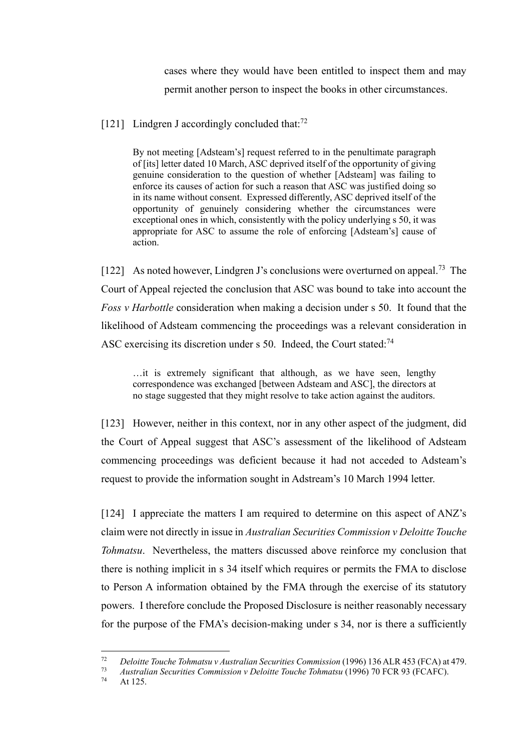cases where they would have been entitled to inspect them and may permit another person to inspect the books in other circumstances.

[121] Lindgren J accordingly concluded that:[72]

> By not meeting [Adsteam's] request referred to in the penultimate paragraph of [its] letter dated 10 March, ASC deprived itself of the opportunity of giving genuine consideration to the question of whether [Adsteam] was failing to enforce its causes of action for such a reason that ASC was justified doing so in its name without consent. Expressed differently, ASC deprived itself of the opportunity of genuinely considering whether the circumstances were exceptional ones in which, consistently with the policy underlying s 50, it was appropriate for ASC to assume the role of enforcing [Adsteam's] cause of action.

[122] As noted however, Lindgren J's conclusions were overturned on appeal.[73] The Court of Appeal rejected the conclusion that ASC was bound to take into account the *Foss v Harbottle* consideration when making a decision under s 50. It found that the likelihood of Adsteam commencing the proceedings was a relevant consideration in ASC exercising its discretion under s 50. Indeed, the Court stated:[74]

> …it is extremely significant that although, as we have seen, lengthy correspondence was exchanged [between Adsteam and ASC], the directors at no stage suggested that they might resolve to take action against the auditors.

[123] However, neither in this context, nor in any other aspect of the judgment, did the Court of Appeal suggest that ASC's assessment of the likelihood of Adsteam commencing proceedings was deficient because it had not acceded to Adsteam's request to provide the information sought in Adstream's 10 March 1994 letter.

[124] I appreciate the matters I am required to determine on this aspect of ANZ's claim were not directly in issue in *Australian Securities Commission v Deloitte Touche Tohmatsu*. Nevertheless, the matters discussed above reinforce my conclusion that there is nothing implicit in s 34 itself which requires or permits the FMA to disclose to Person A information obtained by the FMA through the exercise of its statutory powers. I therefore conclude the Proposed Disclosure is neither reasonably necessary for the purpose of the FMA's decision-making under s 34, nor is there a sufficiently

---

[72] *Deloitte Touche Tohmatsu v Australian Securities Commission* (1996) 136 ALR 453 (FCA) at 479.

[73] *Australian Securities Commission v Deloitte Touche Tohmatsu* (1996) 70 FCR 93 (FCAFC).

[74] At 125.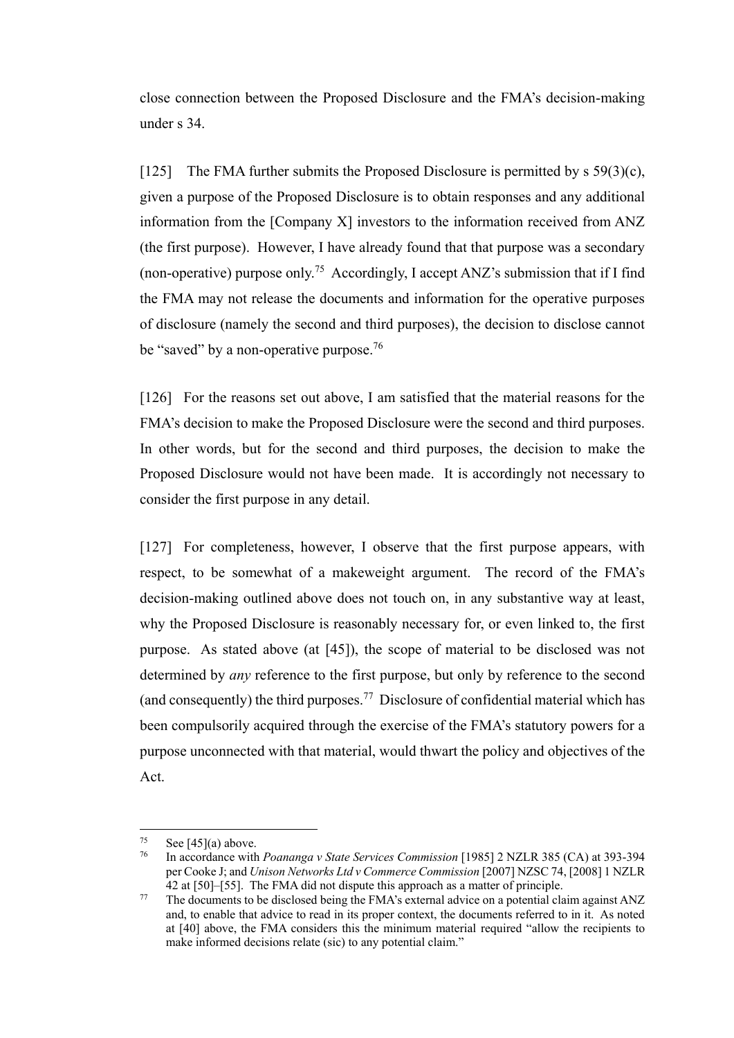close connection between the Proposed Disclosure and the FMA's decision-making under s 34.

[125] The FMA further submits the Proposed Disclosure is permitted by s 59(3)(c), given a purpose of the Proposed Disclosure is to obtain responses and any additional information from the [Company X] investors to the information received from ANZ (the first purpose). However, I have already found that that purpose was a secondary (non-operative) purpose only.[75] Accordingly, I accept ANZ's submission that if I find the FMA may not release the documents and information for the operative purposes of disclosure (namely the second and third purposes), the decision to disclose cannot be "saved" by a non-operative purpose.[76]

[126] For the reasons set out above, I am satisfied that the material reasons for the FMA's decision to make the Proposed Disclosure were the second and third purposes. In other words, but for the second and third purposes, the decision to make the Proposed Disclosure would not have been made. It is accordingly not necessary to consider the first purpose in any detail.

[127] For completeness, however, I observe that the first purpose appears, with respect, to be somewhat of a makeweight argument. The record of the FMA's decision-making outlined above does not touch on, in any substantive way at least, why the Proposed Disclosure is reasonably necessary for, or even linked to, the first purpose. As stated above (at [45]), the scope of material to be disclosed was not determined by *any* reference to the first purpose, but only by reference to the second (and consequently) the third purposes.[77] Disclosure of confidential material which has been compulsorily acquired through the exercise of the FMA's statutory powers for a purpose unconnected with that material, would thwart the policy and objectives of the Act.

---

[75] See [45](a) above.

[76] In accordance with *Poananga v State Services Commission* [1985] 2 NZLR 385 (CA) at 393-394 per Cooke J; and *Unison Networks Ltd v Commerce Commission* [2007] NZSC 74, [2008] 1 NZLR 42 at [50]–[55]. The FMA did not dispute this approach as a matter of principle.

[77] The documents to be disclosed being the FMA's external advice on a potential claim against ANZ and, to enable that advice to read in its proper context, the documents referred to in it. As noted at [40] above, the FMA considers this the minimum material required "allow the recipients to make informed decisions relate (sic) to any potential claim."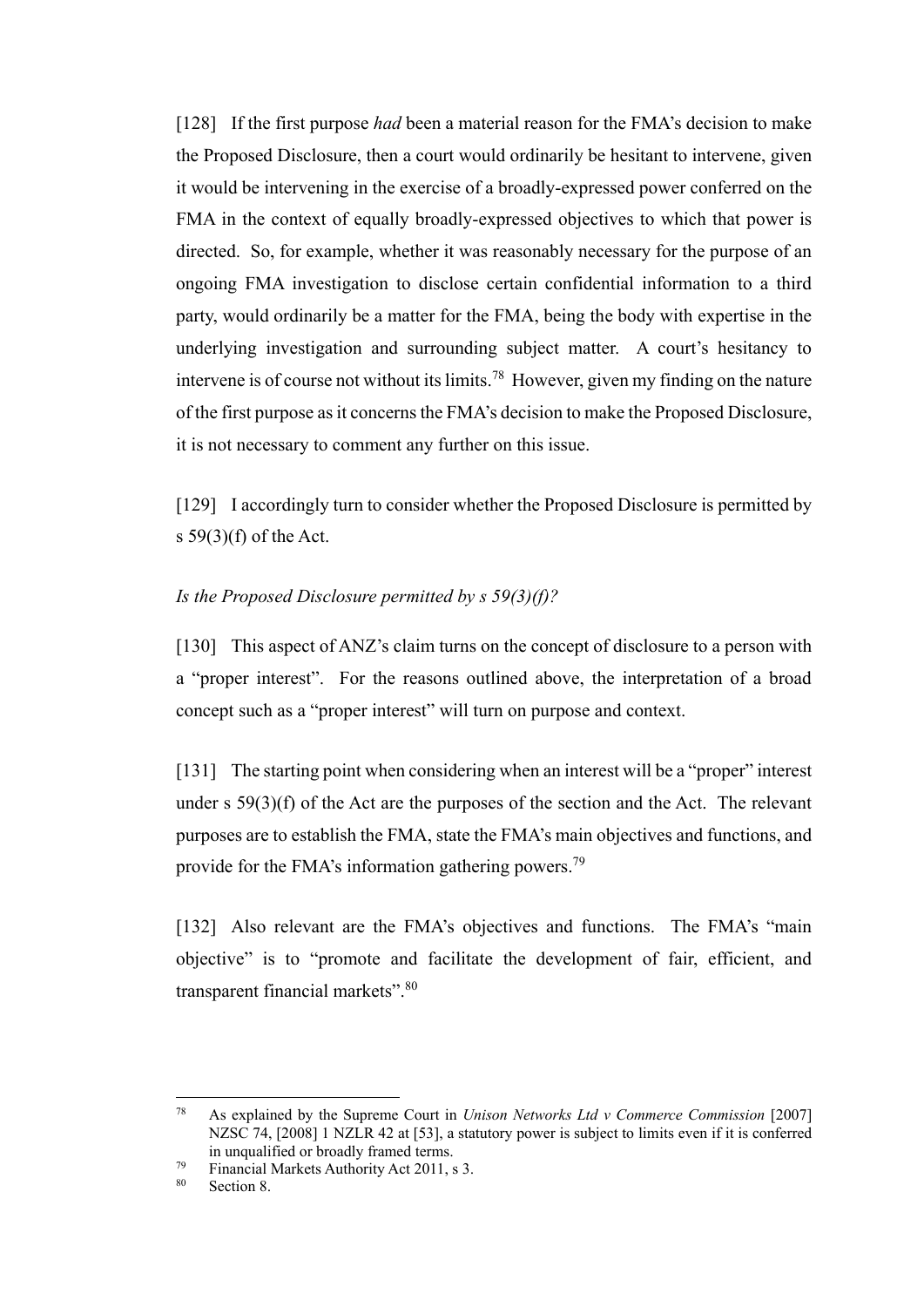[128] If the first purpose *had* been a material reason for the FMA's decision to make the Proposed Disclosure, then a court would ordinarily be hesitant to intervene, given it would be intervening in the exercise of a broadly-expressed power conferred on the FMA in the context of equally broadly-expressed objectives to which that power is directed. So, for example, whether it was reasonably necessary for the purpose of an ongoing FMA investigation to disclose certain confidential information to a third party, would ordinarily be a matter for the FMA, being the body with expertise in the underlying investigation and surrounding subject matter. A court's hesitancy to intervene is of course not without its limits.[78] However, given my finding on the nature of the first purpose as it concerns the FMA's decision to make the Proposed Disclosure, it is not necessary to comment any further on this issue.

[129] I accordingly turn to consider whether the Proposed Disclosure is permitted by s 59(3)(f) of the Act.

*Is the Proposed Disclosure permitted by s 59(3)(f)?*

[130] This aspect of ANZ's claim turns on the concept of disclosure to a person with a "proper interest". For the reasons outlined above, the interpretation of a broad concept such as a "proper interest" will turn on purpose and context.

[131] The starting point when considering when an interest will be a "proper" interest under s 59(3)(f) of the Act are the purposes of the section and the Act. The relevant purposes are to establish the FMA, state the FMA's main objectives and functions, and provide for the FMA's information gathering powers.[79]

[132] Also relevant are the FMA's objectives and functions. The FMA's "main objective" is to "promote and facilitate the development of fair, efficient, and transparent financial markets".[80]

---

[78] As explained by the Supreme Court in *Unison Networks Ltd v Commerce Commission* [2007] NZSC 74, [2008] 1 NZLR 42 at [53], a statutory power is subject to limits even if it is conferred in unqualified or broadly framed terms.

[79] Financial Markets Authority Act 2011, s 3.

[80] Section 8.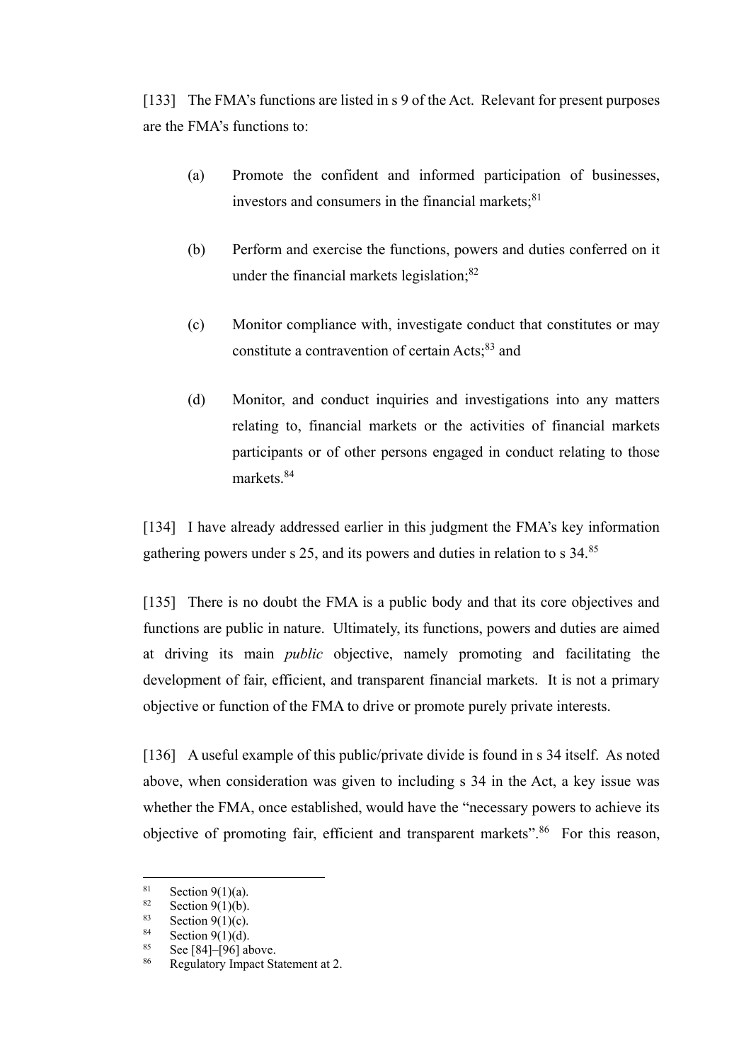[133] The FMA's functions are listed in s 9 of the Act. Relevant for present purposes are the FMA's functions to:

(a) Promote the confident and informed participation of businesses, investors and consumers in the financial markets;[81]

(b) Perform and exercise the functions, powers and duties conferred on it under the financial markets legislation;[82]

(c) Monitor compliance with, investigate conduct that constitutes or may constitute a contravention of certain Acts;[83] and

(d) Monitor, and conduct inquiries and investigations into any matters relating to, financial markets or the activities of financial markets participants or of other persons engaged in conduct relating to those markets.[84]

[134] I have already addressed earlier in this judgment the FMA's key information gathering powers under s 25, and its powers and duties in relation to s 34.[85]

[135] There is no doubt the FMA is a public body and that its core objectives and functions are public in nature. Ultimately, its functions, powers and duties are aimed at driving its main *public* objective, namely promoting and facilitating the development of fair, efficient, and transparent financial markets. It is not a primary objective or function of the FMA to drive or promote purely private interests.

[136] A useful example of this public/private divide is found in s 34 itself. As noted above, when consideration was given to including s 34 in the Act, a key issue was whether the FMA, once established, would have the "necessary powers to achieve its objective of promoting fair, efficient and transparent markets".[86] For this reason,

---

[81] Section 9(1)(a).
[82] Section 9(1)(b).
[83] Section 9(1)(c).
[84] Section 9(1)(d).
[85] See [84]–[96] above.
[86] Regulatory Impact Statement at 2.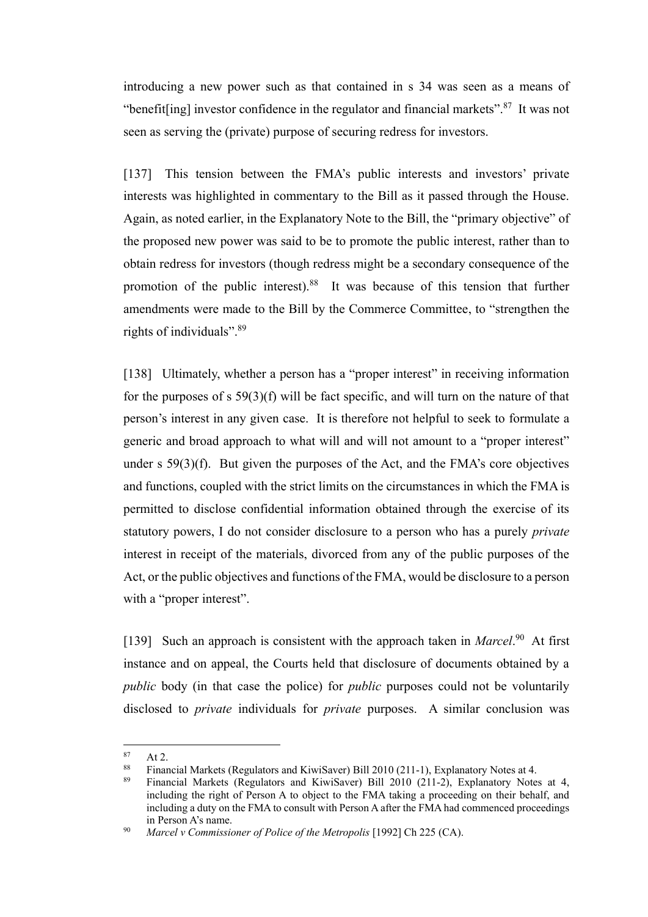introducing a new power such as that contained in s 34 was seen as a means of "benefit[ing] investor confidence in the regulator and financial markets".[87] It was not seen as serving the (private) purpose of securing redress for investors.

[137] This tension between the FMA's public interests and investors' private interests was highlighted in commentary to the Bill as it passed through the House. Again, as noted earlier, in the Explanatory Note to the Bill, the "primary objective" of the proposed new power was said to be to promote the public interest, rather than to obtain redress for investors (though redress might be a secondary consequence of the promotion of the public interest).[88] It was because of this tension that further amendments were made to the Bill by the Commerce Committee, to "strengthen the rights of individuals".[89]

[138] Ultimately, whether a person has a "proper interest" in receiving information for the purposes of s 59(3)(f) will be fact specific, and will turn on the nature of that person's interest in any given case. It is therefore not helpful to seek to formulate a generic and broad approach to what will and will not amount to a "proper interest" under s 59(3)(f). But given the purposes of the Act, and the FMA's core objectives and functions, coupled with the strict limits on the circumstances in which the FMA is permitted to disclose confidential information obtained through the exercise of its statutory powers, I do not consider disclosure to a person who has a purely *private* interest in receipt of the materials, divorced from any of the public purposes of the Act, or the public objectives and functions of the FMA, would be disclosure to a person with a "proper interest".

[139] Such an approach is consistent with the approach taken in *Marcel*.[90] At first instance and on appeal, the Courts held that disclosure of documents obtained by a *public* body (in that case the police) for *public* purposes could not be voluntarily disclosed to *private* individuals for *private* purposes. A similar conclusion was

---

[87] At 2.

[88] Financial Markets (Regulators and KiwiSaver) Bill 2010 (211-1), Explanatory Notes at 4.

[89] Financial Markets (Regulators and KiwiSaver) Bill 2010 (211-2), Explanatory Notes at 4, including the right of Person A to object to the FMA taking a proceeding on their behalf, and including a duty on the FMA to consult with Person A after the FMA had commenced proceedings in Person A's name.

[90] *Marcel v Commissioner of Police of the Metropolis* [1992] Ch 225 (CA).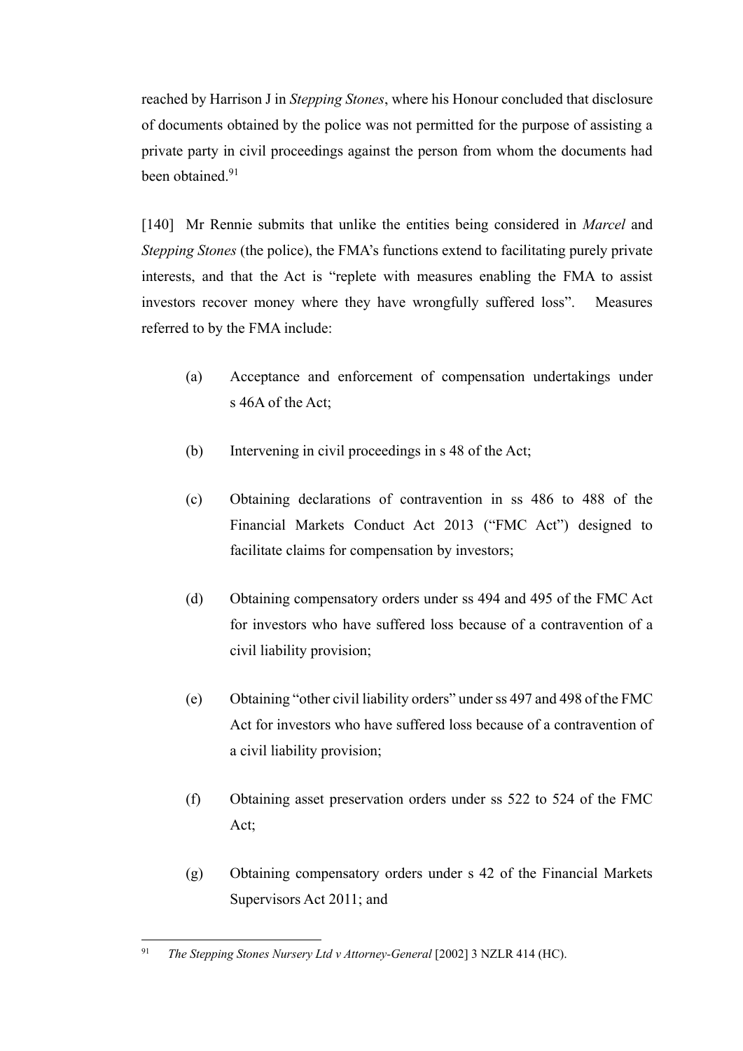reached by Harrison J in *Stepping Stones*, where his Honour concluded that disclosure of documents obtained by the police was not permitted for the purpose of assisting a private party in civil proceedings against the person from whom the documents had been obtained.[91]

[140] Mr Rennie submits that unlike the entities being considered in *Marcel* and *Stepping Stones* (the police), the FMA's functions extend to facilitating purely private interests, and that the Act is "replete with measures enabling the FMA to assist investors recover money where they have wrongfully suffered loss". Measures referred to by the FMA include:

(a) Acceptance and enforcement of compensation undertakings under s 46A of the Act;

(b) Intervening in civil proceedings in s 48 of the Act;

(c) Obtaining declarations of contravention in ss 486 to 488 of the Financial Markets Conduct Act 2013 ("FMC Act") designed to facilitate claims for compensation by investors;

(d) Obtaining compensatory orders under ss 494 and 495 of the FMC Act for investors who have suffered loss because of a contravention of a civil liability provision;

(e) Obtaining "other civil liability orders" under ss 497 and 498 of the FMC Act for investors who have suffered loss because of a contravention of a civil liability provision;

(f) Obtaining asset preservation orders under ss 522 to 524 of the FMC Act;

(g) Obtaining compensatory orders under s 42 of the Financial Markets Supervisors Act 2011; and

---

[91] *The Stepping Stones Nursery Ltd v Attorney-General* [2002] 3 NZLR 414 (HC).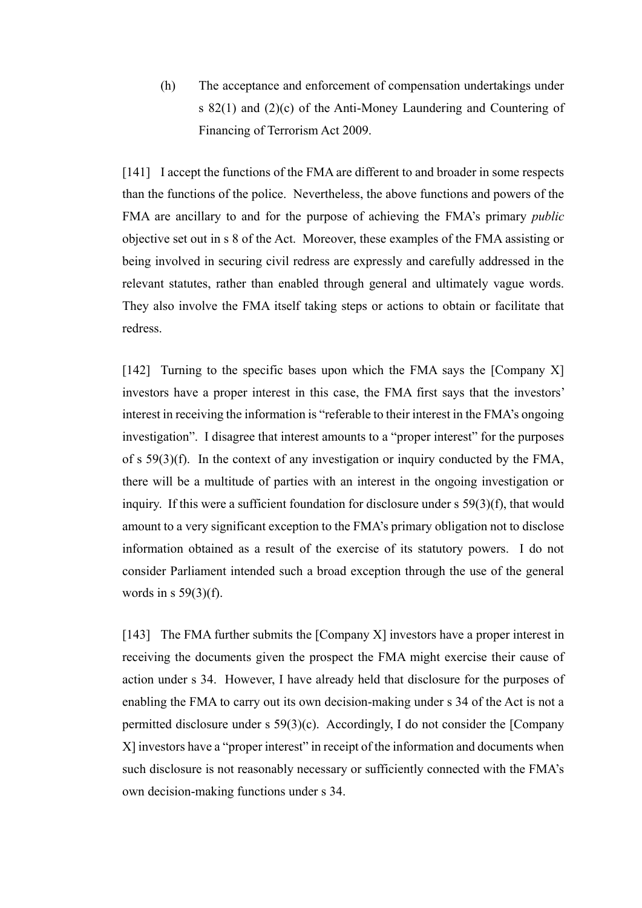(h) The acceptance and enforcement of compensation undertakings under s 82(1) and (2)(c) of the Anti-Money Laundering and Countering of Financing of Terrorism Act 2009.

[141] I accept the functions of the FMA are different to and broader in some respects than the functions of the police. Nevertheless, the above functions and powers of the FMA are ancillary to and for the purpose of achieving the FMA's primary *public* objective set out in s 8 of the Act. Moreover, these examples of the FMA assisting or being involved in securing civil redress are expressly and carefully addressed in the relevant statutes, rather than enabled through general and ultimately vague words. They also involve the FMA itself taking steps or actions to obtain or facilitate that redress.

[142] Turning to the specific bases upon which the FMA says the [Company X] investors have a proper interest in this case, the FMA first says that the investors' interest in receiving the information is "referable to their interest in the FMA's ongoing investigation". I disagree that interest amounts to a "proper interest" for the purposes of s 59(3)(f). In the context of any investigation or inquiry conducted by the FMA, there will be a multitude of parties with an interest in the ongoing investigation or inquiry. If this were a sufficient foundation for disclosure under s 59(3)(f), that would amount to a very significant exception to the FMA's primary obligation not to disclose information obtained as a result of the exercise of its statutory powers. I do not consider Parliament intended such a broad exception through the use of the general words in s 59(3)(f).

[143] The FMA further submits the [Company X] investors have a proper interest in receiving the documents given the prospect the FMA might exercise their cause of action under s 34. However, I have already held that disclosure for the purposes of enabling the FMA to carry out its own decision-making under s 34 of the Act is not a permitted disclosure under s 59(3)(c). Accordingly, I do not consider the [Company X] investors have a "proper interest" in receipt of the information and documents when such disclosure is not reasonably necessary or sufficiently connected with the FMA's own decision-making functions under s 34.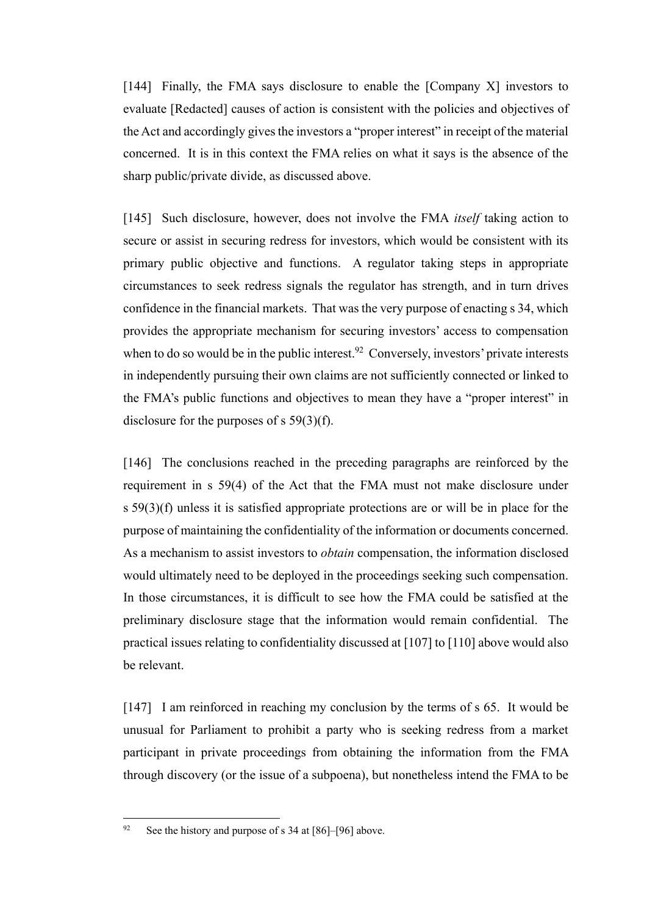[144] Finally, the FMA says disclosure to enable the [Company X] investors to evaluate [Redacted] causes of action is consistent with the policies and objectives of the Act and accordingly gives the investors a "proper interest" in receipt of the material concerned. It is in this context the FMA relies on what it says is the absence of the sharp public/private divide, as discussed above.

[145] Such disclosure, however, does not involve the FMA *itself* taking action to secure or assist in securing redress for investors, which would be consistent with its primary public objective and functions. A regulator taking steps in appropriate circumstances to seek redress signals the regulator has strength, and in turn drives confidence in the financial markets. That was the very purpose of enacting s 34, which provides the appropriate mechanism for securing investors' access to compensation when to do so would be in the public interest.[92] Conversely, investors' private interests in independently pursuing their own claims are not sufficiently connected or linked to the FMA's public functions and objectives to mean they have a "proper interest" in disclosure for the purposes of s 59(3)(f).

[146] The conclusions reached in the preceding paragraphs are reinforced by the requirement in s 59(4) of the Act that the FMA must not make disclosure under s 59(3)(f) unless it is satisfied appropriate protections are or will be in place for the purpose of maintaining the confidentiality of the information or documents concerned. As a mechanism to assist investors to *obtain* compensation, the information disclosed would ultimately need to be deployed in the proceedings seeking such compensation. In those circumstances, it is difficult to see how the FMA could be satisfied at the preliminary disclosure stage that the information would remain confidential. The practical issues relating to confidentiality discussed at [107] to [110] above would also be relevant.

[147] I am reinforced in reaching my conclusion by the terms of s 65. It would be unusual for Parliament to prohibit a party who is seeking redress from a market participant in private proceedings from obtaining the information from the FMA through discovery (or the issue of a subpoena), but nonetheless intend the FMA to be

---

[92] See the history and purpose of s 34 at [86]–[96] above.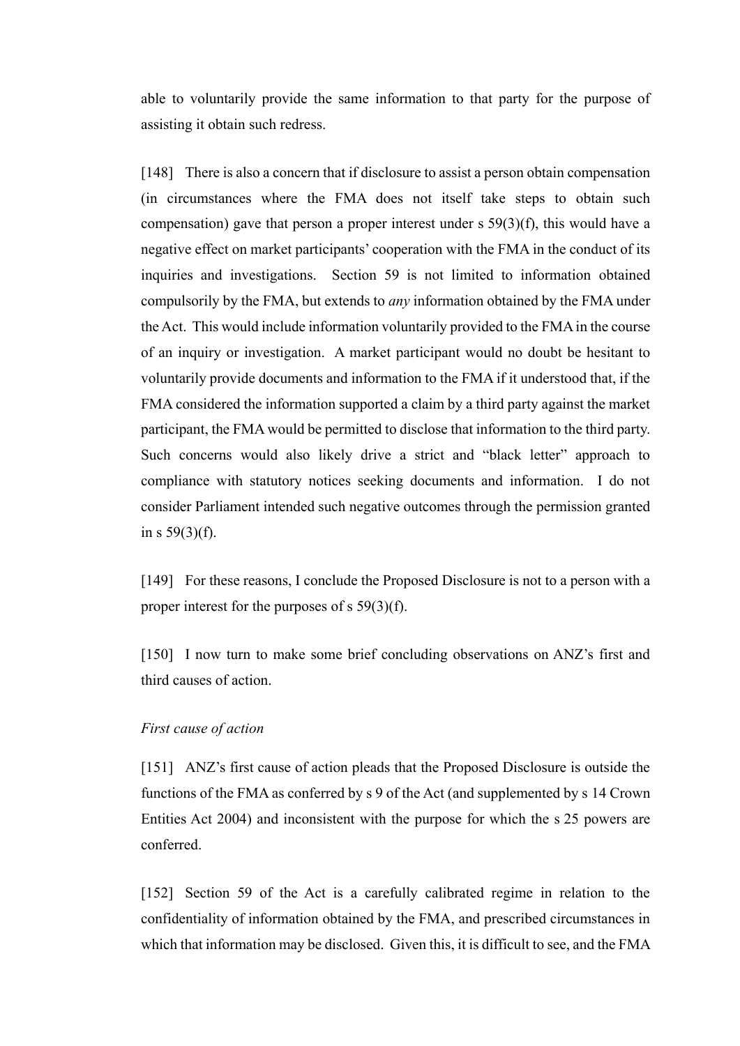able to voluntarily provide the same information to that party for the purpose of assisting it obtain such redress.

[148] There is also a concern that if disclosure to assist a person obtain compensation (in circumstances where the FMA does not itself take steps to obtain such compensation) gave that person a proper interest under s 59(3)(f), this would have a negative effect on market participants' cooperation with the FMA in the conduct of its inquiries and investigations. Section 59 is not limited to information obtained compulsorily by the FMA, but extends to *any* information obtained by the FMA under the Act. This would include information voluntarily provided to the FMA in the course of an inquiry or investigation. A market participant would no doubt be hesitant to voluntarily provide documents and information to the FMA if it understood that, if the FMA considered the information supported a claim by a third party against the market participant, the FMA would be permitted to disclose that information to the third party. Such concerns would also likely drive a strict and "black letter" approach to compliance with statutory notices seeking documents and information. I do not consider Parliament intended such negative outcomes through the permission granted in s 59(3)(f).

[149] For these reasons, I conclude the Proposed Disclosure is not to a person with a proper interest for the purposes of s 59(3)(f).

[150] I now turn to make some brief concluding observations on ANZ's first and third causes of action.

*First cause of action*

[151] ANZ's first cause of action pleads that the Proposed Disclosure is outside the functions of the FMA as conferred by s 9 of the Act (and supplemented by s 14 Crown Entities Act 2004) and inconsistent with the purpose for which the s 25 powers are conferred.

[152] Section 59 of the Act is a carefully calibrated regime in relation to the confidentiality of information obtained by the FMA, and prescribed circumstances in which that information may be disclosed. Given this, it is difficult to see, and the FMA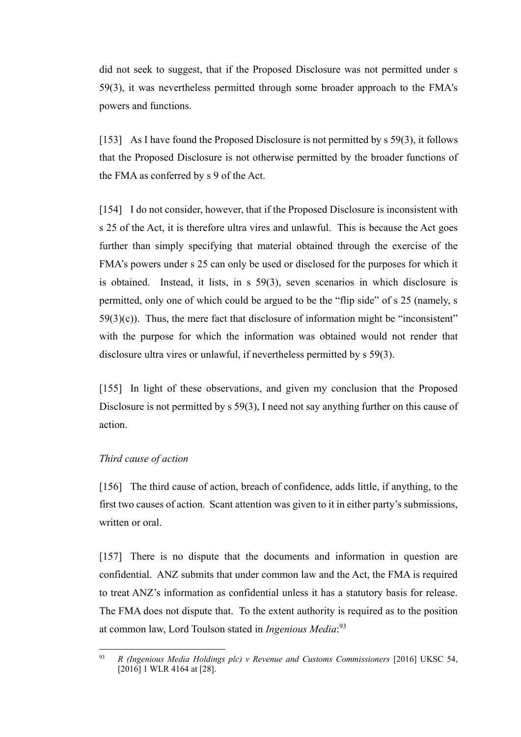did not seek to suggest, that if the Proposed Disclosure was not permitted under s 59(3), it was nevertheless permitted through some broader approach to the FMA's powers and functions.

[153] As I have found the Proposed Disclosure is not permitted by s 59(3), it follows that the Proposed Disclosure is not otherwise permitted by the broader functions of the FMA as conferred by s 9 of the Act.

[154] I do not consider, however, that if the Proposed Disclosure is inconsistent with s 25 of the Act, it is therefore ultra vires and unlawful. This is because the Act goes further than simply specifying that material obtained through the exercise of the FMA's powers under s 25 can only be used or disclosed for the purposes for which it is obtained. Instead, it lists, in s 59(3), seven scenarios in which disclosure is permitted, only one of which could be argued to be the "flip side" of s 25 (namely, s 59(3)(c)). Thus, the mere fact that disclosure of information might be "inconsistent" with the purpose for which the information was obtained would not render that disclosure ultra vires or unlawful, if nevertheless permitted by s 59(3).

[155] In light of these observations, and given my conclusion that the Proposed Disclosure is not permitted by s 59(3), I need not say anything further on this cause of action.

*Third cause of action*

[156] The third cause of action, breach of confidence, adds little, if anything, to the first two causes of action. Scant attention was given to it in either party's submissions, written or oral.

[157] There is no dispute that the documents and information in question are confidential. ANZ submits that under common law and the Act, the FMA is required to treat ANZ's information as confidential unless it has a statutory basis for release. The FMA does not dispute that. To the extent authority is required as to the position at common law, Lord Toulson stated in *Ingenious Media*:[93]

---

[93] *R (Ingenious Media Holdings plc) v Revenue and Customs Commissioners* [2016] UKSC 54, [2016] 1 WLR 4164 at [28].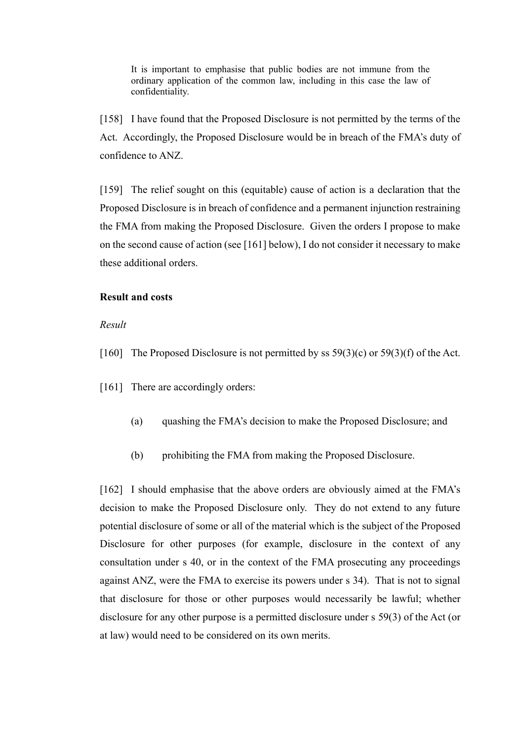> It is important to emphasise that public bodies are not immune from the ordinary application of the common law, including in this case the law of confidentiality.

[158] I have found that the Proposed Disclosure is not permitted by the terms of the Act. Accordingly, the Proposed Disclosure would be in breach of the FMA's duty of confidence to ANZ.

[159] The relief sought on this (equitable) cause of action is a declaration that the Proposed Disclosure is in breach of confidence and a permanent injunction restraining the FMA from making the Proposed Disclosure. Given the orders I propose to make on the second cause of action (see [161] below), I do not consider it necessary to make these additional orders.

**Result and costs**

*Result*

[160] The Proposed Disclosure is not permitted by ss 59(3)(c) or 59(3)(f) of the Act.

[161] There are accordingly orders:

(a) quashing the FMA's decision to make the Proposed Disclosure; and

(b) prohibiting the FMA from making the Proposed Disclosure.

[162] I should emphasise that the above orders are obviously aimed at the FMA's decision to make the Proposed Disclosure only. They do not extend to any future potential disclosure of some or all of the material which is the subject of the Proposed Disclosure for other purposes (for example, disclosure in the context of any consultation under s 40, or in the context of the FMA prosecuting any proceedings against ANZ, were the FMA to exercise its powers under s 34). That is not to signal that disclosure for those or other purposes would necessarily be lawful; whether disclosure for any other purpose is a permitted disclosure under s 59(3) of the Act (or at law) would need to be considered on its own merits.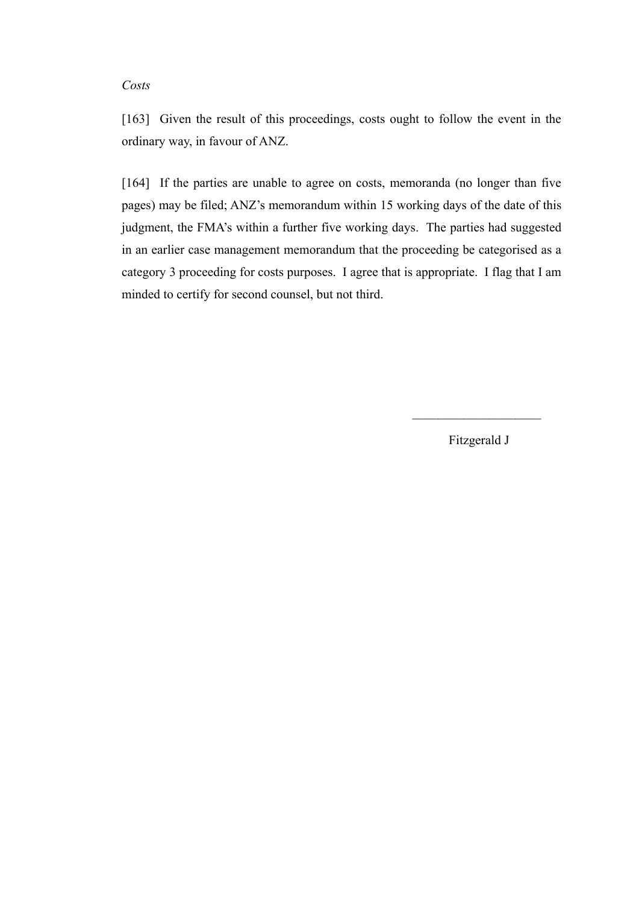*Costs*

[163] Given the result of this proceedings, costs ought to follow the event in the ordinary way, in favour of ANZ.

[164] If the parties are unable to agree on costs, memoranda (no longer than five pages) may be filed; ANZ's memorandum within 15 working days of the date of this judgment, the FMA's within a further five working days. The parties had suggested in an earlier case management memorandum that the proceeding be categorised as a category 3 proceeding for costs purposes. I agree that is appropriate. I flag that I am minded to certify for second counsel, but not third.

\_\_\_\_\_\_\_\_\_\_\_\_\_\_\_\_\_\_\_\_

Fitzgerald J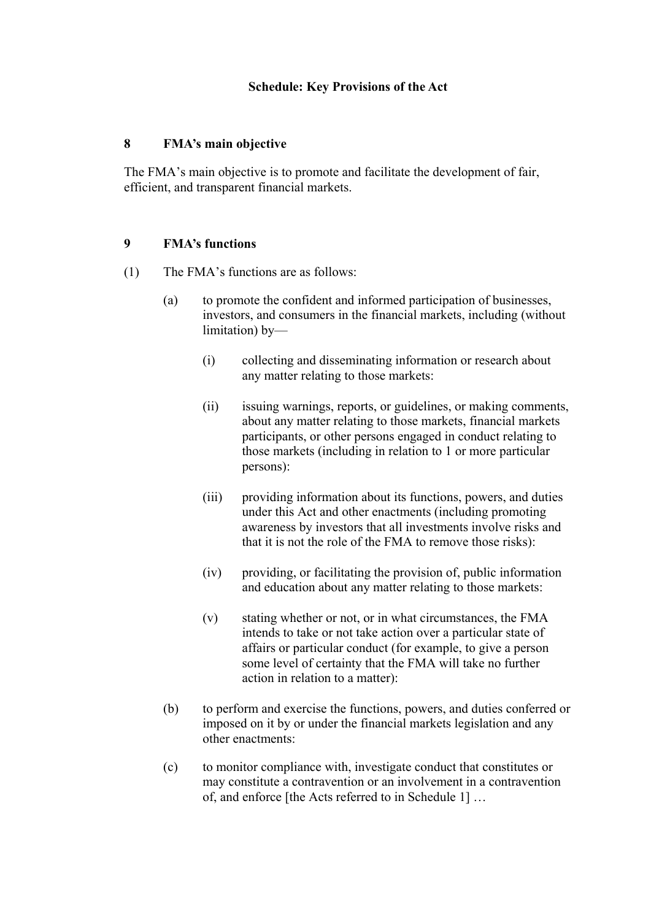## Schedule: Key Provisions of the Act

### 8 FMA's main objective

The FMA's main objective is to promote and facilitate the development of fair, efficient, and transparent financial markets.

### 9 FMA's functions

(1) The FMA's functions are as follows:

- (a) to promote the confident and informed participation of businesses, investors, and consumers in the financial markets, including (without limitation) by—
  - (i) collecting and disseminating information or research about any matter relating to those markets:
  - (ii) issuing warnings, reports, or guidelines, or making comments, about any matter relating to those markets, financial markets participants, or other persons engaged in conduct relating to those markets (including in relation to 1 or more particular persons):
  - (iii) providing information about its functions, powers, and duties under this Act and other enactments (including promoting awareness by investors that all investments involve risks and that it is not the role of the FMA to remove those risks):
  - (iv) providing, or facilitating the provision of, public information and education about any matter relating to those markets:
  - (v) stating whether or not, or in what circumstances, the FMA intends to take or not take action over a particular state of affairs or particular conduct (for example, to give a person some level of certainty that the FMA will take no further action in relation to a matter):
- (b) to perform and exercise the functions, powers, and duties conferred or imposed on it by or under the financial markets legislation and any other enactments:
- (c) to monitor compliance with, investigate conduct that constitutes or may constitute a contravention or an involvement in a contravention of, and enforce [the Acts referred to in Schedule 1] …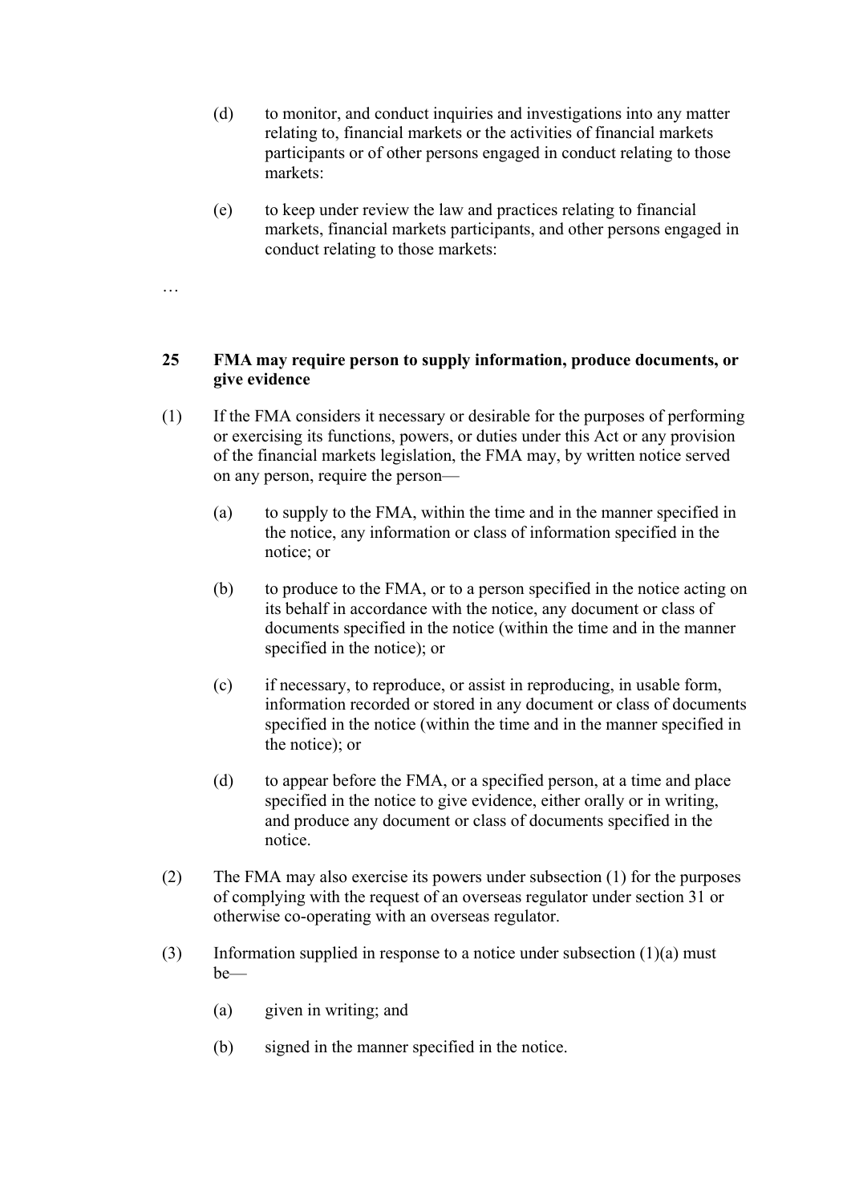(d) to monitor, and conduct inquiries and investigations into any matter relating to, financial markets or the activities of financial markets participants or of other persons engaged in conduct relating to those markets:

(e) to keep under review the law and practices relating to financial markets, financial markets participants, and other persons engaged in conduct relating to those markets:

…

**25 FMA may require person to supply information, produce documents, or give evidence**

(1) If the FMA considers it necessary or desirable for the purposes of performing or exercising its functions, powers, or duties under this Act or any provision of the financial markets legislation, the FMA may, by written notice served on any person, require the person—

(a) to supply to the FMA, within the time and in the manner specified in the notice, any information or class of information specified in the notice; or

(b) to produce to the FMA, or to a person specified in the notice acting on its behalf in accordance with the notice, any document or class of documents specified in the notice (within the time and in the manner specified in the notice); or

(c) if necessary, to reproduce, or assist in reproducing, in usable form, information recorded or stored in any document or class of documents specified in the notice (within the time and in the manner specified in the notice); or

(d) to appear before the FMA, or a specified person, at a time and place specified in the notice to give evidence, either orally or in writing, and produce any document or class of documents specified in the notice.

(2) The FMA may also exercise its powers under subsection (1) for the purposes of complying with the request of an overseas regulator under section 31 or otherwise co-operating with an overseas regulator.

(3) Information supplied in response to a notice under subsection (1)(a) must be—

(a) given in writing; and

(b) signed in the manner specified in the notice.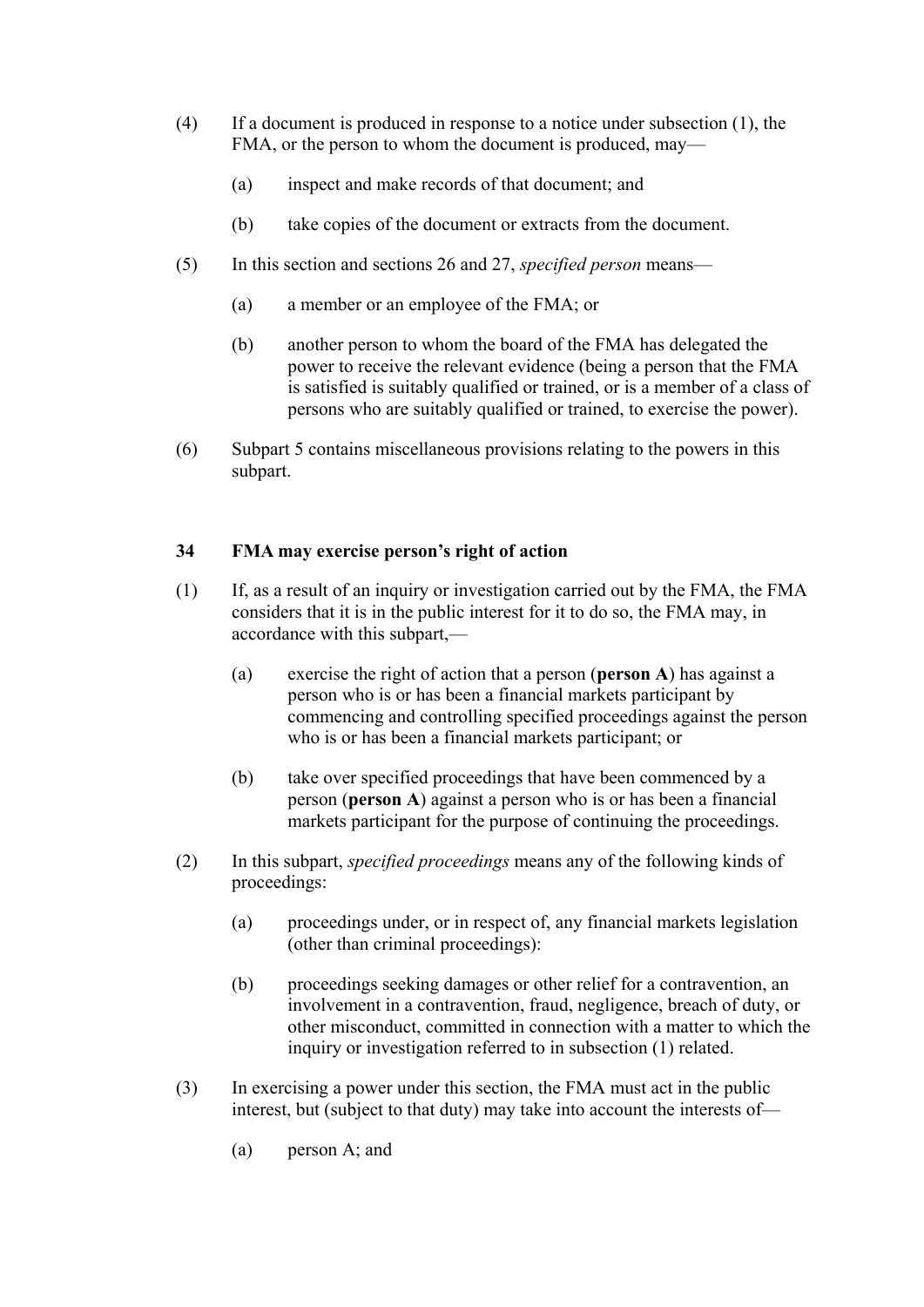(4) If a document is produced in response to a notice under subsection (1), the FMA, or the person to whom the document is produced, may—

(a) inspect and make records of that document; and

(b) take copies of the document or extracts from the document.

(5) In this section and sections 26 and 27, *specified person* means—

(a) a member or an employee of the FMA; or

(b) another person to whom the board of the FMA has delegated the power to receive the relevant evidence (being a person that the FMA is satisfied is suitably qualified or trained, or is a member of a class of persons who are suitably qualified or trained, to exercise the power).

(6) Subpart 5 contains miscellaneous provisions relating to the powers in this subpart.

**34 FMA may exercise person's right of action**

(1) If, as a result of an inquiry or investigation carried out by the FMA, the FMA considers that it is in the public interest for it to do so, the FMA may, in accordance with this subpart,—

(a) exercise the right of action that a person (**person A**) has against a person who is or has been a financial markets participant by commencing and controlling specified proceedings against the person who is or has been a financial markets participant; or

(b) take over specified proceedings that have been commenced by a person (**person A**) against a person who is or has been a financial markets participant for the purpose of continuing the proceedings.

(2) In this subpart, *specified proceedings* means any of the following kinds of proceedings:

(a) proceedings under, or in respect of, any financial markets legislation (other than criminal proceedings):

(b) proceedings seeking damages or other relief for a contravention, an involvement in a contravention, fraud, negligence, breach of duty, or other misconduct, committed in connection with a matter to which the inquiry or investigation referred to in subsection (1) related.

(3) In exercising a power under this section, the FMA must act in the public interest, but (subject to that duty) may take into account the interests of—

(a) person A; and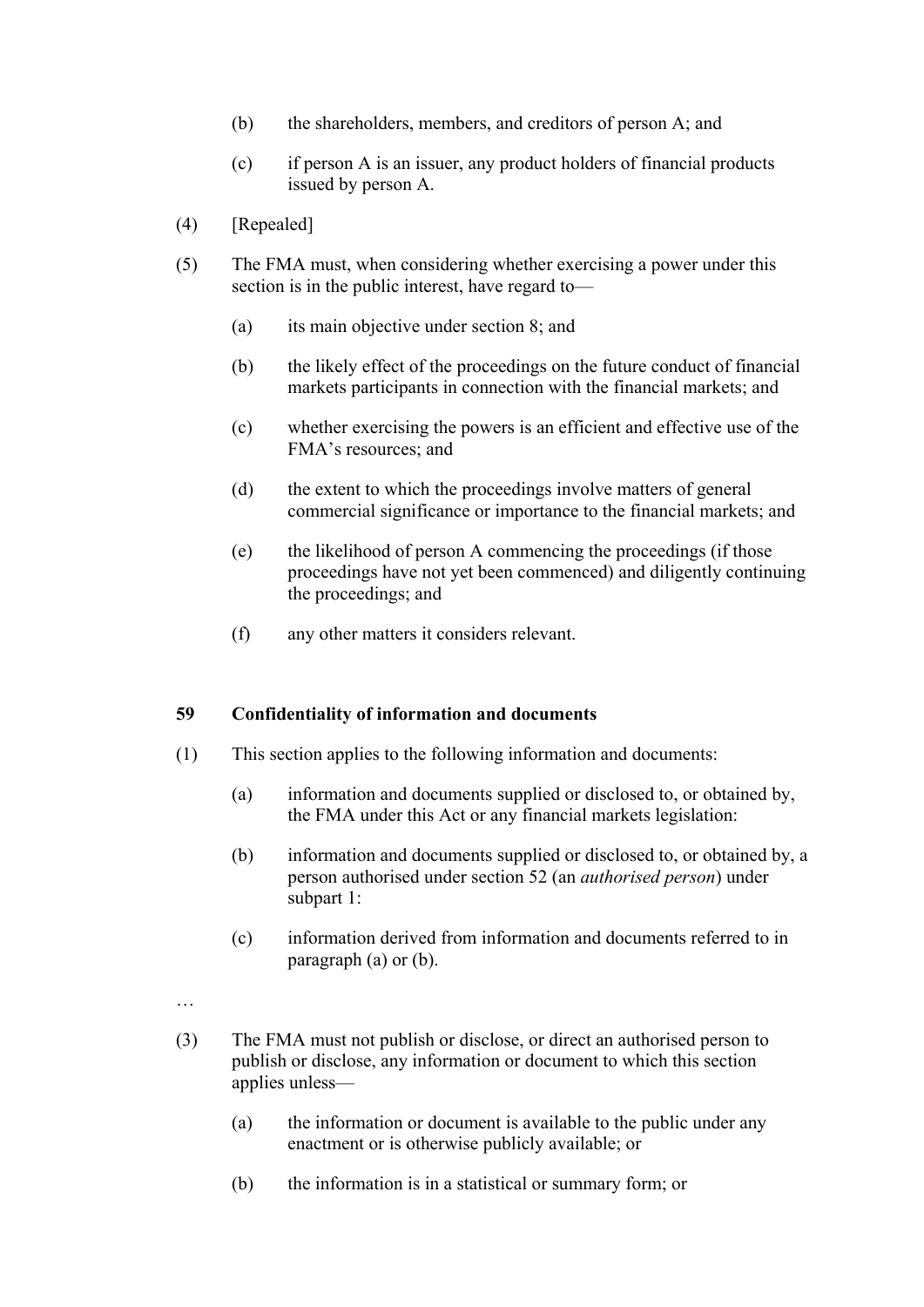(b) the shareholders, members, and creditors of person A; and

(c) if person A is an issuer, any product holders of financial products issued by person A.

(4) [Repealed]

(5) The FMA must, when considering whether exercising a power under this section is in the public interest, have regard to—

(a) its main objective under section 8; and

(b) the likely effect of the proceedings on the future conduct of financial markets participants in connection with the financial markets; and

(c) whether exercising the powers is an efficient and effective use of the FMA's resources; and

(d) the extent to which the proceedings involve matters of general commercial significance or importance to the financial markets; and

(e) the likelihood of person A commencing the proceedings (if those proceedings have not yet been commenced) and diligently continuing the proceedings; and

(f) any other matters it considers relevant.

**59 Confidentiality of information and documents**

(1) This section applies to the following information and documents:

(a) information and documents supplied or disclosed to, or obtained by, the FMA under this Act or any financial markets legislation:

(b) information and documents supplied or disclosed to, or obtained by, a person authorised under section 52 (an *authorised person*) under subpart 1:

(c) information derived from information and documents referred to in paragraph (a) or (b).

…

(3) The FMA must not publish or disclose, or direct an authorised person to publish or disclose, any information or document to which this section applies unless—

(a) the information or document is available to the public under any enactment or is otherwise publicly available; or

(b) the information is in a statistical or summary form; or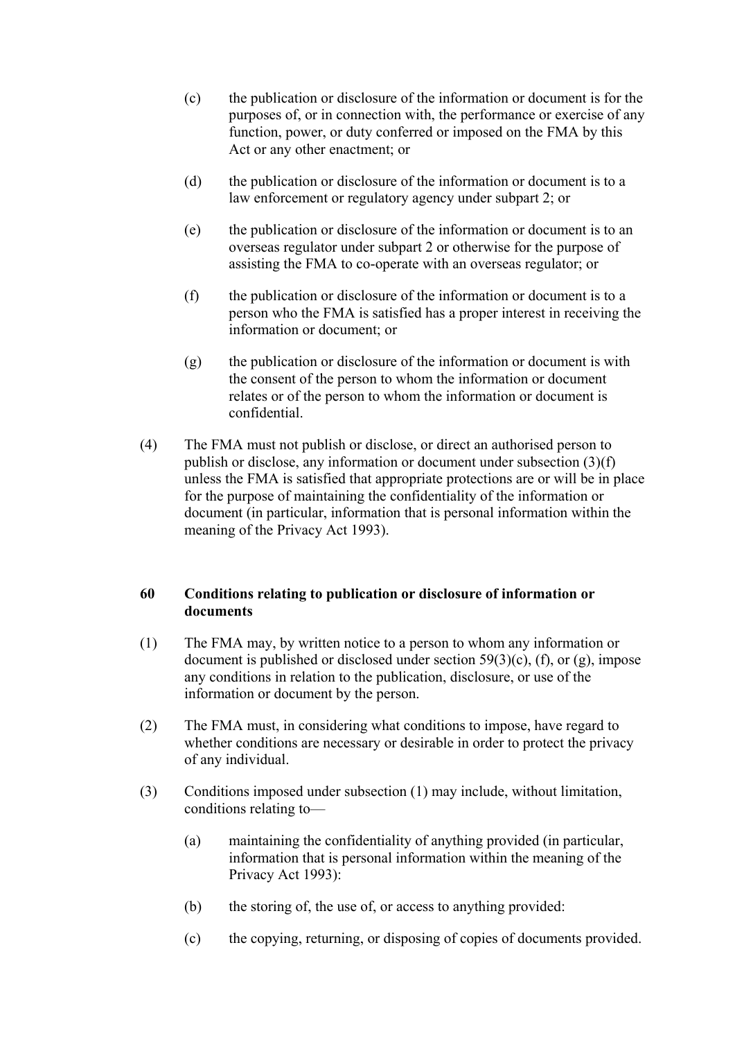(c) the publication or disclosure of the information or document is for the purposes of, or in connection with, the performance or exercise of any function, power, or duty conferred or imposed on the FMA by this Act or any other enactment; or

(d) the publication or disclosure of the information or document is to a law enforcement or regulatory agency under subpart 2; or

(e) the publication or disclosure of the information or document is to an overseas regulator under subpart 2 or otherwise for the purpose of assisting the FMA to co-operate with an overseas regulator; or

(f) the publication or disclosure of the information or document is to a person who the FMA is satisfied has a proper interest in receiving the information or document; or

(g) the publication or disclosure of the information or document is with the consent of the person to whom the information or document relates or of the person to whom the information or document is confidential.

(4) The FMA must not publish or disclose, or direct an authorised person to publish or disclose, any information or document under subsection (3)(f) unless the FMA is satisfied that appropriate protections are or will be in place for the purpose of maintaining the confidentiality of the information or document (in particular, information that is personal information within the meaning of the Privacy Act 1993).

**60 Conditions relating to publication or disclosure of information or documents**

(1) The FMA may, by written notice to a person to whom any information or document is published or disclosed under section 59(3)(c), (f), or (g), impose any conditions in relation to the publication, disclosure, or use of the information or document by the person.

(2) The FMA must, in considering what conditions to impose, have regard to whether conditions are necessary or desirable in order to protect the privacy of any individual.

(3) Conditions imposed under subsection (1) may include, without limitation, conditions relating to—

(a) maintaining the confidentiality of anything provided (in particular, information that is personal information within the meaning of the Privacy Act 1993):

(b) the storing of, the use of, or access to anything provided:

(c) the copying, returning, or disposing of copies of documents provided.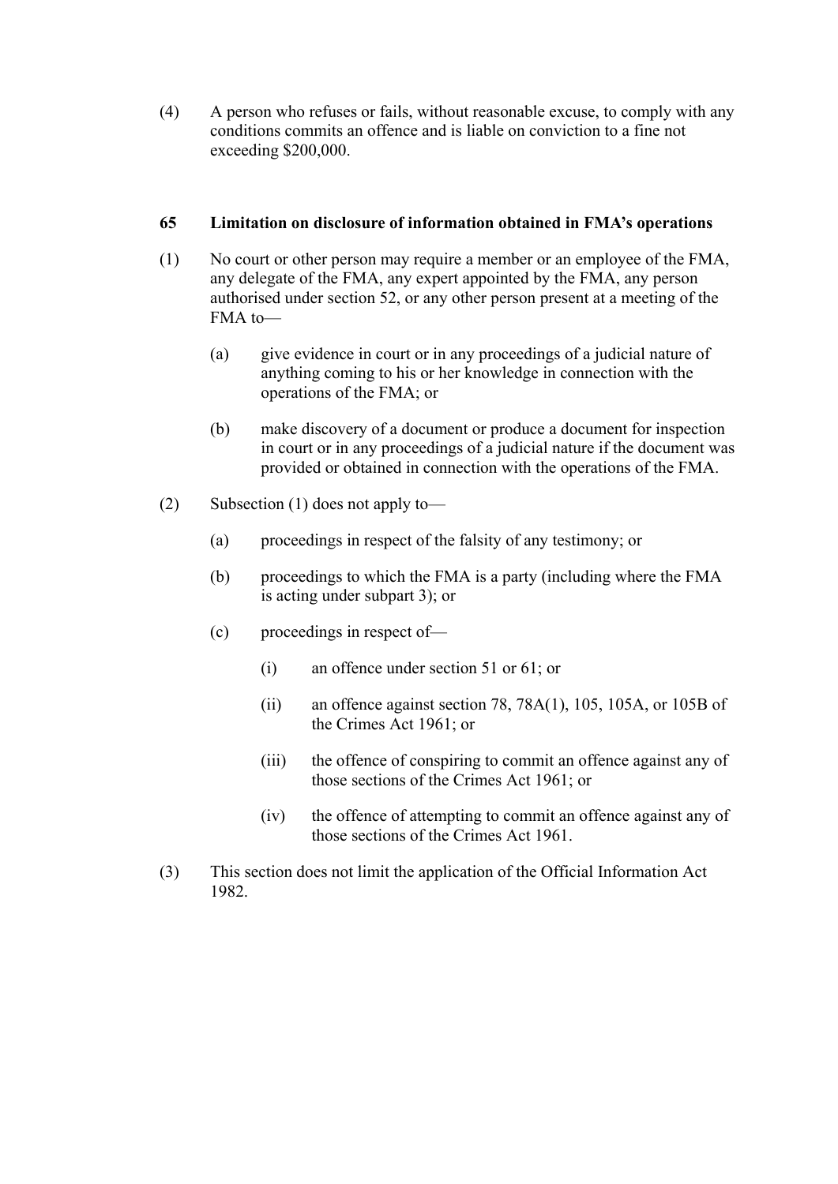(4) A person who refuses or fails, without reasonable excuse, to comply with any conditions commits an offence and is liable on conviction to a fine not exceeding $200,000.

### 65 Limitation on disclosure of information obtained in FMA's operations

(1) No court or other person may require a member or an employee of the FMA, any delegate of the FMA, any expert appointed by the FMA, any person authorised under section 52, or any other person present at a meeting of the FMA to—

- (a) give evidence in court or in any proceedings of a judicial nature of anything coming to his or her knowledge in connection with the operations of the FMA; or
- (b) make discovery of a document or produce a document for inspection in court or in any proceedings of a judicial nature if the document was provided or obtained in connection with the operations of the FMA.

(2) Subsection (1) does not apply to—

- (a) proceedings in respect of the falsity of any testimony; or
- (b) proceedings to which the FMA is a party (including where the FMA is acting under subpart 3); or
- (c) proceedings in respect of—
  - (i) an offence under section 51 or 61; or
  - (ii) an offence against section 78, 78A(1), 105, 105A, or 105B of the Crimes Act 1961; or
  - (iii) the offence of conspiring to commit an offence against any of those sections of the Crimes Act 1961; or
  - (iv) the offence of attempting to commit an offence against any of those sections of the Crimes Act 1961.

(3) This section does not limit the application of the Official Information Act 1982.